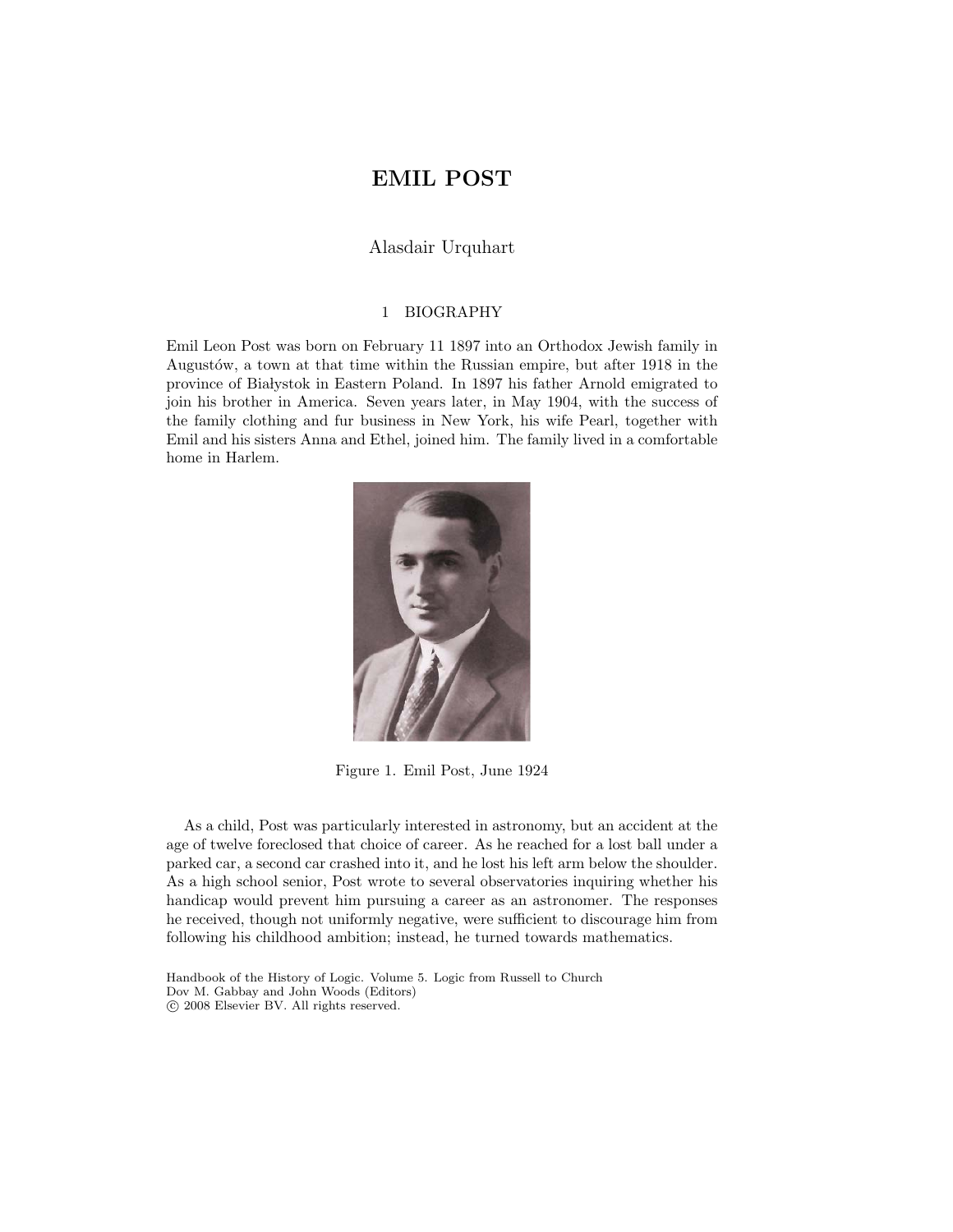# EMIL POST

Alasdair Urquhart

## 1 BIOGRAPHY

Emil Leon Post was born on February 11 1897 into an Orthodox Jewish family in Augustów, a town at that time within the Russian empire, but after 1918 in the province of Białystok in Eastern Poland. In 1897 his father Arnold emigrated to join his brother in America. Seven years later, in May 1904, with the success of the family clothing and fur business in New York, his wife Pearl, together with Emil and his sisters Anna and Ethel, joined him. The family lived in a comfortable home in Harlem.

Figure 1. Emil Post, June 1924

As a child, Post was particularly interested in astronomy, but an accident at the age of twelve foreclosed that choice of career. As he reached for a lost ball under a parked car, a second car crashed into it, and he lost his left arm below the shoulder. As a high school senior, Post wrote to several observatories inquiring whether his handicap would prevent him pursuing a career as an astronomer. The responses he received, though not uniformly negative, were sufficient to discourage him from following his childhood ambition; instead, he turned towards mathematics.

Handbook of the History of Logic. Volume 5. Logic from Russell to Church
Dov M. Gabbay and John Woods (Editors)
© 2008 Elsevier BV. All rights reserved.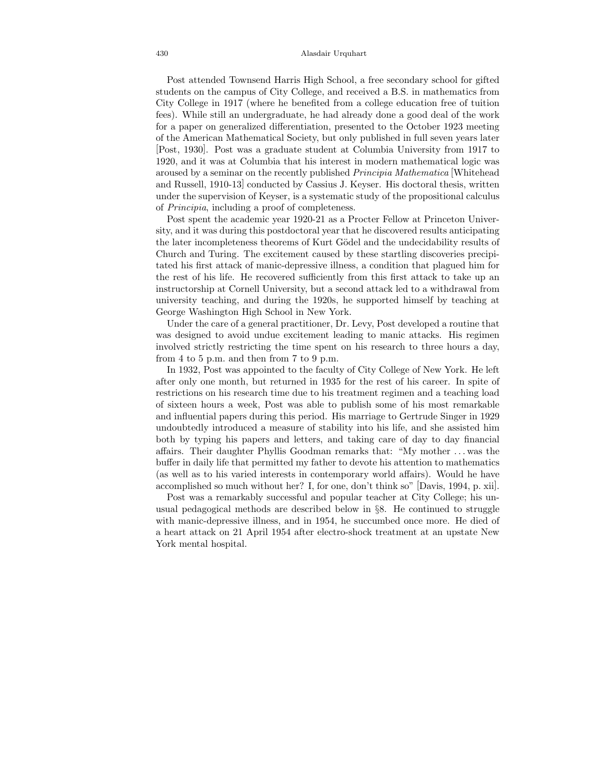Post attended Townsend Harris High School, a free secondary school for gifted students on the campus of City College, and received a B.S. in mathematics from City College in 1917 (where he benefited from a college education free of tuition fees). While still an undergraduate, he had already done a good deal of the work for a paper on generalized differentiation, presented to the October 1923 meeting of the American Mathematical Society, but only published in full seven years later [Post, 1930]. Post was a graduate student at Columbia University from 1917 to 1920, and it was at Columbia that his interest in modern mathematical logic was aroused by a seminar on the recently published *Principia Mathematica* [Whitehead and Russell, 1910-13] conducted by Cassius J. Keyser. His doctoral thesis, written under the supervision of Keyser, is a systematic study of the propositional calculus of *Principia*, including a proof of completeness.

Post spent the academic year 1920-21 as a Procter Fellow at Princeton University, and it was during this postdoctoral year that he discovered results anticipating the later incompleteness theorems of Kurt Gödel and the undecidability results of Church and Turing. The excitement caused by these startling discoveries precipitated his first attack of manic-depressive illness, a condition that plagued him for the rest of his life. He recovered sufficiently from this first attack to take up an instructorship at Cornell University, but a second attack led to a withdrawal from university teaching, and during the 1920s, he supported himself by teaching at George Washington High School in New York.

Under the care of a general practitioner, Dr. Levy, Post developed a routine that was designed to avoid undue excitement leading to manic attacks. His regimen involved strictly restricting the time spent on his research to three hours a day, from 4 to 5 p.m. and then from 7 to 9 p.m.

In 1932, Post was appointed to the faculty of City College of New York. He left after only one month, but returned in 1935 for the rest of his career. In spite of restrictions on his research time due to his treatment regimen and a teaching load of sixteen hours a week, Post was able to publish some of his most remarkable and influential papers during this period. His marriage to Gertrude Singer in 1929 undoubtedly introduced a measure of stability into his life, and she assisted him both by typing his papers and letters, and taking care of day to day financial affairs. Their daughter Phyllis Goodman remarks that: "My mother ... was the buffer in daily life that permitted my father to devote his attention to mathematics (as well as to his varied interests in contemporary world affairs). Would he have accomplished so much without her? I, for one, don't think so" [Davis, 1994, p. xii].

Post was a remarkably successful and popular teacher at City College; his unusual pedagogical methods are described below in §8. He continued to struggle with manic-depressive illness, and in 1954, he succumbed once more. He died of a heart attack on 21 April 1954 after electro-shock treatment at an upstate New York mental hospital.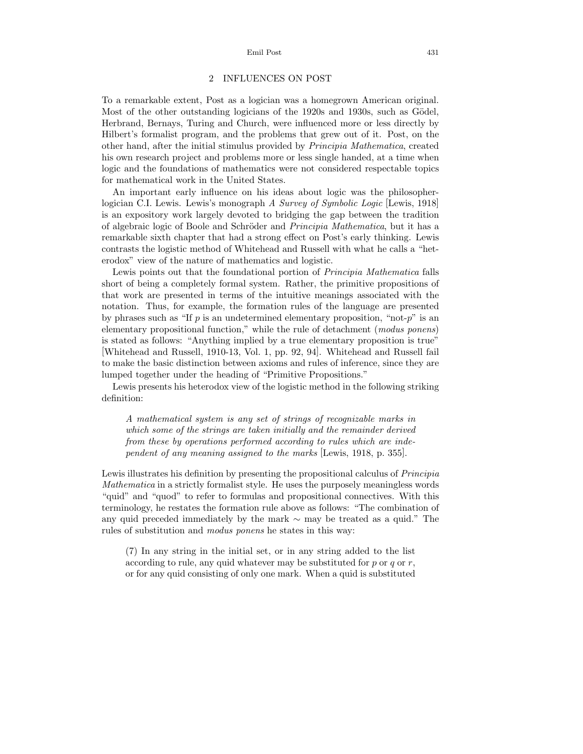## 2 INFLUENCES ON POST

To a remarkable extent, Post as a logician was a homegrown American original. Most of the other outstanding logicians of the 1920s and 1930s, such as Gödel, Herbrand, Bernays, Turing and Church, were influenced more or less directly by Hilbert's formalist program, and the problems that grew out of it. Post, on the other hand, after the initial stimulus provided by *Principia Mathematica*, created his own research project and problems more or less single handed, at a time when logic and the foundations of mathematics were not considered respectable topics for mathematical work in the United States.

An important early influence on his ideas about logic was the philosopher-logician C.I. Lewis. Lewis's monograph *A Survey of Symbolic Logic* [Lewis, 1918] is an expository work largely devoted to bridging the gap between the tradition of algebraic logic of Boole and Schröder and *Principia Mathematica*, but it has a remarkable sixth chapter that had a strong effect on Post's early thinking. Lewis contrasts the logistic method of Whitehead and Russell with what he calls a "heterodox" view of the nature of mathematics and logistic.

Lewis points out that the foundational portion of *Principia Mathematica* falls short of being a completely formal system. Rather, the primitive propositions of that work are presented in terms of the intuitive meanings associated with the notation. Thus, for example, the formation rules of the language are presented by phrases such as "If $p$ is an undetermined elementary proposition, "not-$p$" is an elementary propositional function," while the rule of detachment (*modus ponens*) is stated as follows: "Anything implied by a true elementary proposition is true" [Whitehead and Russell, 1910-13, Vol. 1, pp. 92, 94]. Whitehead and Russell fail to make the basic distinction between axioms and rules of inference, since they are lumped together under the heading of "Primitive Propositions."

Lewis presents his heterodox view of the logistic method in the following striking definition:

> *A mathematical system is any set of strings of recognizable marks in which some of the strings are taken initially and the remainder derived from these by operations performed according to rules which are independent of any meaning assigned to the marks* [Lewis, 1918, p. 355].

Lewis illustrates his definition by presenting the propositional calculus of *Principia Mathematica* in a strictly formalist style. He uses the purposely meaningless words "quid" and "quod" to refer to formulas and propositional connectives. With this terminology, he restates the formation rule above as follows: "The combination of any quid preceded immediately by the mark $\sim$ may be treated as a quid." The rules of substitution and *modus ponens* he states in this way:

> (7) In any string in the initial set, or in any string added to the list according to rule, any quid whatever may be substituted for $p$ or $q$ or $r$, or for any quid consisting of only one mark. When a quid is substituted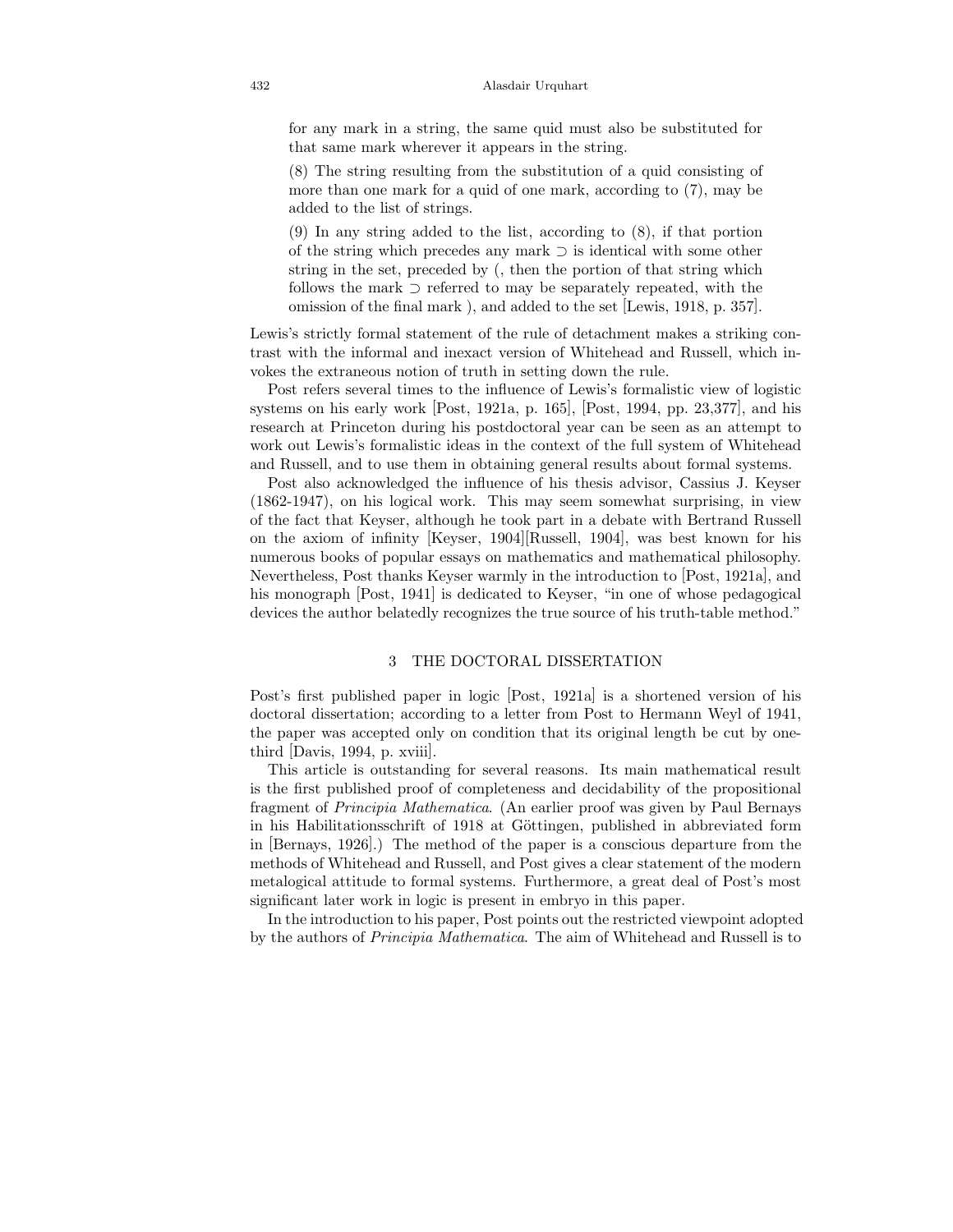> for any mark in a string, the same quid must also be substituted for that same mark wherever it appears in the string.
>
> (8) The string resulting from the substitution of a quid consisting of more than one mark for a quid of one mark, according to (7), may be added to the list of strings.
>
> (9) In any string added to the list, according to (8), if that portion of the string which precedes any mark ⊃ is identical with some other string in the set, preceded by (, then the portion of that string which follows the mark ⊃ referred to may be separately repeated, with the omission of the final mark ), and added to the set [Lewis, 1918, p. 357].

Lewis's strictly formal statement of the rule of detachment makes a striking contrast with the informal and inexact version of Whitehead and Russell, which invokes the extraneous notion of truth in setting down the rule.

Post refers several times to the influence of Lewis's formalistic view of logistic systems on his early work [Post, 1921a, p. 165], [Post, 1994, pp. 23,377], and his research at Princeton during his postdoctoral year can be seen as an attempt to work out Lewis's formalistic ideas in the context of the full system of Whitehead and Russell, and to use them in obtaining general results about formal systems.

Post also acknowledged the influence of his thesis advisor, Cassius J. Keyser (1862-1947), on his logical work. This may seem somewhat surprising, in view of the fact that Keyser, although he took part in a debate with Bertrand Russell on the axiom of infinity [Keyser, 1904][Russell, 1904], was best known for his numerous books of popular essays on mathematics and mathematical philosophy. Nevertheless, Post thanks Keyser warmly in the introduction to [Post, 1921a], and his monograph [Post, 1941] is dedicated to Keyser, "in one of whose pedagogical devices the author belatedly recognizes the true source of his truth-table method."

## 3 THE DOCTORAL DISSERTATION

Post's first published paper in logic [Post, 1921a] is a shortened version of his doctoral dissertation; according to a letter from Post to Hermann Weyl of 1941, the paper was accepted only on condition that its original length be cut by one-third [Davis, 1994, p. xviii].

This article is outstanding for several reasons. Its main mathematical result is the first published proof of completeness and decidability of the propositional fragment of *Principia Mathematica*. (An earlier proof was given by Paul Bernays in his Habilitationsschrift of 1918 at Göttingen, published in abbreviated form in [Bernays, 1926].) The method of the paper is a conscious departure from the methods of Whitehead and Russell, and Post gives a clear statement of the modern metalogical attitude to formal systems. Furthermore, a great deal of Post's most significant later work in logic is present in embryo in this paper.

In the introduction to his paper, Post points out the restricted viewpoint adopted by the authors of *Principia Mathematica*. The aim of Whitehead and Russell is to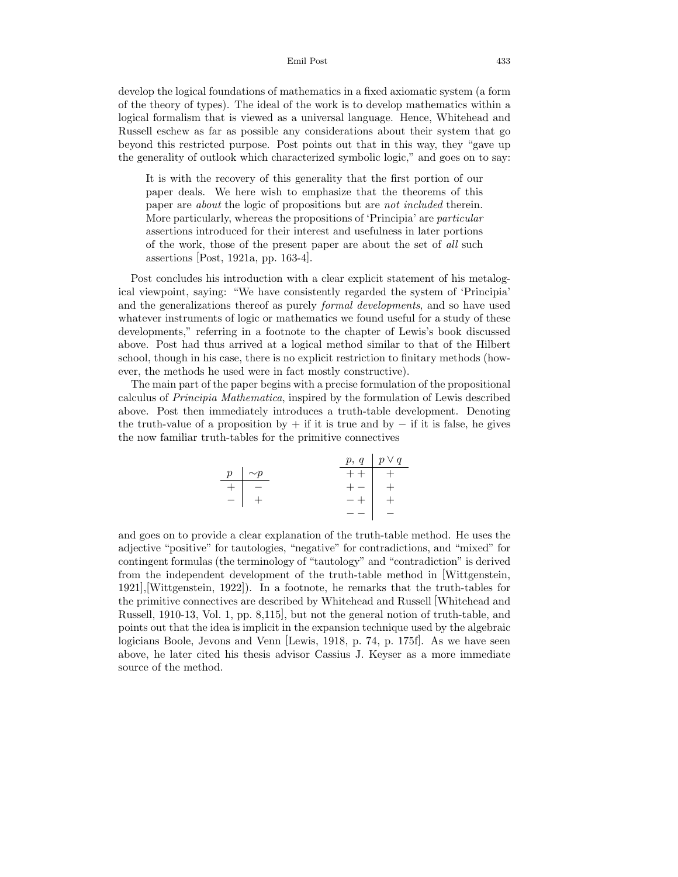develop the logical foundations of mathematics in a fixed axiomatic system (a form of the theory of types). The ideal of the work is to develop mathematics within a logical formalism that is viewed as a universal language. Hence, Whitehead and Russell eschew as far as possible any considerations about their system that go beyond this restricted purpose. Post points out that in this way, they "gave up the generality of outlook which characterized symbolic logic," and goes on to say:

> It is with the recovery of this generality that the first portion of our paper deals. We here wish to emphasize that the theorems of this paper are *about* the logic of propositions but are *not included* therein. More particularly, whereas the propositions of 'Principia' are *particular* assertions introduced for their interest and usefulness in later portions of the work, those of the present paper are about the set of *all* such assertions [Post, 1921a, pp. 163-4].

Post concludes his introduction with a clear explicit statement of his metalogical viewpoint, saying: "We have consistently regarded the system of 'Principia' and the generalizations thereof as purely *formal developments*, and so have used whatever instruments of logic or mathematics we found useful for a study of these developments," referring in a footnote to the chapter of Lewis's book discussed above. Post had thus arrived at a logical method similar to that of the Hilbert school, though in his case, there is no explicit restriction to finitary methods (however, the methods he used were in fact mostly constructive).

The main part of the paper begins with a precise formulation of the propositional calculus of *Principia Mathematica*, inspired by the formulation of Lewis described above. Post then immediately introduces a truth-table development. Denoting the truth-value of a proposition by $+$ if it is true and by $-$ if it is false, he gives the now familiar truth-tables for the primitive connectives

| $p$ | $\sim p$ |
|---|---|
| $+$ | $-$ |
| $-$ | $+$ |

| $p,\ q$ | $p \vee q$ |
|---|---|
| $+\,+$ | $+$ |
| $+\,-$ | $+$ |
| $-\,+$ | $+$ |
| $-\,-$ | $-$ |

and goes on to provide a clear explanation of the truth-table method. He uses the adjective "positive" for tautologies, "negative" for contradictions, and "mixed" for contingent formulas (the terminology of "tautology" and "contradiction" is derived from the independent development of the truth-table method in [Wittgenstein, 1921],[Wittgenstein, 1922]). In a footnote, he remarks that the truth-tables for the primitive connectives are described by Whitehead and Russell [Whitehead and Russell, 1910-13, Vol. 1, pp. 8,115], but not the general notion of truth-table, and points out that the idea is implicit in the expansion technique used by the algebraic logicians Boole, Jevons and Venn [Lewis, 1918, p. 74, p. 175f]. As we have seen above, he later cited his thesis advisor Cassius J. Keyser as a more immediate source of the method.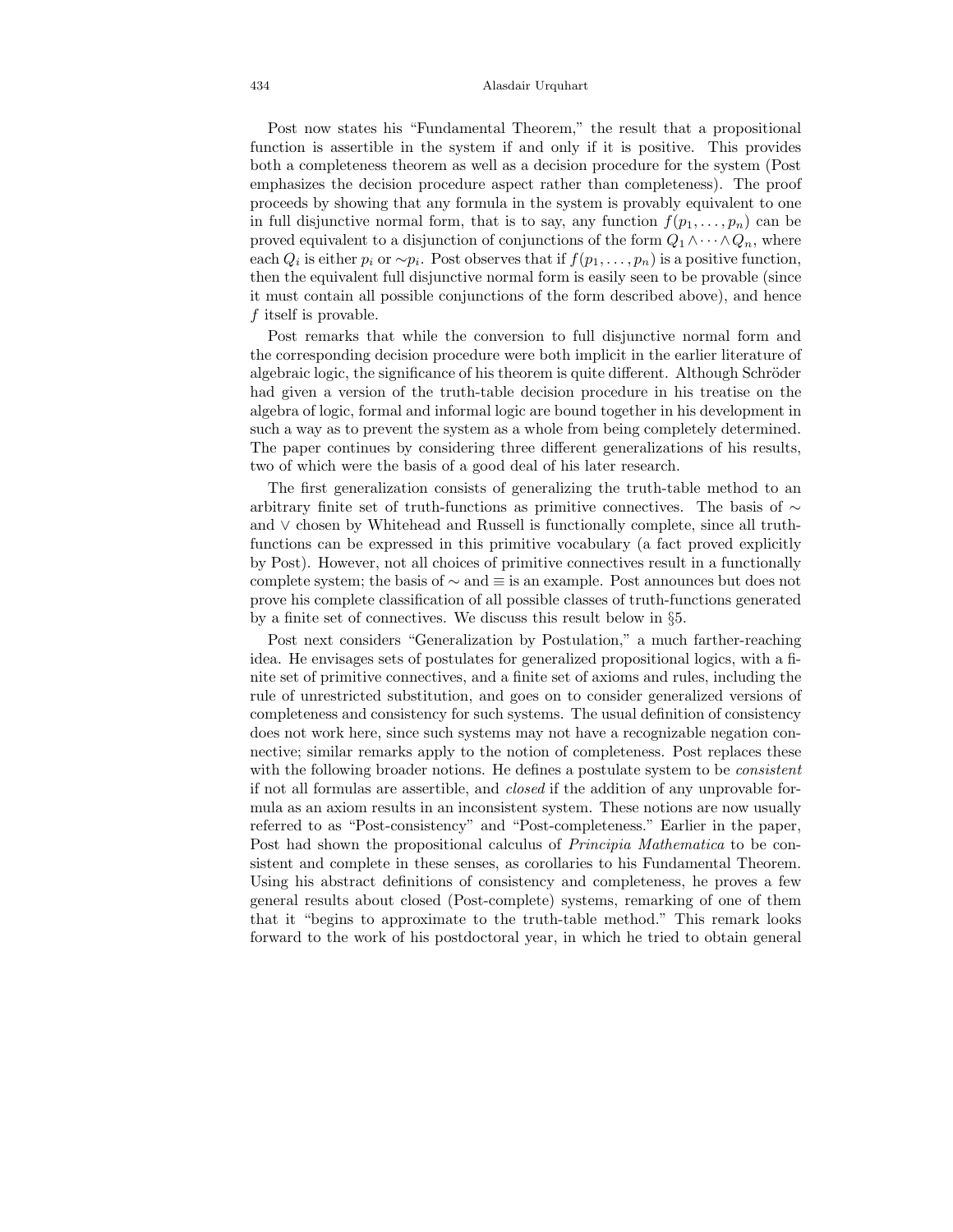Post now states his "Fundamental Theorem," the result that a propositional function is assertible in the system if and only if it is positive. This provides both a completeness theorem as well as a decision procedure for the system (Post emphasizes the decision procedure aspect rather than completeness). The proof proceeds by showing that any formula in the system is provably equivalent to one in full disjunctive normal form, that is to say, any function $f(p_1, \ldots, p_n)$ can be proved equivalent to a disjunction of conjunctions of the form $Q_1 \wedge \cdots \wedge Q_n$, where each $Q_i$ is either $p_i$ or $\sim p_i$. Post observes that if $f(p_1, \ldots, p_n)$ is a positive function, then the equivalent full disjunctive normal form is easily seen to be provable (since it must contain all possible conjunctions of the form described above), and hence $f$ itself is provable.

Post remarks that while the conversion to full disjunctive normal form and the corresponding decision procedure were both implicit in the earlier literature of algebraic logic, the significance of his theorem is quite different. Although Schröder had given a version of the truth-table decision procedure in his treatise on the algebra of logic, formal and informal logic are bound together in his development in such a way as to prevent the system as a whole from being completely determined. The paper continues by considering three different generalizations of his results, two of which were the basis of a good deal of his later research.

The first generalization consists of generalizing the truth-table method to an arbitrary finite set of truth-functions as primitive connectives. The basis of $\sim$ and $\vee$ chosen by Whitehead and Russell is functionally complete, since all truth-functions can be expressed in this primitive vocabulary (a fact proved explicitly by Post). However, not all choices of primitive connectives result in a functionally complete system; the basis of $\sim$ and $\equiv$ is an example. Post announces but does not prove his complete classification of all possible classes of truth-functions generated by a finite set of connectives. We discuss this result below in §5.

Post next considers "Generalization by Postulation," a much farther-reaching idea. He envisages sets of postulates for generalized propositional logics, with a finite set of primitive connectives, and a finite set of axioms and rules, including the rule of unrestricted substitution, and goes on to consider generalized versions of completeness and consistency for such systems. The usual definition of consistency does not work here, since such systems may not have a recognizable negation connective; similar remarks apply to the notion of completeness. Post replaces these with the following broader notions. He defines a postulate system to be *consistent* if not all formulas are assertible, and *closed* if the addition of any unprovable formula as an axiom results in an inconsistent system. These notions are now usually referred to as "Post-consistency" and "Post-completeness." Earlier in the paper, Post had shown the propositional calculus of *Principia Mathematica* to be consistent and complete in these senses, as corollaries to his Fundamental Theorem. Using his abstract definitions of consistency and completeness, he proves a few general results about closed (Post-complete) systems, remarking of one of them that it "begins to approximate to the truth-table method." This remark looks forward to the work of his postdoctoral year, in which he tried to obtain general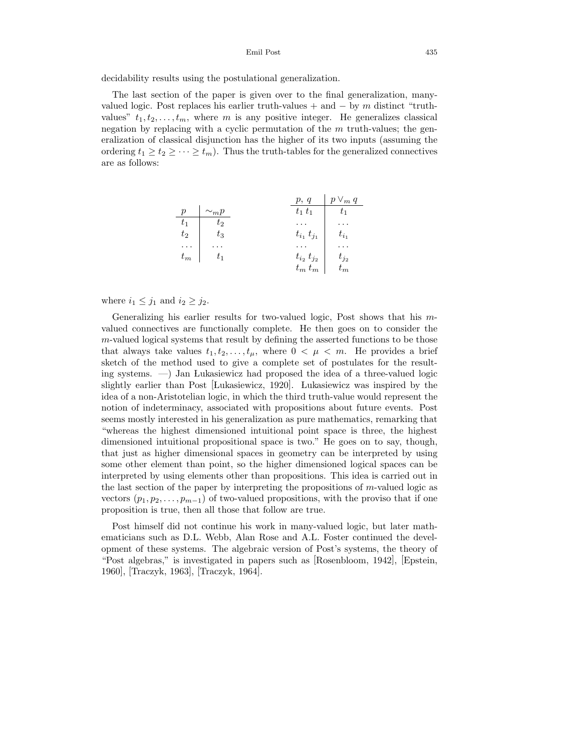decidability results using the postulational generalization.

The last section of the paper is given over to the final generalization, many-valued logic. Post replaces his earlier truth-values $+$ and $-$ by $m$ distinct "truth-values" $t_1, t_2, \ldots, t_m$, where $m$ is any positive integer. He generalizes classical negation by replacing with a cyclic permutation of the $m$ truth-values; the generalization of classical disjunction has the higher of its two inputs (assuming the ordering $t_1 \geq t_2 \geq \cdots \geq t_m$). Thus the truth-tables for the generalized connectives are as follows:

| $p$ | $\sim_m p$ |
|---|---|
| $t_1$ | $t_2$ |
| $t_2$ | $t_3$ |
| $\ldots$ | $\ldots$ |
| $t_m$ | $t_1$ |

| $p,\ q$ | $p \vee_m q$ |
|---|---|
| $t_1\ t_1$ | $t_1$ |
| $\ldots$ | $\ldots$ |
| $t_{i_1}\ t_{j_1}$ | $t_{i_1}$ |
| $\ldots$ | $\ldots$ |
| $t_{i_2}\ t_{j_2}$ | $t_{j_2}$ |
| $t_m\ t_m$ | $t_m$ |

where $i_1 \leq j_1$ and $i_2 \geq j_2$.

Generalizing his earlier results for two-valued logic, Post shows that his $m$-valued connectives are functionally complete. He then goes on to consider the $m$-valued logical systems that result by defining the asserted functions to be those that always take values $t_1, t_2, \ldots, t_\mu$, where $0 < \mu < m$. He provides a brief sketch of the method used to give a complete set of postulates for the resulting systems. —) Jan Łukasiewicz had proposed the idea of a three-valued logic slightly earlier than Post [Łukasiewicz, 1920]. Łukasiewicz was inspired by the idea of a non-Aristotelian logic, in which the third truth-value would represent the notion of indeterminacy, associated with propositions about future events. Post seems mostly interested in his generalization as pure mathematics, remarking that "whereas the highest dimensioned intuitional point space is three, the highest dimensioned intuitional propositional space is two." He goes on to say, though, that just as higher dimensional spaces in geometry can be interpreted by using some other element than point, so the higher dimensioned logical spaces can be interpreted by using elements other than propositions. This idea is carried out in the last section of the paper by interpreting the propositions of $m$-valued logic as vectors $(p_1, p_2, \ldots, p_{m-1})$ of two-valued propositions, with the proviso that if one proposition is true, then all those that follow are true.

Post himself did not continue his work in many-valued logic, but later mathematicians such as D.L. Webb, Alan Rose and A.L. Foster continued the development of these systems. The algebraic version of Post's systems, the theory of "Post algebras," is investigated in papers such as [Rosenbloom, 1942], [Epstein, 1960], [Traczyk, 1963], [Traczyk, 1964].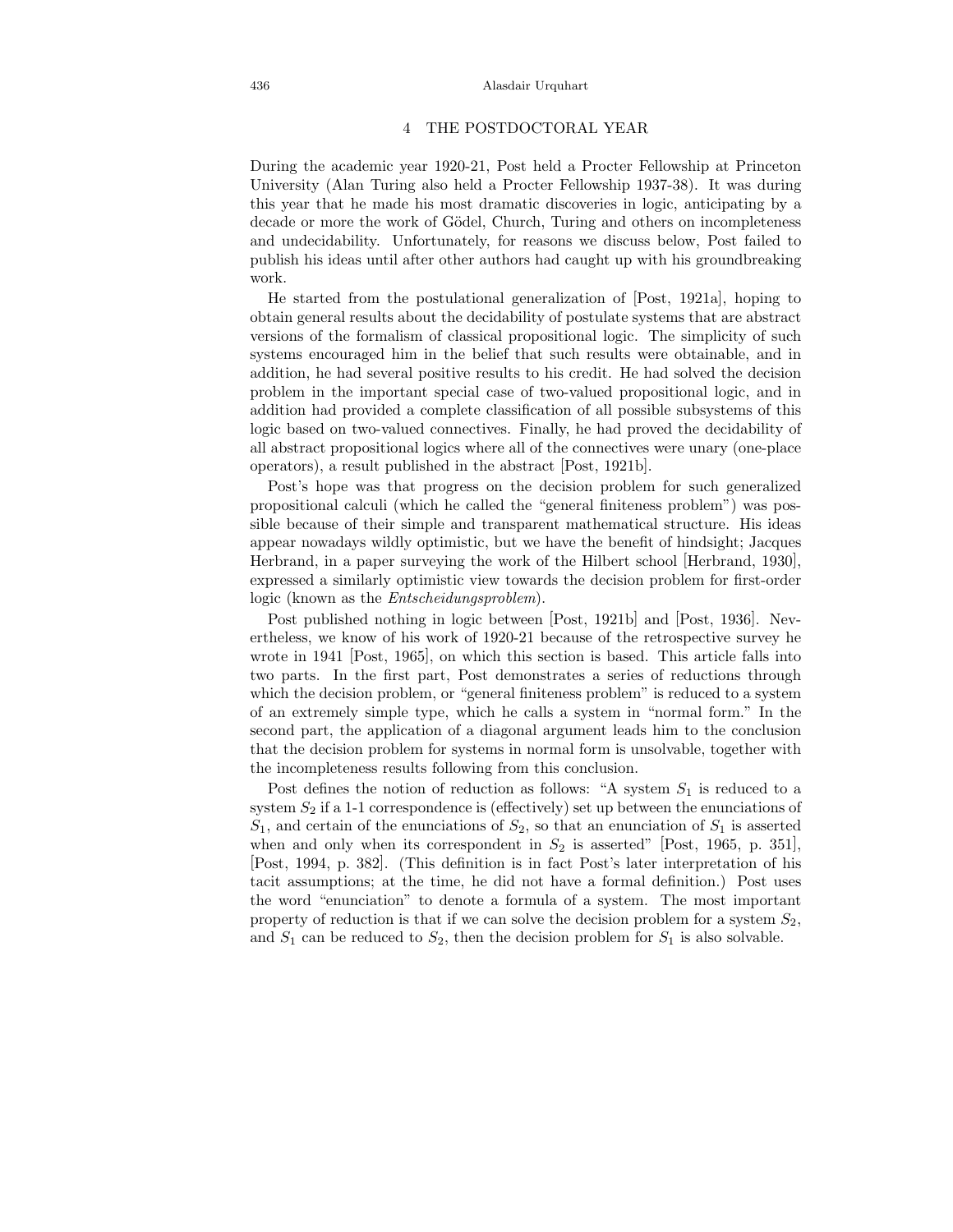## 4 THE POSTDOCTORAL YEAR

During the academic year 1920-21, Post held a Procter Fellowship at Princeton University (Alan Turing also held a Procter Fellowship 1937-38). It was during this year that he made his most dramatic discoveries in logic, anticipating by a decade or more the work of Gödel, Church, Turing and others on incompleteness and undecidability. Unfortunately, for reasons we discuss below, Post failed to publish his ideas until after other authors had caught up with his groundbreaking work.

He started from the postulational generalization of [Post, 1921a], hoping to obtain general results about the decidability of postulate systems that are abstract versions of the formalism of classical propositional logic. The simplicity of such systems encouraged him in the belief that such results were obtainable, and in addition, he had several positive results to his credit. He had solved the decision problem in the important special case of two-valued propositional logic, and in addition had provided a complete classification of all possible subsystems of this logic based on two-valued connectives. Finally, he had proved the decidability of all abstract propositional logics where all of the connectives were unary (one-place operators), a result published in the abstract [Post, 1921b].

Post's hope was that progress on the decision problem for such generalized propositional calculi (which he called the "general finiteness problem") was possible because of their simple and transparent mathematical structure. His ideas appear nowadays wildly optimistic, but we have the benefit of hindsight; Jacques Herbrand, in a paper surveying the work of the Hilbert school [Herbrand, 1930], expressed a similarly optimistic view towards the decision problem for first-order logic (known as the *Entscheidungsproblem*).

Post published nothing in logic between [Post, 1921b] and [Post, 1936]. Nevertheless, we know of his work of 1920-21 because of the retrospective survey he wrote in 1941 [Post, 1965], on which this section is based. This article falls into two parts. In the first part, Post demonstrates a series of reductions through which the decision problem, or "general finiteness problem" is reduced to a system of an extremely simple type, which he calls a system in "normal form." In the second part, the application of a diagonal argument leads him to the conclusion that the decision problem for systems in normal form is unsolvable, together with the incompleteness results following from this conclusion.

Post defines the notion of reduction as follows: "A system $S_1$ is reduced to a system $S_2$ if a 1-1 correspondence is (effectively) set up between the enunciations of $S_1$, and certain of the enunciations of $S_2$, so that an enunciation of $S_1$ is asserted when and only when its correspondent in $S_2$ is asserted" [Post, 1965, p. 351], [Post, 1994, p. 382]. (This definition is in fact Post's later interpretation of his tacit assumptions; at the time, he did not have a formal definition.) Post uses the word "enunciation" to denote a formula of a system. The most important property of reduction is that if we can solve the decision problem for a system $S_2$, and $S_1$ can be reduced to $S_2$, then the decision problem for $S_1$ is also solvable.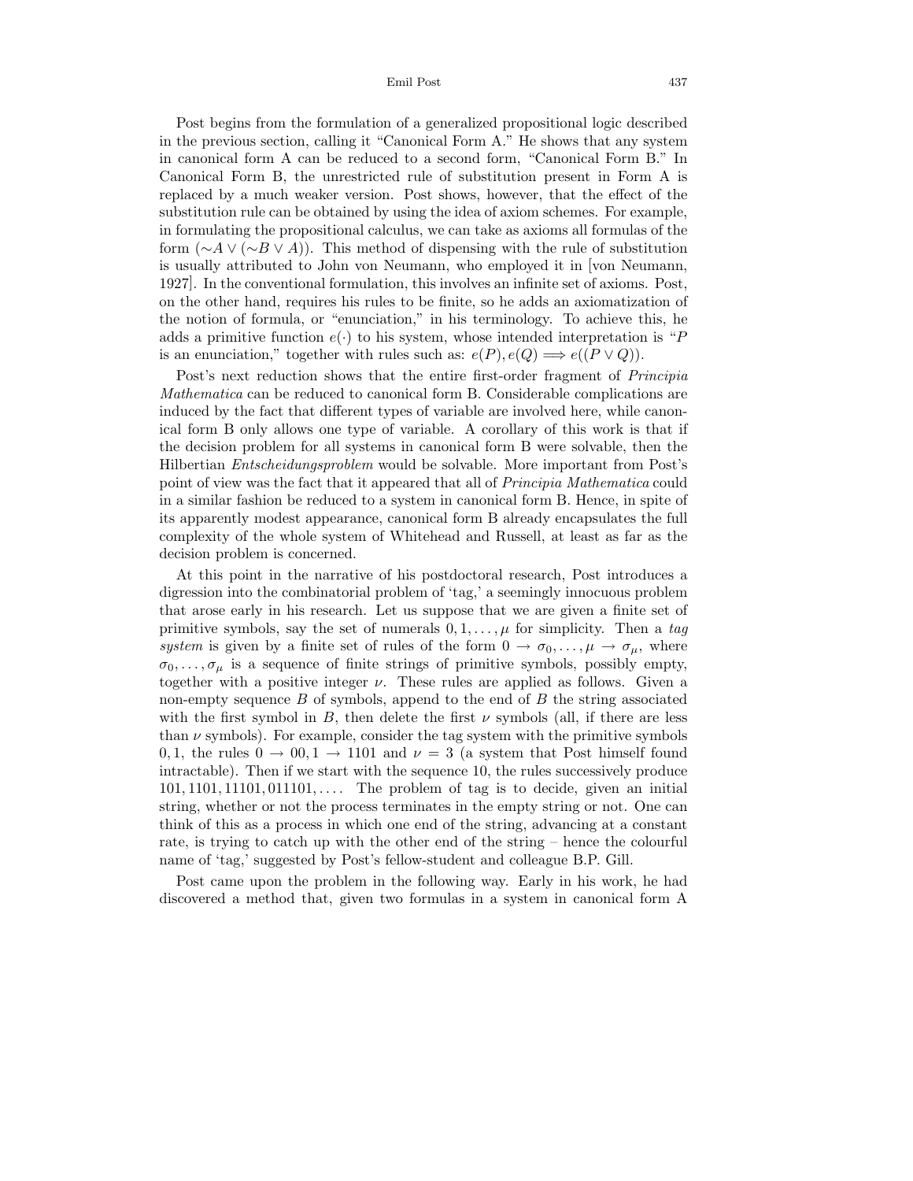Post begins from the formulation of a generalized propositional logic described in the previous section, calling it "Canonical Form A." He shows that any system in canonical form A can be reduced to a second form, "Canonical Form B." In Canonical Form B, the unrestricted rule of substitution present in Form A is replaced by a much weaker version. Post shows, however, that the effect of the substitution rule can be obtained by using the idea of axiom schemes. For example, in formulating the propositional calculus, we can take as axioms all formulas of the form $(\sim A \vee (\sim B \vee A))$. This method of dispensing with the rule of substitution is usually attributed to John von Neumann, who employed it in [von Neumann, 1927]. In the conventional formulation, this involves an infinite set of axioms. Post, on the other hand, requires his rules to be finite, so he adds an axiomatization of the notion of formula, or "enunciation," in his terminology. To achieve this, he adds a primitive function $e(\cdot)$ to his system, whose intended interpretation is "$P$ is an enunciation," together with rules such as: $e(P), e(Q) \Longrightarrow e((P \vee Q))$.

Post's next reduction shows that the entire first-order fragment of *Principia Mathematica* can be reduced to canonical form B. Considerable complications are induced by the fact that different types of variable are involved here, while canonical form B only allows one type of variable. A corollary of this work is that if the decision problem for all systems in canonical form B were solvable, then the Hilbertian *Entscheidungsproblem* would be solvable. More important from Post's point of view was the fact that it appeared that all of *Principia Mathematica* could in a similar fashion be reduced to a system in canonical form B. Hence, in spite of its apparently modest appearance, canonical form B already encapsulates the full complexity of the whole system of Whitehead and Russell, at least as far as the decision problem is concerned.

At this point in the narrative of his postdoctoral research, Post introduces a digression into the combinatorial problem of 'tag,' a seemingly innocuous problem that arose early in his research. Let us suppose that we are given a finite set of primitive symbols, say the set of numerals $0, 1, \ldots, \mu$ for simplicity. Then a *tag system* is given by a finite set of rules of the form $0 \to \sigma_0, \ldots, \mu \to \sigma_\mu$, where $\sigma_0, \ldots, \sigma_\mu$ is a sequence of finite strings of primitive symbols, possibly empty, together with a positive integer $\nu$. These rules are applied as follows. Given a non-empty sequence $B$ of symbols, append to the end of $B$ the string associated with the first symbol in $B$, then delete the first $\nu$ symbols (all, if there are less than $\nu$ symbols). For example, consider the tag system with the primitive symbols $0, 1$, the rules $0 \to 00, 1 \to 1101$ and $\nu = 3$ (a system that Post himself found intractable). Then if we start with the sequence 10, the rules successively produce $101, 1101, 11101, 011101, \ldots$. The problem of tag is to decide, given an initial string, whether or not the process terminates in the empty string or not. One can think of this as a process in which one end of the string, advancing at a constant rate, is trying to catch up with the other end of the string – hence the colourful name of 'tag,' suggested by Post's fellow-student and colleague B.P. Gill.

Post came upon the problem in the following way. Early in his work, he had discovered a method that, given two formulas in a system in canonical form A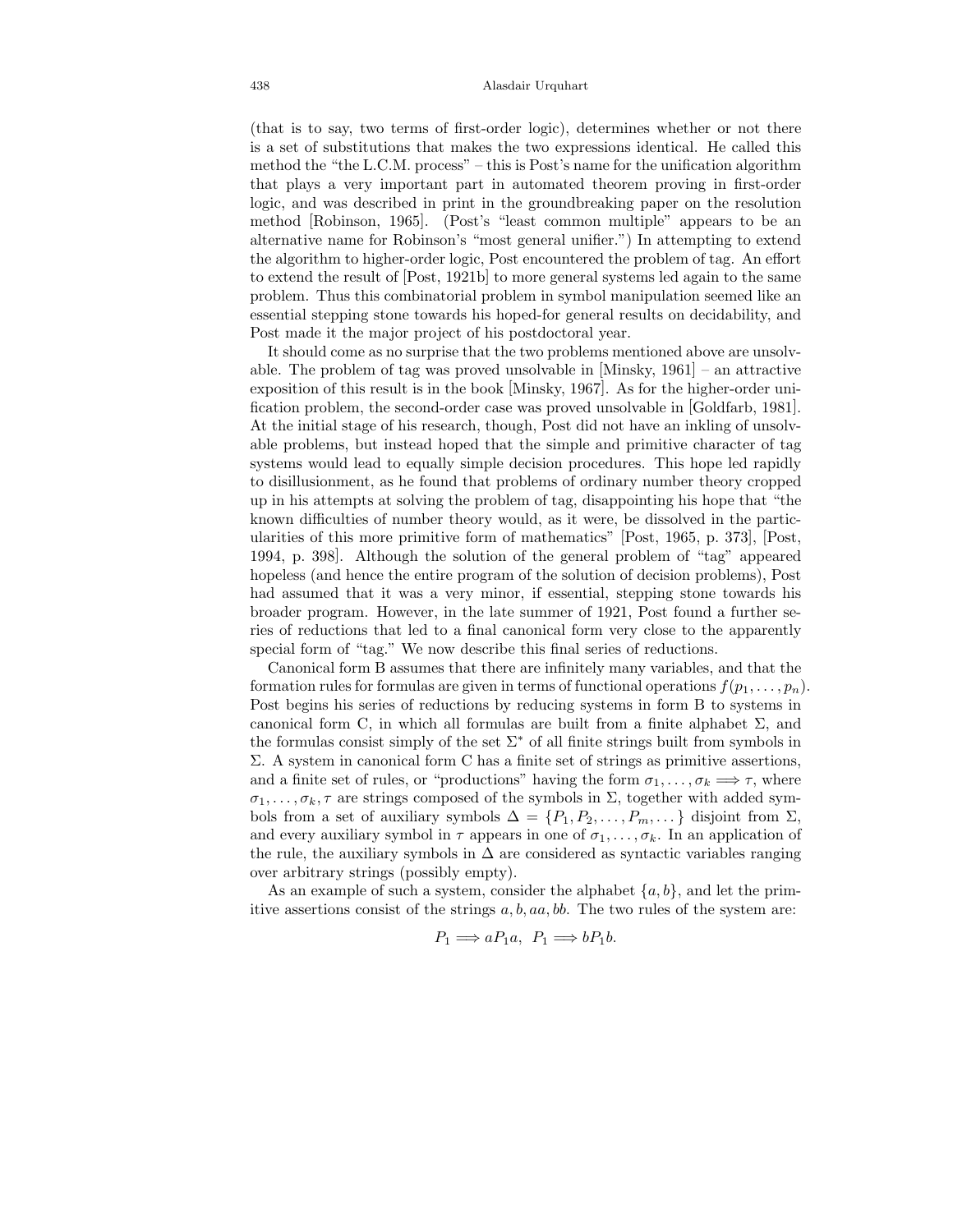(that is to say, two terms of first-order logic), determines whether or not there is a set of substitutions that makes the two expressions identical. He called this method the "the L.C.M. process" – this is Post's name for the unification algorithm that plays a very important part in automated theorem proving in first-order logic, and was described in print in the groundbreaking paper on the resolution method [Robinson, 1965]. (Post's "least common multiple" appears to be an alternative name for Robinson's "most general unifier.") In attempting to extend the algorithm to higher-order logic, Post encountered the problem of tag. An effort to extend the result of [Post, 1921b] to more general systems led again to the same problem. Thus this combinatorial problem in symbol manipulation seemed like an essential stepping stone towards his hoped-for general results on decidability, and Post made it the major project of his postdoctoral year.

It should come as no surprise that the two problems mentioned above are unsolvable. The problem of tag was proved unsolvable in [Minsky, 1961] – an attractive exposition of this result is in the book [Minsky, 1967]. As for the higher-order unification problem, the second-order case was proved unsolvable in [Goldfarb, 1981]. At the initial stage of his research, though, Post did not have an inkling of unsolvable problems, but instead hoped that the simple and primitive character of tag systems would lead to equally simple decision procedures. This hope led rapidly to disillusionment, as he found that problems of ordinary number theory cropped up in his attempts at solving the problem of tag, disappointing his hope that "the known difficulties of number theory would, as it were, be dissolved in the particularities of this more primitive form of mathematics" [Post, 1965, p. 373], [Post, 1994, p. 398]. Although the solution of the general problem of "tag" appeared hopeless (and hence the entire program of the solution of decision problems), Post had assumed that it was a very minor, if essential, stepping stone towards his broader program. However, in the late summer of 1921, Post found a further series of reductions that led to a final canonical form very close to the apparently special form of "tag." We now describe this final series of reductions.

Canonical form B assumes that there are infinitely many variables, and that the formation rules for formulas are given in terms of functional operations $f(p_1, \dots, p_n)$. Post begins his series of reductions by reducing systems in form B to systems in canonical form C, in which all formulas are built from a finite alphabet $\Sigma$, and the formulas consist simply of the set $\Sigma^*$ of all finite strings built from symbols in $\Sigma$. A system in canonical form C has a finite set of strings as primitive assertions, and a finite set of rules, or "productions" having the form $\sigma_1, \dots, \sigma_k \Longrightarrow \tau$, where $\sigma_1, \dots, \sigma_k, \tau$ are strings composed of the symbols in $\Sigma$, together with added symbols from a set of auxiliary symbols $\Delta = \{P_1, P_2, \dots, P_m, \dots\}$ disjoint from $\Sigma$, and every auxiliary symbol in $\tau$ appears in one of $\sigma_1, \dots, \sigma_k$. In an application of the rule, the auxiliary symbols in $\Delta$ are considered as syntactic variables ranging over arbitrary strings (possibly empty).

As an example of such a system, consider the alphabet $\{a, b\}$, and let the primitive assertions consist of the strings $a, b, aa, bb$. The two rules of the system are:

$$P_1 \Longrightarrow aP_1a, \;\; P_1 \Longrightarrow bP_1b.$$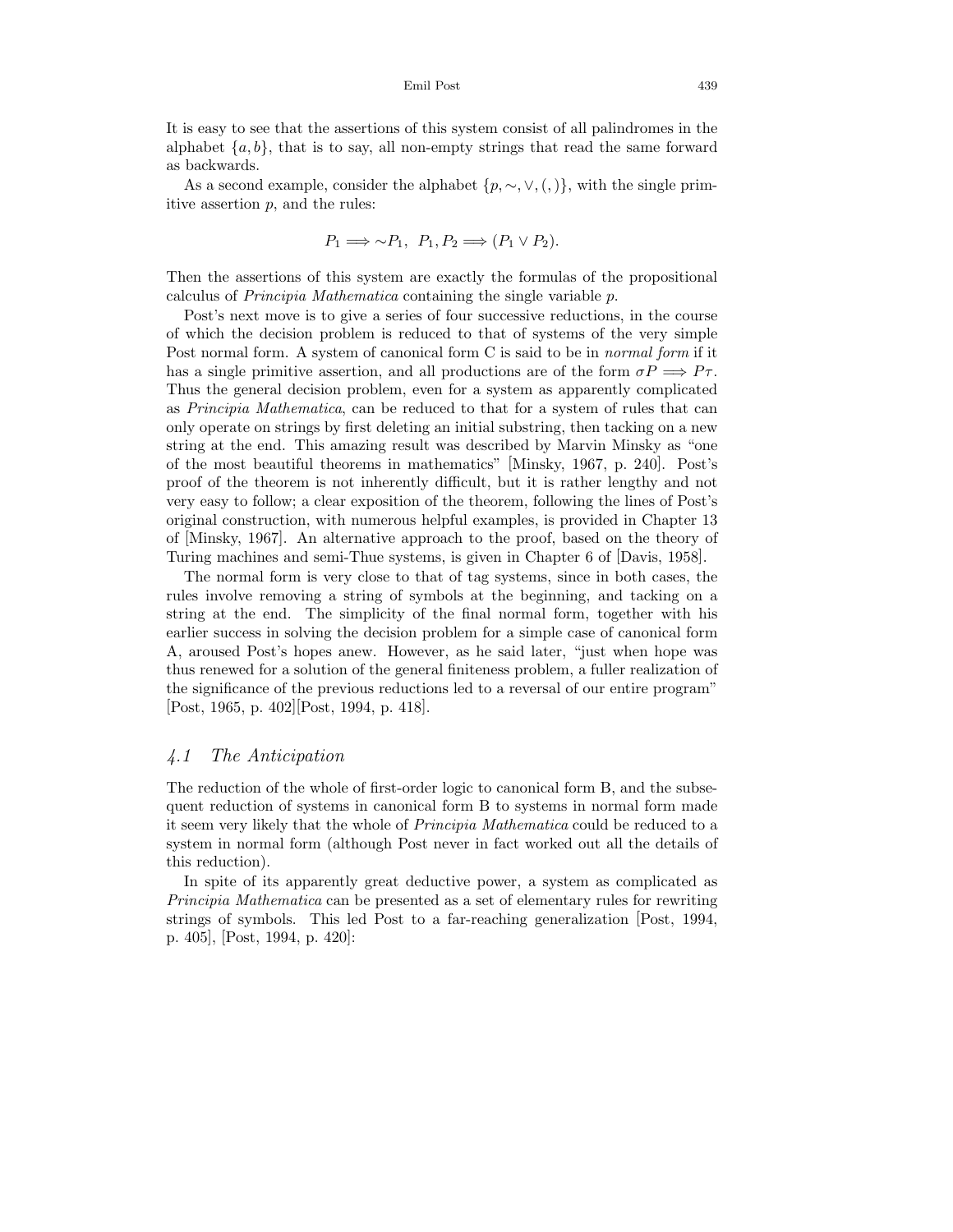It is easy to see that the assertions of this system consist of all palindromes in the alphabet $\{a, b\}$, that is to say, all non-empty strings that read the same forward as backwards.

As a second example, consider the alphabet $\{p, \sim, \vee, (, )\}$, with the single primitive assertion $p$, and the rules:

$$P_1 \Longrightarrow \sim P_1, \;\; P_1, P_2 \Longrightarrow (P_1 \vee P_2).$$

Then the assertions of this system are exactly the formulas of the propositional calculus of *Principia Mathematica* containing the single variable $p$.

Post's next move is to give a series of four successive reductions, in the course of which the decision problem is reduced to that of systems of the very simple Post normal form. A system of canonical form C is said to be in *normal form* if it has a single primitive assertion, and all productions are of the form $\sigma P \Longrightarrow P\tau$. Thus the general decision problem, even for a system as apparently complicated as *Principia Mathematica*, can be reduced to that for a system of rules that can only operate on strings by first deleting an initial substring, then tacking on a new string at the end. This amazing result was described by Marvin Minsky as "one of the most beautiful theorems in mathematics" [Minsky, 1967, p. 240]. Post's proof of the theorem is not inherently difficult, but it is rather lengthy and not very easy to follow; a clear exposition of the theorem, following the lines of Post's original construction, with numerous helpful examples, is provided in Chapter 13 of [Minsky, 1967]. An alternative approach to the proof, based on the theory of Turing machines and semi-Thue systems, is given in Chapter 6 of [Davis, 1958].

The normal form is very close to that of tag systems, since in both cases, the rules involve removing a string of symbols at the beginning, and tacking on a string at the end. The simplicity of the final normal form, together with his earlier success in solving the decision problem for a simple case of canonical form A, aroused Post's hopes anew. However, as he said later, "just when hope was thus renewed for a solution of the general finiteness problem, a fuller realization of the significance of the previous reductions led to a reversal of our entire program" [Post, 1965, p. 402][Post, 1994, p. 418].

### *4.1 The Anticipation*

The reduction of the whole of first-order logic to canonical form B, and the subsequent reduction of systems in canonical form B to systems in normal form made it seem very likely that the whole of *Principia Mathematica* could be reduced to a system in normal form (although Post never in fact worked out all the details of this reduction).

In spite of its apparently great deductive power, a system as complicated as *Principia Mathematica* can be presented as a set of elementary rules for rewriting strings of symbols. This led Post to a far-reaching generalization [Post, 1994, p. 405], [Post, 1994, p. 420]: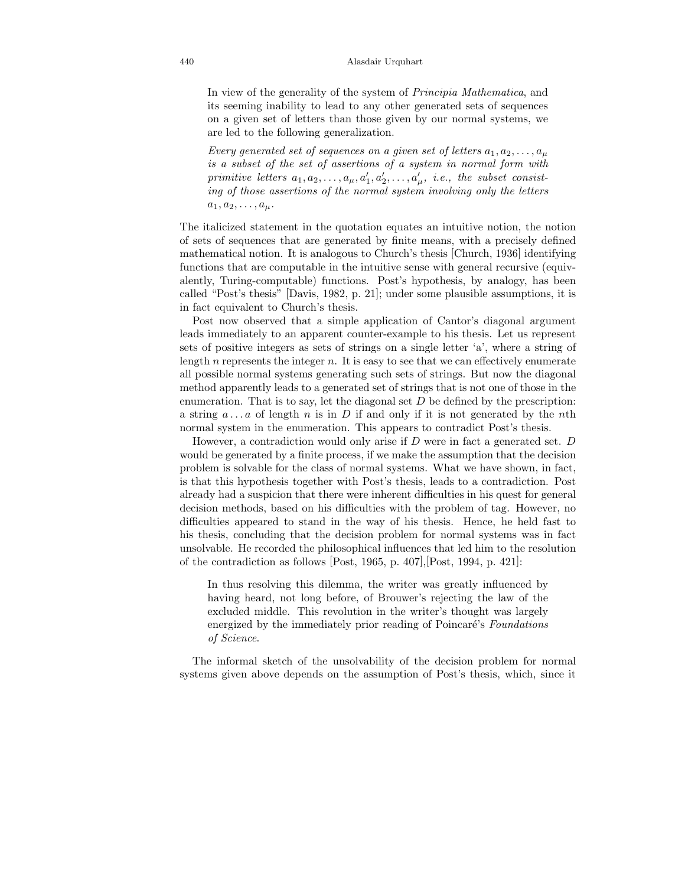> In view of the generality of the system of *Principia Mathematica*, and its seeming inability to lead to any other generated sets of sequences on a given set of letters than those given by our normal systems, we are led to the following generalization.
>
> *Every generated set of sequences on a given set of letters $a_1, a_2, \ldots, a_\mu$ is a subset of the set of assertions of a system in normal form with primitive letters $a_1, a_2, \ldots, a_\mu, a'_1, a'_2, \ldots, a'_\mu$, i.e., the subset consisting of those assertions of the normal system involving only the letters $a_1, a_2, \ldots, a_\mu$.*

The italicized statement in the quotation equates an intuitive notion, the notion of sets of sequences that are generated by finite means, with a precisely defined mathematical notion. It is analogous to Church's thesis [Church, 1936] identifying functions that are computable in the intuitive sense with general recursive (equivalently, Turing-computable) functions. Post's hypothesis, by analogy, has been called "Post's thesis" [Davis, 1982, p. 21]; under some plausible assumptions, it is in fact equivalent to Church's thesis.

Post now observed that a simple application of Cantor's diagonal argument leads immediately to an apparent counter-example to his thesis. Let us represent sets of positive integers as sets of strings on a single letter 'a', where a string of length $n$ represents the integer $n$. It is easy to see that we can effectively enumerate all possible normal systems generating such sets of strings. But now the diagonal method apparently leads to a generated set of strings that is not one of those in the enumeration. That is to say, let the diagonal set $D$ be defined by the prescription: a string $a \ldots a$ of length $n$ is in $D$ if and only if it is not generated by the $n$th normal system in the enumeration. This appears to contradict Post's thesis.

However, a contradiction would only arise if $D$ were in fact a generated set. $D$ would be generated by a finite process, if we make the assumption that the decision problem is solvable for the class of normal systems. What we have shown, in fact, is that this hypothesis together with Post's thesis, leads to a contradiction. Post already had a suspicion that there were inherent difficulties in his quest for general decision methods, based on his difficulties with the problem of tag. However, no difficulties appeared to stand in the way of his thesis. Hence, he held fast to his thesis, concluding that the decision problem for normal systems was in fact unsolvable. He recorded the philosophical influences that led him to the resolution of the contradiction as follows [Post, 1965, p. 407],[Post, 1994, p. 421]:

> In thus resolving this dilemma, the writer was greatly influenced by having heard, not long before, of Brouwer's rejecting the law of the excluded middle. This revolution in the writer's thought was largely energized by the immediately prior reading of Poincaré's *Foundations of Science*.

The informal sketch of the unsolvability of the decision problem for normal systems given above depends on the assumption of Post's thesis, which, since it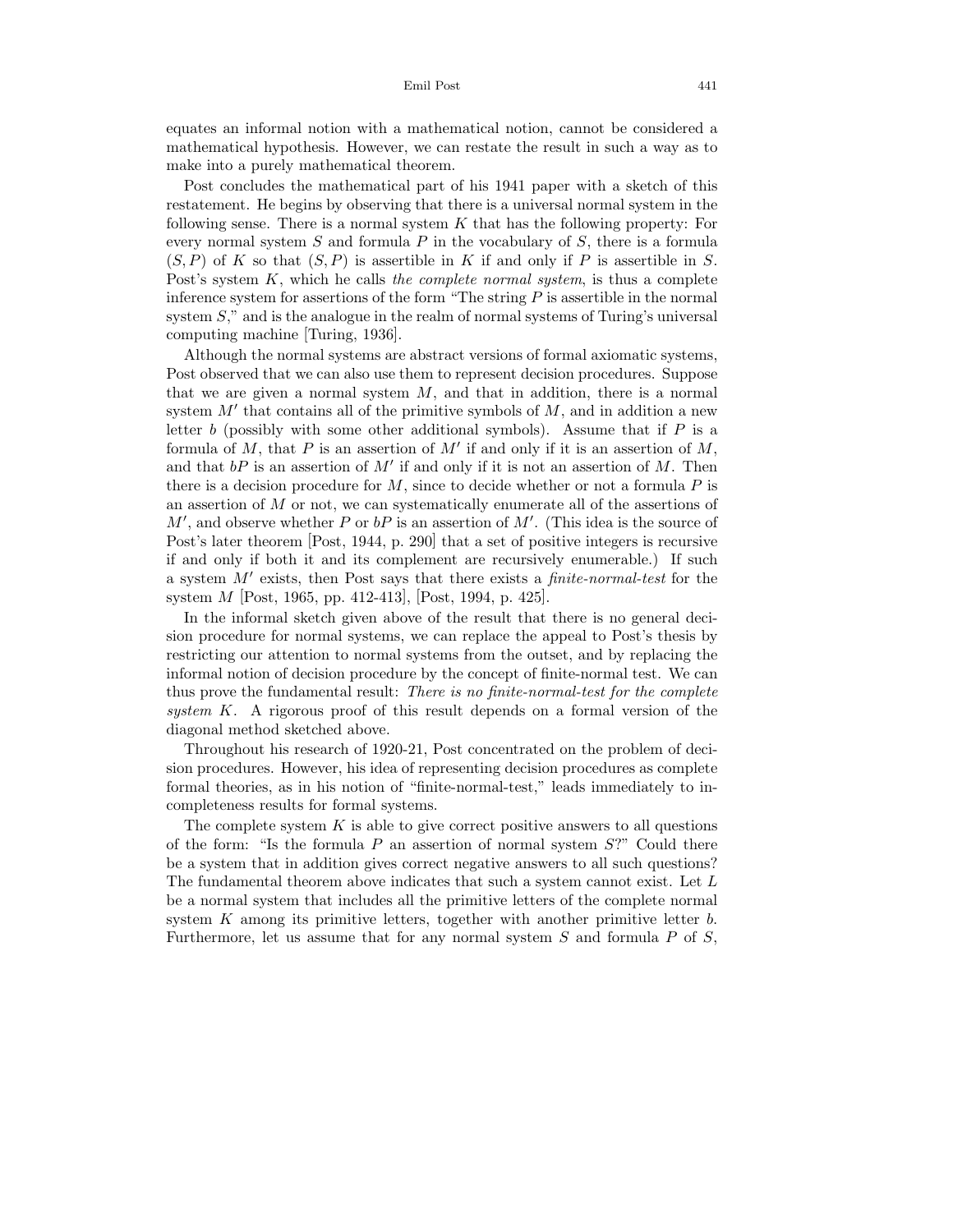equates an informal notion with a mathematical notion, cannot be considered a mathematical hypothesis. However, we can restate the result in such a way as to make into a purely mathematical theorem.

Post concludes the mathematical part of his 1941 paper with a sketch of this restatement. He begins by observing that there is a universal normal system in the following sense. There is a normal system $K$ that has the following property: For every normal system $S$ and formula $P$ in the vocabulary of $S$, there is a formula $(S, P)$ of $K$ so that $(S, P)$ is assertible in $K$ if and only if $P$ is assertible in $S$. Post's system $K$, which he calls *the complete normal system*, is thus a complete inference system for assertions of the form "The string $P$ is assertible in the normal system $S$," and is the analogue in the realm of normal systems of Turing's universal computing machine [Turing, 1936].

Although the normal systems are abstract versions of formal axiomatic systems, Post observed that we can also use them to represent decision procedures. Suppose that we are given a normal system $M$, and that in addition, there is a normal system $M'$ that contains all of the primitive symbols of $M$, and in addition a new letter $b$ (possibly with some other additional symbols). Assume that if $P$ is a formula of $M$, that $P$ is an assertion of $M'$ if and only if it is an assertion of $M$, and that $bP$ is an assertion of $M'$ if and only if it is not an assertion of $M$. Then there is a decision procedure for $M$, since to decide whether or not a formula $P$ is an assertion of $M$ or not, we can systematically enumerate all of the assertions of $M'$, and observe whether $P$ or $bP$ is an assertion of $M'$. (This idea is the source of Post's later theorem [Post, 1944, p. 290] that a set of positive integers is recursive if and only if both it and its complement are recursively enumerable.) If such a system $M'$ exists, then Post says that there exists a *finite-normal-test* for the system $M$ [Post, 1965, pp. 412-413], [Post, 1994, p. 425].

In the informal sketch given above of the result that there is no general decision procedure for normal systems, we can replace the appeal to Post's thesis by restricting our attention to normal systems from the outset, and by replacing the informal notion of decision procedure by the concept of finite-normal test. We can thus prove the fundamental result: *There is no finite-normal-test for the complete system $K$.* A rigorous proof of this result depends on a formal version of the diagonal method sketched above.

Throughout his research of 1920-21, Post concentrated on the problem of decision procedures. However, his idea of representing decision procedures as complete formal theories, as in his notion of "finite-normal-test," leads immediately to incompleteness results for formal systems.

The complete system $K$ is able to give correct positive answers to all questions of the form: "Is the formula $P$ an assertion of normal system $S$?" Could there be a system that in addition gives correct negative answers to all such questions? The fundamental theorem above indicates that such a system cannot exist. Let $L$ be a normal system that includes all the primitive letters of the complete normal system $K$ among its primitive letters, together with another primitive letter $b$. Furthermore, let us assume that for any normal system $S$ and formula $P$ of $S$,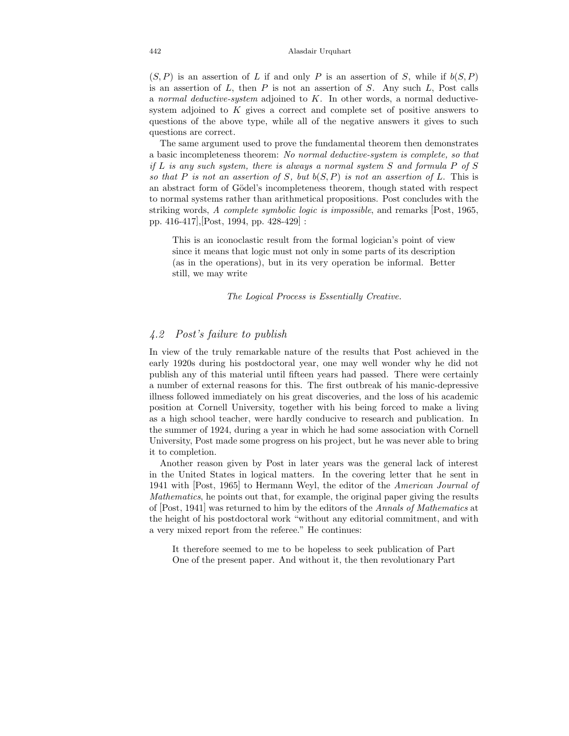$(S, P)$ is an assertion of $L$ if and only $P$ is an assertion of $S$, while if $b(S, P)$ is an assertion of $L$, then $P$ is not an assertion of $S$. Any such $L$, Post calls a *normal deductive-system* adjoined to $K$. In other words, a normal deductive-system adjoined to $K$ gives a correct and complete set of positive answers to questions of the above type, while all of the negative answers it gives to such questions are correct.

The same argument used to prove the fundamental theorem then demonstrates a basic incompleteness theorem: *No normal deductive-system is complete, so that if $L$ is any such system, there is always a normal system $S$ and formula $P$ of $S$ so that $P$ is not an assertion of $S$, but $b(S, P)$ is not an assertion of $L$.* This is an abstract form of Gödel's incompleteness theorem, though stated with respect to normal systems rather than arithmetical propositions. Post concludes with the striking words, *A complete symbolic logic is impossible*, and remarks [Post, 1965, pp. 416-417],[Post, 1994, pp. 428-429] :

> This is an iconoclastic result from the formal logician's point of view since it means that logic must not only in some parts of its description (as in the operations), but in its very operation be informal. Better still, we may write
>
> *The Logical Process is Essentially Creative.*

## *4.2 Post's failure to publish*

In view of the truly remarkable nature of the results that Post achieved in the early 1920s during his postdoctoral year, one may well wonder why he did not publish any of this material until fifteen years had passed. There were certainly a number of external reasons for this. The first outbreak of his manic-depressive illness followed immediately on his great discoveries, and the loss of his academic position at Cornell University, together with his being forced to make a living as a high school teacher, were hardly conducive to research and publication. In the summer of 1924, during a year in which he had some association with Cornell University, Post made some progress on his project, but he was never able to bring it to completion.

Another reason given by Post in later years was the general lack of interest in the United States in logical matters. In the covering letter that he sent in 1941 with [Post, 1965] to Hermann Weyl, the editor of the *American Journal of Mathematics*, he points out that, for example, the original paper giving the results of [Post, 1941] was returned to him by the editors of the *Annals of Mathematics* at the height of his postdoctoral work "without any editorial commitment, and with a very mixed report from the referee." He continues:

> It therefore seemed to me to be hopeless to seek publication of Part One of the present paper. And without it, the then revolutionary Part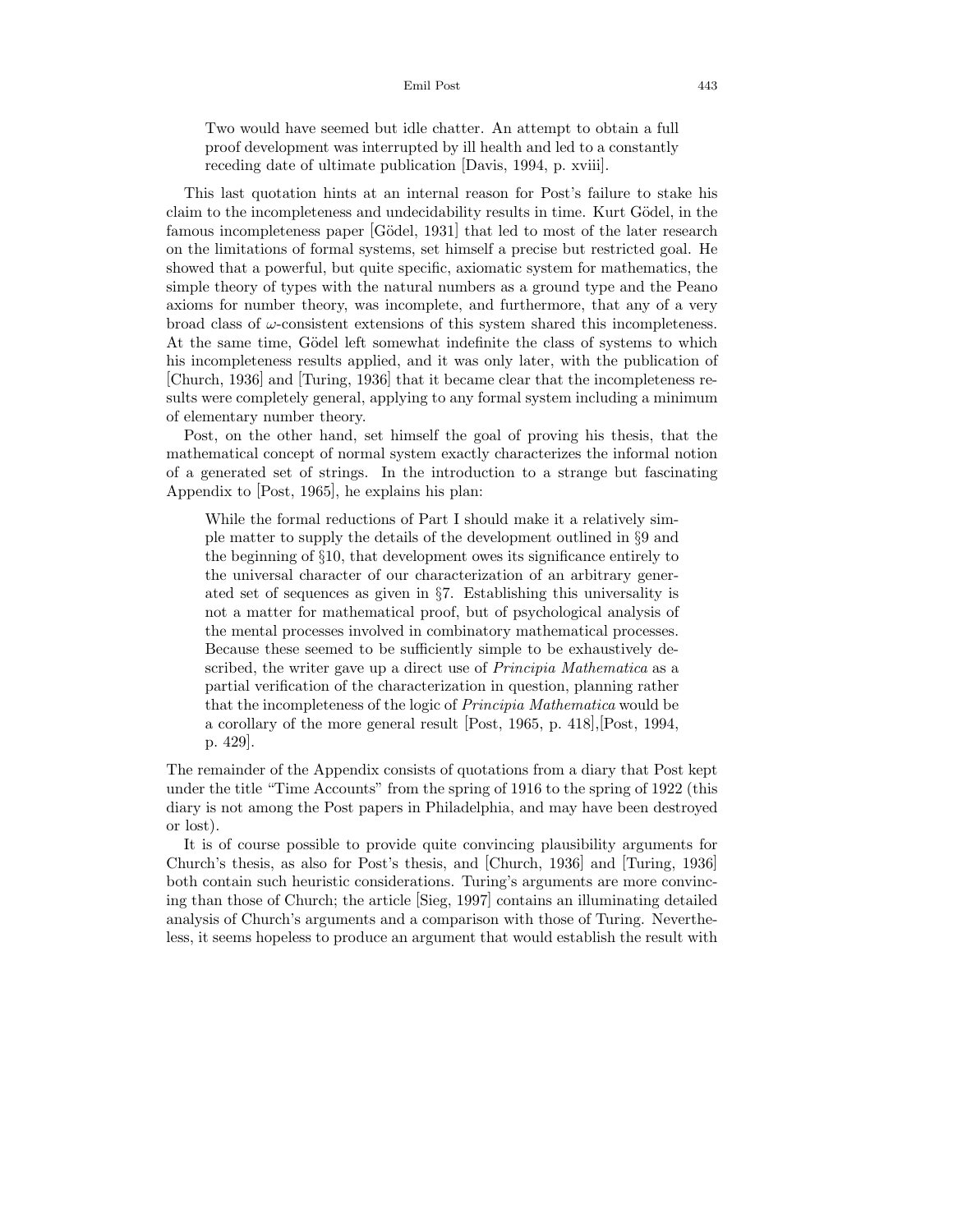> Two would have seemed but idle chatter. An attempt to obtain a full proof development was interrupted by ill health and led to a constantly receding date of ultimate publication [Davis, 1994, p. xviii].

This last quotation hints at an internal reason for Post's failure to stake his claim to the incompleteness and undecidability results in time. Kurt Gödel, in the famous incompleteness paper [Gödel, 1931] that led to most of the later research on the limitations of formal systems, set himself a precise but restricted goal. He showed that a powerful, but quite specific, axiomatic system for mathematics, the simple theory of types with the natural numbers as a ground type and the Peano axioms for number theory, was incomplete, and furthermore, that any of a very broad class of $\omega$-consistent extensions of this system shared this incompleteness. At the same time, Gödel left somewhat indefinite the class of systems to which his incompleteness results applied, and it was only later, with the publication of [Church, 1936] and [Turing, 1936] that it became clear that the incompleteness results were completely general, applying to any formal system including a minimum of elementary number theory.

Post, on the other hand, set himself the goal of proving his thesis, that the mathematical concept of normal system exactly characterizes the informal notion of a generated set of strings. In the introduction to a strange but fascinating Appendix to [Post, 1965], he explains his plan:

> While the formal reductions of Part I should make it a relatively simple matter to supply the details of the development outlined in §9 and the beginning of §10, that development owes its significance entirely to the universal character of our characterization of an arbitrary generated set of sequences as given in §7. Establishing this universality is not a matter for mathematical proof, but of psychological analysis of the mental processes involved in combinatory mathematical processes. Because these seemed to be sufficiently simple to be exhaustively described, the writer gave up a direct use of *Principia Mathematica* as a partial verification of the characterization in question, planning rather that the incompleteness of the logic of *Principia Mathematica* would be a corollary of the more general result [Post, 1965, p. 418],[Post, 1994, p. 429].

The remainder of the Appendix consists of quotations from a diary that Post kept under the title "Time Accounts" from the spring of 1916 to the spring of 1922 (this diary is not among the Post papers in Philadelphia, and may have been destroyed or lost).

It is of course possible to provide quite convincing plausibility arguments for Church's thesis, as also for Post's thesis, and [Church, 1936] and [Turing, 1936] both contain such heuristic considerations. Turing's arguments are more convincing than those of Church; the article [Sieg, 1997] contains an illuminating detailed analysis of Church's arguments and a comparison with those of Turing. Nevertheless, it seems hopeless to produce an argument that would establish the result with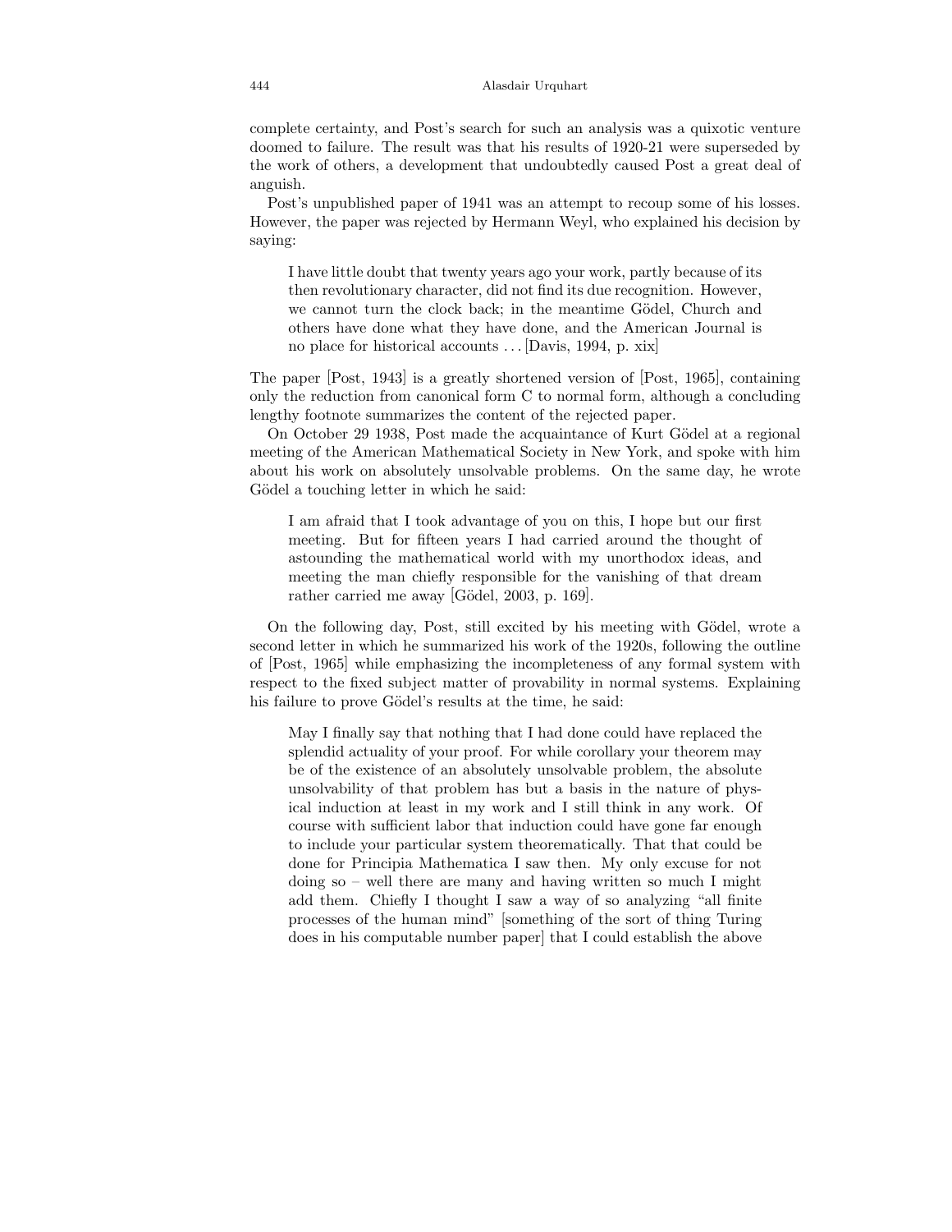complete certainty, and Post's search for such an analysis was a quixotic venture doomed to failure. The result was that his results of 1920-21 were superseded by the work of others, a development that undoubtedly caused Post a great deal of anguish.

Post's unpublished paper of 1941 was an attempt to recoup some of his losses. However, the paper was rejected by Hermann Weyl, who explained his decision by saying:

> I have little doubt that twenty years ago your work, partly because of its then revolutionary character, did not find its due recognition. However, we cannot turn the clock back; in the meantime Gödel, Church and others have done what they have done, and the American Journal is no place for historical accounts ... [Davis, 1994, p. xix]

The paper [Post, 1943] is a greatly shortened version of [Post, 1965], containing only the reduction from canonical form C to normal form, although a concluding lengthy footnote summarizes the content of the rejected paper.

On October 29 1938, Post made the acquaintance of Kurt Gödel at a regional meeting of the American Mathematical Society in New York, and spoke with him about his work on absolutely unsolvable problems. On the same day, he wrote Gödel a touching letter in which he said:

> I am afraid that I took advantage of you on this, I hope but our first meeting. But for fifteen years I had carried around the thought of astounding the mathematical world with my unorthodox ideas, and meeting the man chiefly responsible for the vanishing of that dream rather carried me away [Gödel, 2003, p. 169].

On the following day, Post, still excited by his meeting with Gödel, wrote a second letter in which he summarized his work of the 1920s, following the outline of [Post, 1965] while emphasizing the incompleteness of any formal system with respect to the fixed subject matter of provability in normal systems. Explaining his failure to prove Gödel's results at the time, he said:

> May I finally say that nothing that I had done could have replaced the splendid actuality of your proof. For while corollary your theorem may be of the existence of an absolutely unsolvable problem, the absolute unsolvability of that problem has but a basis in the nature of physical induction at least in my work and I still think in any work. Of course with sufficient labor that induction could have gone far enough to include your particular system theorematically. That that could be done for Principia Mathematica I saw then. My only excuse for not doing so – well there are many and having written so much I might add them. Chiefly I thought I saw a way of so analyzing "all finite processes of the human mind" [something of the sort of thing Turing does in his computable number paper] that I could establish the above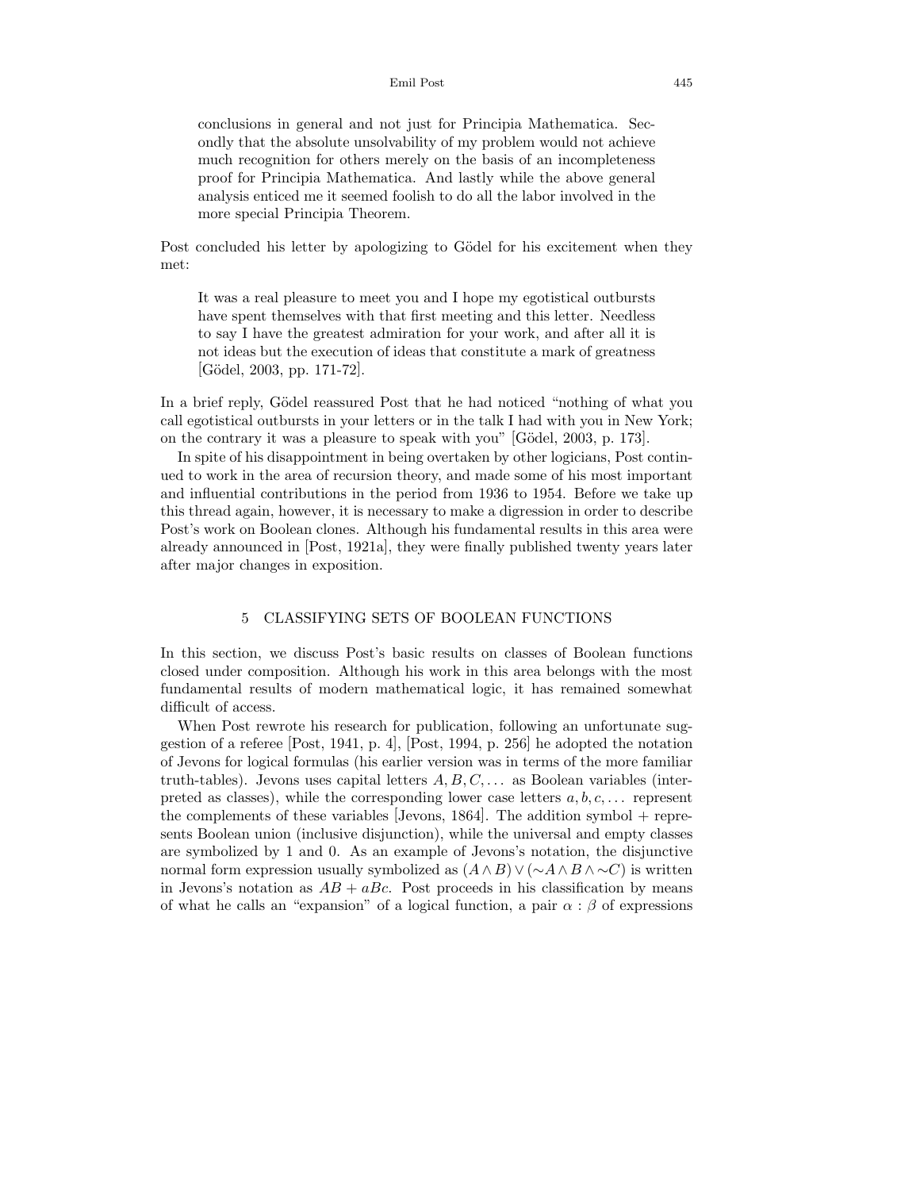> conclusions in general and not just for Principia Mathematica. Secondly that the absolute unsolvability of my problem would not achieve much recognition for others merely on the basis of an incompleteness proof for Principia Mathematica. And lastly while the above general analysis enticed me it seemed foolish to do all the labor involved in the more special Principia Theorem.

Post concluded his letter by apologizing to Gödel for his excitement when they met:

> It was a real pleasure to meet you and I hope my egotistical outbursts have spent themselves with that first meeting and this letter. Needless to say I have the greatest admiration for your work, and after all it is not ideas but the execution of ideas that constitute a mark of greatness [Gödel, 2003, pp. 171-72].

In a brief reply, Gödel reassured Post that he had noticed "nothing of what you call egotistical outbursts in your letters or in the talk I had with you in New York; on the contrary it was a pleasure to speak with you" [Gödel, 2003, p. 173].

In spite of his disappointment in being overtaken by other logicians, Post continued to work in the area of recursion theory, and made some of his most important and influential contributions in the period from 1936 to 1954. Before we take up this thread again, however, it is necessary to make a digression in order to describe Post's work on Boolean clones. Although his fundamental results in this area were already announced in [Post, 1921a], they were finally published twenty years later after major changes in exposition.

## 5 CLASSIFYING SETS OF BOOLEAN FUNCTIONS

In this section, we discuss Post's basic results on classes of Boolean functions closed under composition. Although his work in this area belongs with the most fundamental results of modern mathematical logic, it has remained somewhat difficult of access.

When Post rewrote his research for publication, following an unfortunate suggestion of a referee [Post, 1941, p. 4], [Post, 1994, p. 256] he adopted the notation of Jevons for logical formulas (his earlier version was in terms of the more familiar truth-tables). Jevons uses capital letters $A, B, C, \ldots$ as Boolean variables (interpreted as classes), while the corresponding lower case letters $a, b, c, \ldots$ represent the complements of these variables [Jevons, 1864]. The addition symbol + represents Boolean union (inclusive disjunction), while the universal and empty classes are symbolized by 1 and 0. As an example of Jevons's notation, the disjunctive normal form expression usually symbolized as $(A \wedge B) \vee (\sim A \wedge B \wedge \sim C)$ is written in Jevons's notation as $AB + aBc$. Post proceeds in his classification by means of what he calls an "expansion" of a logical function, a pair $\alpha : \beta$ of expressions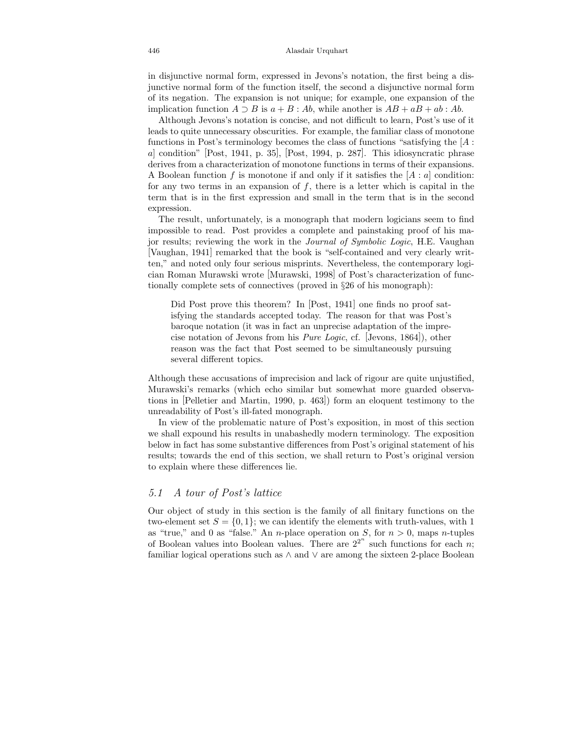in disjunctive normal form, expressed in Jevons's notation, the first being a disjunctive normal form of the function itself, the second a disjunctive normal form of its negation. The expansion is not unique; for example, one expansion of the implication function $A \supset B$ is $a + B : Ab$, while another is $AB + aB + ab : Ab$.

Although Jevons's notation is concise, and not difficult to learn, Post's use of it leads to quite unnecessary obscurities. For example, the familiar class of monotone functions in Post's terminology becomes the class of functions "satisfying the $[A : a]$ condition" [Post, 1941, p. 35], [Post, 1994, p. 287]. This idiosyncratic phrase derives from a characterization of monotone functions in terms of their expansions. A Boolean function $f$ is monotone if and only if it satisfies the $[A : a]$ condition: for any two terms in an expansion of $f$, there is a letter which is capital in the term that is in the first expression and small in the term that is in the second expression.

The result, unfortunately, is a monograph that modern logicians seem to find impossible to read. Post provides a complete and painstaking proof of his major results; reviewing the work in the *Journal of Symbolic Logic*, H.E. Vaughan [Vaughan, 1941] remarked that the book is "self-contained and very clearly written," and noted only four serious misprints. Nevertheless, the contemporary logician Roman Murawski wrote [Murawski, 1998] of Post's characterization of functionally complete sets of connectives (proved in §26 of his monograph):

> Did Post prove this theorem? In [Post, 1941] one finds no proof satisfying the standards accepted today. The reason for that was Post's baroque notation (it was in fact an unprecise adaptation of the imprecise notation of Jevons from his *Pure Logic*, cf. [Jevons, 1864]), other reason was the fact that Post seemed to be simultaneously pursuing several different topics.

Although these accusations of imprecision and lack of rigour are quite unjustified, Murawski's remarks (which echo similar but somewhat more guarded observations in [Pelletier and Martin, 1990, p. 463]) form an eloquent testimony to the unreadability of Post's ill-fated monograph.

In view of the problematic nature of Post's exposition, in most of this section we shall expound his results in unabashedly modern terminology. The exposition below in fact has some substantive differences from Post's original statement of his results; towards the end of this section, we shall return to Post's original version to explain where these differences lie.

### *5.1 A tour of Post's lattice*

Our object of study in this section is the family of all finitary functions on the two-element set $S = \{0, 1\}$; we can identify the elements with truth-values, with 1 as "true," and 0 as "false." An $n$-place operation on $S$, for $n > 0$, maps $n$-tuples of Boolean values into Boolean values. There are $2^{2^n}$ such functions for each $n$; familiar logical operations such as $\wedge$ and $\vee$ are among the sixteen 2-place Boolean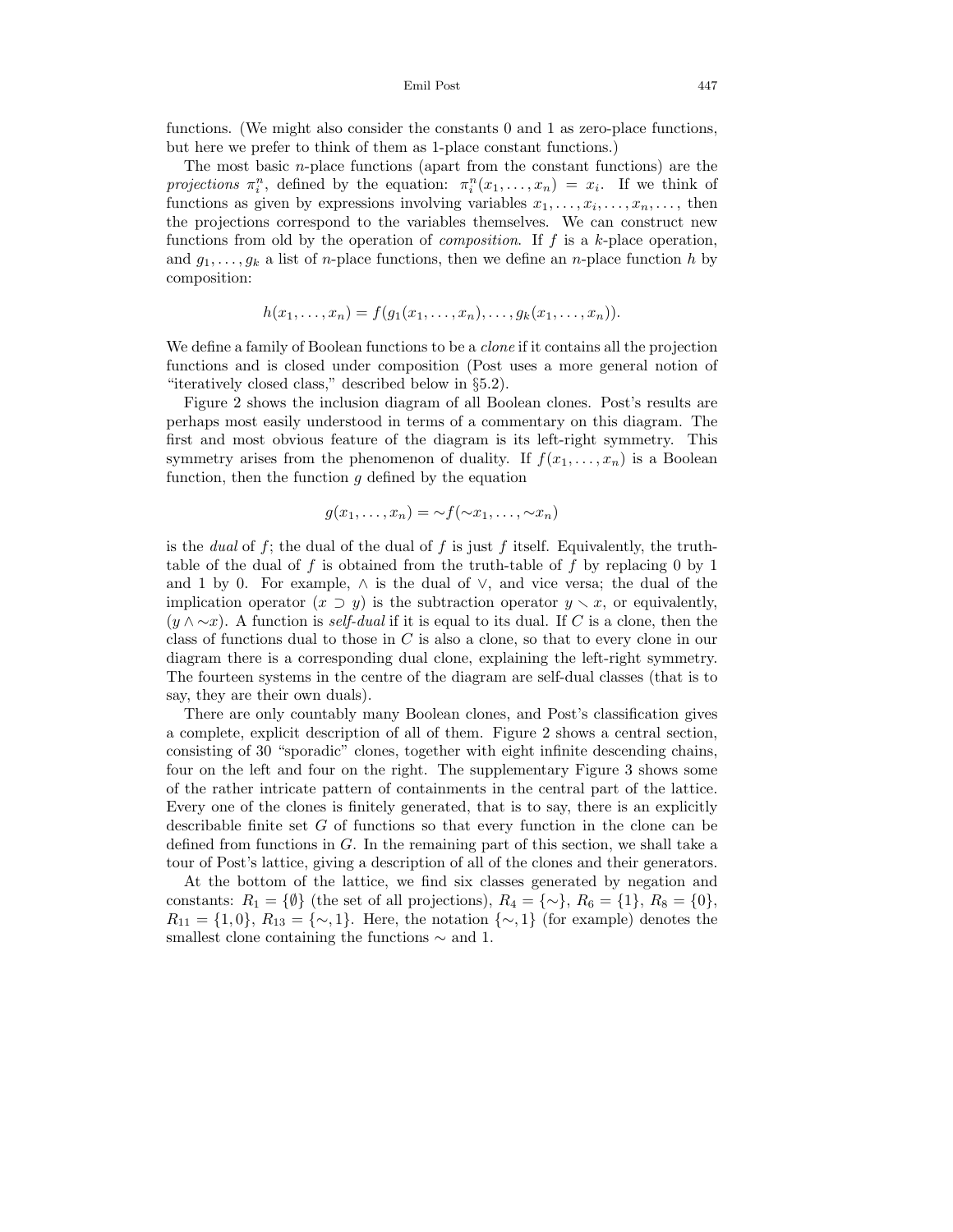functions. (We might also consider the constants 0 and 1 as zero-place functions, but here we prefer to think of them as 1-place constant functions.)

The most basic $n$-place functions (apart from the constant functions) are the *projections* $\pi_i^n$, defined by the equation: $\pi_i^n(x_1, \ldots, x_n) = x_i$. If we think of functions as given by expressions involving variables $x_1, \ldots, x_i, \ldots, x_n, \ldots$, then the projections correspond to the variables themselves. We can construct new functions from old by the operation of *composition*. If $f$ is a $k$-place operation, and $g_1, \ldots, g_k$ a list of $n$-place functions, then we define an $n$-place function $h$ by composition:

$$h(x_1, \ldots, x_n) = f(g_1(x_1, \ldots, x_n), \ldots, g_k(x_1, \ldots, x_n)).$$

We define a family of Boolean functions to be a *clone* if it contains all the projection functions and is closed under composition (Post uses a more general notion of "iteratively closed class," described below in §5.2).

Figure 2 shows the inclusion diagram of all Boolean clones. Post's results are perhaps most easily understood in terms of a commentary on this diagram. The first and most obvious feature of the diagram is its left-right symmetry. This symmetry arises from the phenomenon of duality. If $f(x_1, \ldots, x_n)$ is a Boolean function, then the function $g$ defined by the equation

$$g(x_1, \ldots, x_n) = \sim f(\sim x_1, \ldots, \sim x_n)$$

is the *dual* of $f$; the dual of the dual of $f$ is just $f$ itself. Equivalently, the truth-table of the dual of $f$ is obtained from the truth-table of $f$ by replacing 0 by 1 and 1 by 0. For example, $\wedge$ is the dual of $\vee$, and vice versa; the dual of the implication operator $(x \supset y)$ is the subtraction operator $y \setminus x$, or equivalently, $(y \wedge \sim x)$. A function is *self-dual* if it is equal to its dual. If $C$ is a clone, then the class of functions dual to those in $C$ is also a clone, so that to every clone in our diagram there is a corresponding dual clone, explaining the left-right symmetry. The fourteen systems in the centre of the diagram are self-dual classes (that is to say, they are their own duals).

There are only countably many Boolean clones, and Post's classification gives a complete, explicit description of all of them. Figure 2 shows a central section, consisting of 30 "sporadic" clones, together with eight infinite descending chains, four on the left and four on the right. The supplementary Figure 3 shows some of the rather intricate pattern of containments in the central part of the lattice. Every one of the clones is finitely generated, that is to say, there is an explicitly describable finite set $G$ of functions so that every function in the clone can be defined from functions in $G$. In the remaining part of this section, we shall take a tour of Post's lattice, giving a description of all of the clones and their generators.

At the bottom of the lattice, we find six classes generated by negation and constants: $R_1 = \{\emptyset\}$ (the set of all projections), $R_4 = \{\sim\}$, $R_6 = \{1\}$, $R_8 = \{0\}$, $R_{11} = \{1, 0\}$, $R_{13} = \{\sim, 1\}$. Here, the notation $\{\sim, 1\}$ (for example) denotes the smallest clone containing the functions $\sim$ and 1.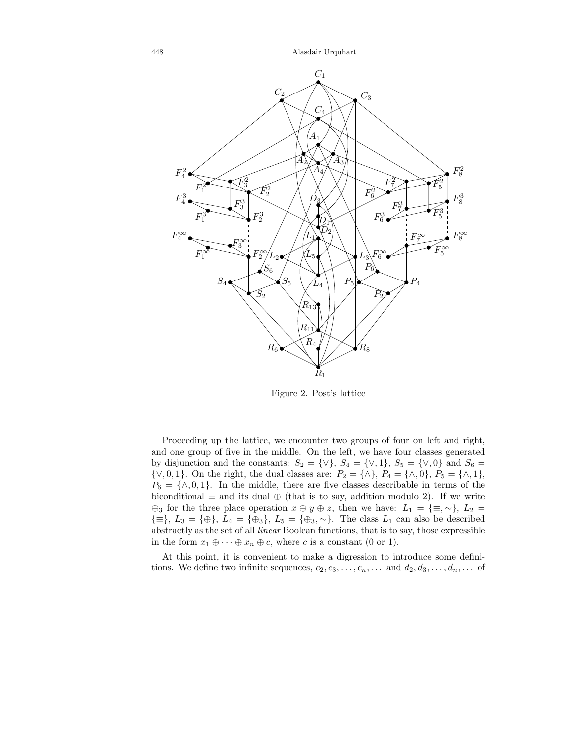Figure 2. Post's lattice

Proceeding up the lattice, we encounter two groups of four on left and right, and one group of five in the middle. On the left, we have four classes generated by disjunction and the constants: $S_2 = \{\vee\}$, $S_4 = \{\vee, 1\}$, $S_5 = \{\vee, 0\}$ and $S_6 = \{\vee, 0, 1\}$. On the right, the dual classes are: $P_2 = \{\wedge\}$, $P_4 = \{\wedge, 0\}$, $P_5 = \{\wedge, 1\}$, $P_6 = \{\wedge, 0, 1\}$. In the middle, there are five classes describable in terms of the biconditional $\equiv$ and its dual $\oplus$ (that is to say, addition modulo 2). If we write $\oplus_3$ for the three place operation $x \oplus y \oplus z$, then we have: $L_1 = \{\equiv, \sim\}$, $L_2 = \{\equiv\}$, $L_3 = \{\oplus\}$, $L_4 = \{\oplus_3\}$, $L_5 = \{\oplus_3, \sim\}$. The class $L_1$ can also be described abstractly as the set of all *linear* Boolean functions, that is to say, those expressible in the form $x_1 \oplus \cdots \oplus x_n \oplus c$, where $c$ is a constant (0 or 1).

At this point, it is convenient to make a digression to introduce some definitions. We define two infinite sequences, $c_2, c_3, \ldots, c_n, \ldots$ and $d_2, d_3, \ldots, d_n, \ldots$ of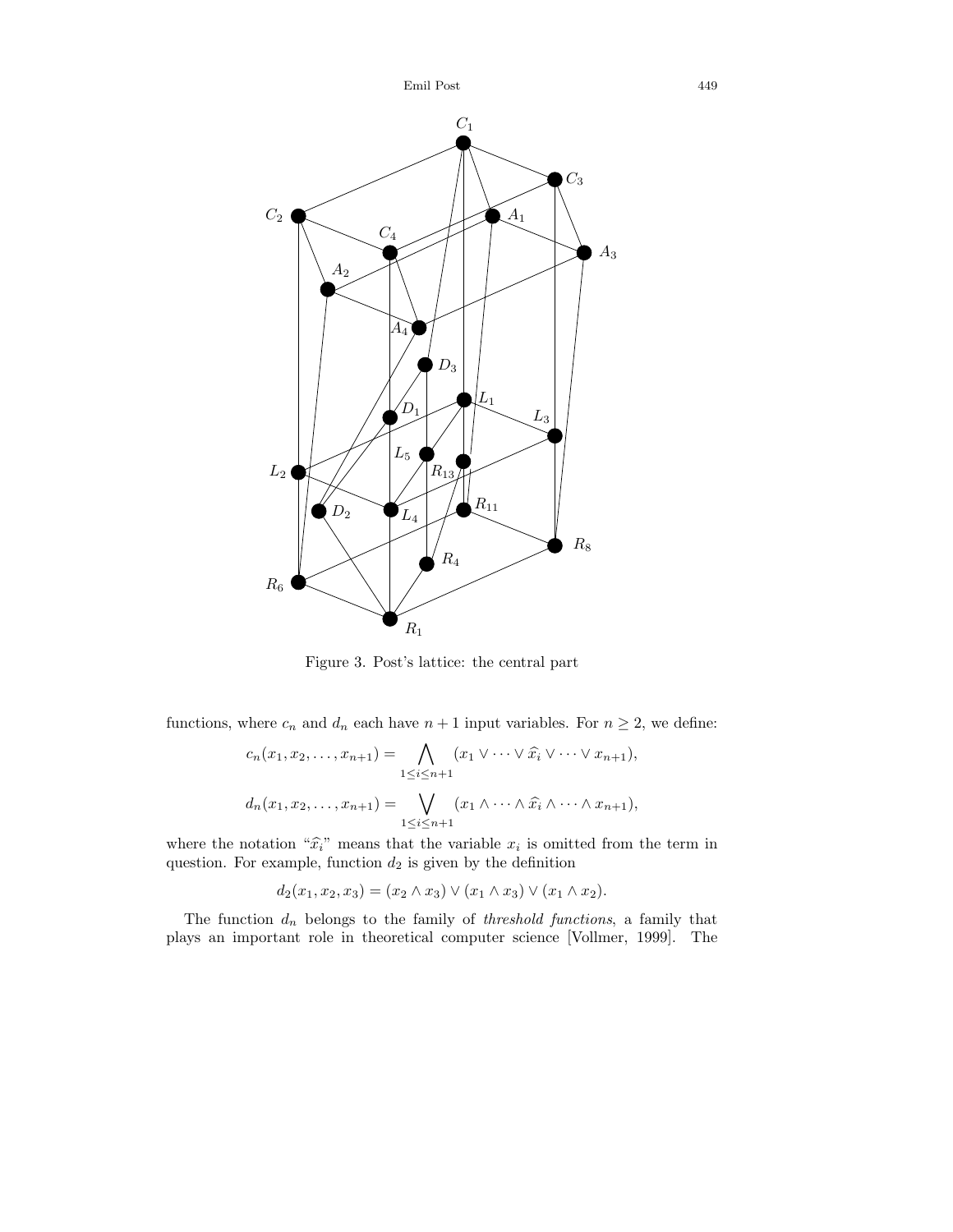Figure 3. Post's lattice: the central part

functions, where $c_n$ and $d_n$ each have $n+1$ input variables. For $n \geq 2$, we define:

$$c_n(x_1, x_2, \ldots, x_{n+1}) = \bigwedge_{1 \leq i \leq n+1} (x_1 \vee \cdots \vee \widehat{x_i} \vee \cdots \vee x_{n+1}),$$

$$d_n(x_1, x_2, \ldots, x_{n+1}) = \bigvee_{1 \leq i \leq n+1} (x_1 \wedge \cdots \wedge \widehat{x_i} \wedge \cdots \wedge x_{n+1}),$$

where the notation "$\widehat{x_i}$" means that the variable $x_i$ is omitted from the term in question. For example, function $d_2$ is given by the definition

$$d_2(x_1, x_2, x_3) = (x_2 \wedge x_3) \vee (x_1 \wedge x_3) \vee (x_1 \wedge x_2).$$

The function $d_n$ belongs to the family of *threshold functions*, a family that plays an important role in theoretical computer science [Vollmer, 1999]. The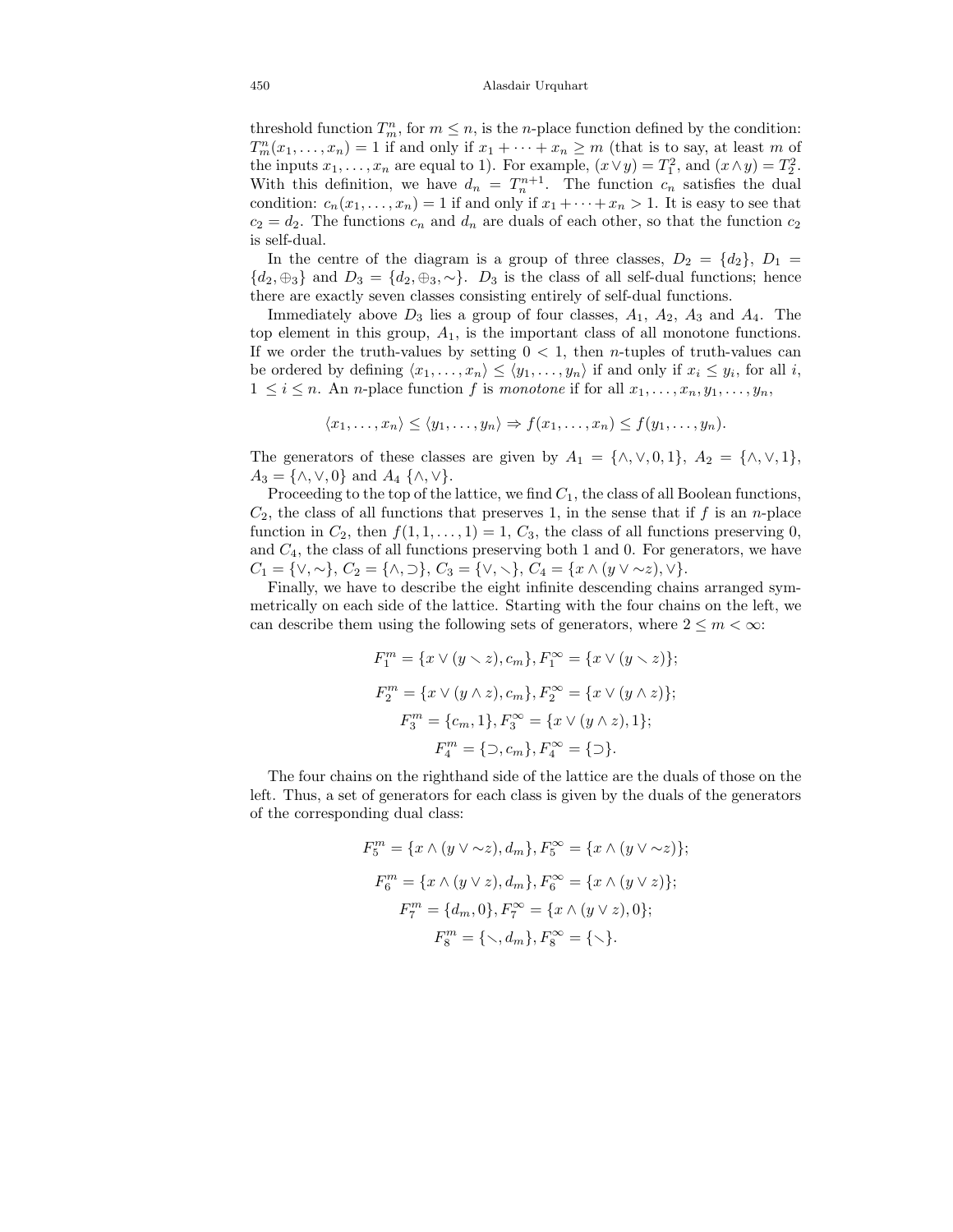threshold function $T^n_m$, for $m \leq n$, is the $n$-place function defined by the condition: $T^n_m(x_1, \ldots, x_n) = 1$ if and only if $x_1 + \cdots + x_n \geq m$ (that is to say, at least $m$ of the inputs $x_1, \ldots, x_n$ are equal to 1). For example, $(x \vee y) = T^2_1$, and $(x \wedge y) = T^2_2$. With this definition, we have $d_n = T^{n+1}_n$. The function $c_n$ satisfies the dual condition: $c_n(x_1, \ldots, x_n) = 1$ if and only if $x_1 + \cdots + x_n > 1$. It is easy to see that $c_2 = d_2$. The functions $c_n$ and $d_n$ are duals of each other, so that the function $c_2$ is self-dual.

In the centre of the diagram is a group of three classes, $D_2 = \{d_2\}$, $D_1 = \{d_2, \oplus_3\}$ and $D_3 = \{d_2, \oplus_3, \sim\}$. $D_3$ is the class of all self-dual functions; hence there are exactly seven classes consisting entirely of self-dual functions.

Immediately above $D_3$ lies a group of four classes, $A_1$, $A_2$, $A_3$ and $A_4$. The top element in this group, $A_1$, is the important class of all monotone functions. If we order the truth-values by setting $0 < 1$, then $n$-tuples of truth-values can be ordered by defining $\langle x_1, \ldots, x_n \rangle \leq \langle y_1, \ldots, y_n \rangle$ if and only if $x_i \leq y_i$, for all $i$, $1 \leq i \leq n$. An $n$-place function $f$ is *monotone* if for all $x_1, \ldots, x_n, y_1, \ldots, y_n$,

$$\langle x_1, \ldots, x_n \rangle \leq \langle y_1, \ldots, y_n \rangle \Rightarrow f(x_1, \ldots, x_n) \leq f(y_1, \ldots, y_n).$$

The generators of these classes are given by $A_1 = \{\wedge, \vee, 0, 1\}$, $A_2 = \{\wedge, \vee, 1\}$, $A_3 = \{\wedge, \vee, 0\}$ and $A_4$ $\{\wedge, \vee\}$.

Proceeding to the top of the lattice, we find $C_1$, the class of all Boolean functions, $C_2$, the class of all functions that preserves 1, in the sense that if $f$ is an $n$-place function in $C_2$, then $f(1, 1, \ldots, 1) = 1$, $C_3$, the class of all functions preserving 0, and $C_4$, the class of all functions preserving both 1 and 0. For generators, we have $C_1 = \{\vee, \sim\}$, $C_2 = \{\wedge, \supset\}$, $C_3 = \{\vee, \setminus\}$, $C_4 = \{x \wedge (y \vee \sim z), \vee\}$.

Finally, we have to describe the eight infinite descending chains arranged symmetrically on each side of the lattice. Starting with the four chains on the left, we can describe them using the following sets of generators, where $2 \leq m < \infty$:

$$F^m_1 = \{x \vee (y \setminus z), c_m\}, F^\infty_1 = \{x \vee (y \setminus z)\};$$

$$F^m_2 = \{x \vee (y \wedge z), c_m\}, F^\infty_2 = \{x \vee (y \wedge z)\};$$

$$F^m_3 = \{c_m, 1\}, F^\infty_3 = \{x \vee (y \wedge z), 1\};$$

$$F^m_4 = \{\supset, c_m\}, F^\infty_4 = \{\supset\}.$$

The four chains on the righthand side of the lattice are the duals of those on the left. Thus, a set of generators for each class is given by the duals of the generators of the corresponding dual class:

$$F^m_5 = \{x \wedge (y \vee \sim z), d_m\}, F^\infty_5 = \{x \wedge (y \vee \sim z)\};$$

$$F^m_6 = \{x \wedge (y \vee z), d_m\}, F^\infty_6 = \{x \wedge (y \vee z)\};$$

$$F^m_7 = \{d_m, 0\}, F^\infty_7 = \{x \wedge (y \vee z), 0\};$$

$$F^m_8 = \{\setminus, d_m\}, F^\infty_8 = \{\setminus\}.$$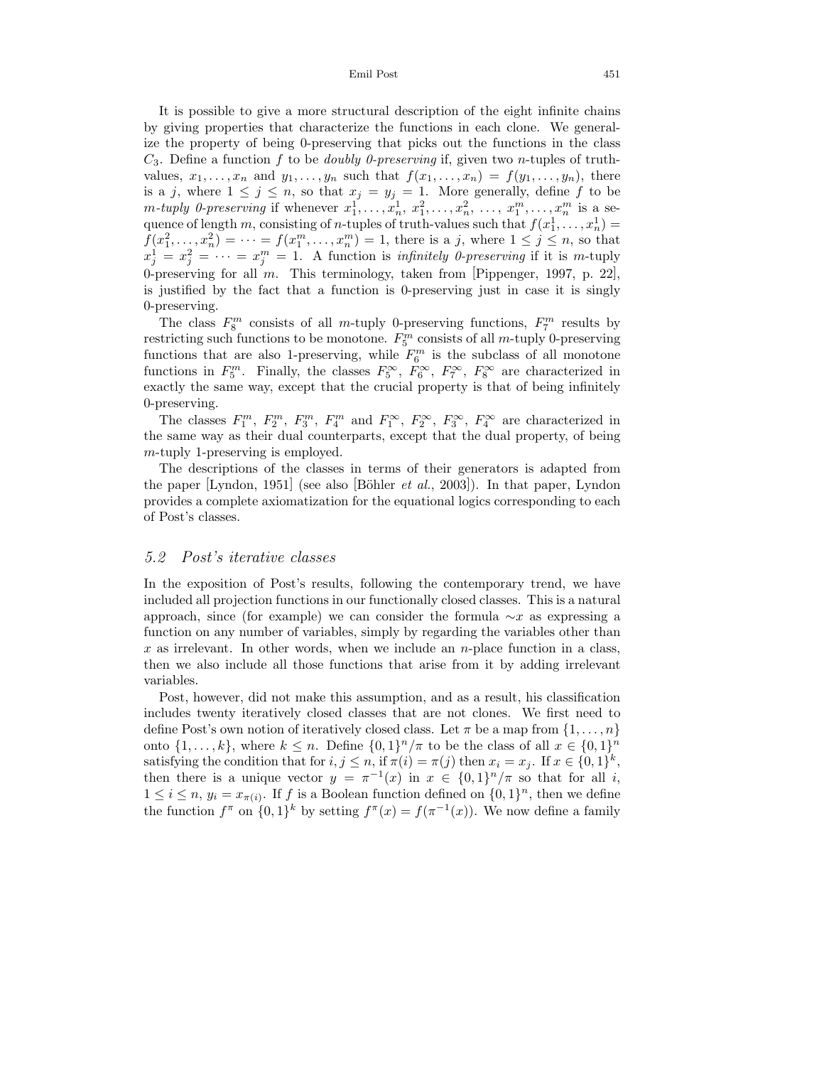It is possible to give a more structural description of the eight infinite chains by giving properties that characterize the functions in each clone. We generalize the property of being 0-preserving that picks out the functions in the class $C_3$. Define a function $f$ to be *doubly 0-preserving* if, given two $n$-tuples of truth-values, $x_1, \ldots, x_n$ and $y_1, \ldots, y_n$ such that $f(x_1, \ldots, x_n) = f(y_1, \ldots, y_n)$, there is a $j$, where $1 \leq j \leq n$, so that $x_j = y_j = 1$. More generally, define $f$ to be *$m$-tuply 0-preserving* if whenever $x_1^1, \ldots, x_n^1$, $x_1^2, \ldots, x_n^2$, $\ldots$, $x_1^m, \ldots, x_n^m$ is a sequence of length $m$, consisting of $n$-tuples of truth-values such that $f(x_1^1, \ldots, x_n^1) = f(x_1^2, \ldots, x_n^2) = \cdots = f(x_1^m, \ldots, x_n^m) = 1$, there is a $j$, where $1 \leq j \leq n$, so that $x_j^1 = x_j^2 = \cdots = x_j^m = 1$. A function is *infinitely 0-preserving* if it is $m$-tuply 0-preserving for all $m$. This terminology, taken from [Pippenger, 1997, p. 22], is justified by the fact that a function is 0-preserving just in case it is singly 0-preserving.

The class $F_8^m$ consists of all $m$-tuply 0-preserving functions, $F_7^m$ results by restricting such functions to be monotone. $F_5^m$ consists of all $m$-tuply 0-preserving functions that are also 1-preserving, while $F_6^m$ is the subclass of all monotone functions in $F_5^m$. Finally, the classes $F_5^\infty$, $F_6^\infty$, $F_7^\infty$, $F_8^\infty$ are characterized in exactly the same way, except that the crucial property is that of being infinitely 0-preserving.

The classes $F_1^m$, $F_2^m$, $F_3^m$, $F_4^m$ and $F_1^\infty$, $F_2^\infty$, $F_3^\infty$, $F_4^\infty$ are characterized in the same way as their dual counterparts, except that the dual property, of being $m$-tuply 1-preserving is employed.

The descriptions of the classes in terms of their generators is adapted from the paper [Lyndon, 1951] (see also [Böhler *et al.*, 2003]). In that paper, Lyndon provides a complete axiomatization for the equational logics corresponding to each of Post's classes.

## 5.2 Post's iterative classes

In the exposition of Post's results, following the contemporary trend, we have included all projection functions in our functionally closed classes. This is a natural approach, since (for example) we can consider the formula $\sim x$ as expressing a function on any number of variables, simply by regarding the variables other than $x$ as irrelevant. In other words, when we include an $n$-place function in a class, then we also include all those functions that arise from it by adding irrelevant variables.

Post, however, did not make this assumption, and as a result, his classification includes twenty iteratively closed classes that are not clones. We first need to define Post's own notion of iteratively closed class. Let $\pi$ be a map from $\{1, \ldots, n\}$ onto $\{1, \ldots, k\}$, where $k \leq n$. Define $\{0,1\}^n/\pi$ to be the class of all $x \in \{0,1\}^n$ satisfying the condition that for $i, j \leq n$, if $\pi(i) = \pi(j)$ then $x_i = x_j$. If $x \in \{0,1\}^k$, then there is a unique vector $y = \pi^{-1}(x)$ in $x \in \{0,1\}^n/\pi$ so that for all $i$, $1 \leq i \leq n$, $y_i = x_{\pi(i)}$. If $f$ is a Boolean function defined on $\{0,1\}^n$, then we define the function $f^\pi$ on $\{0,1\}^k$ by setting $f^\pi(x) = f(\pi^{-1}(x))$. We now define a family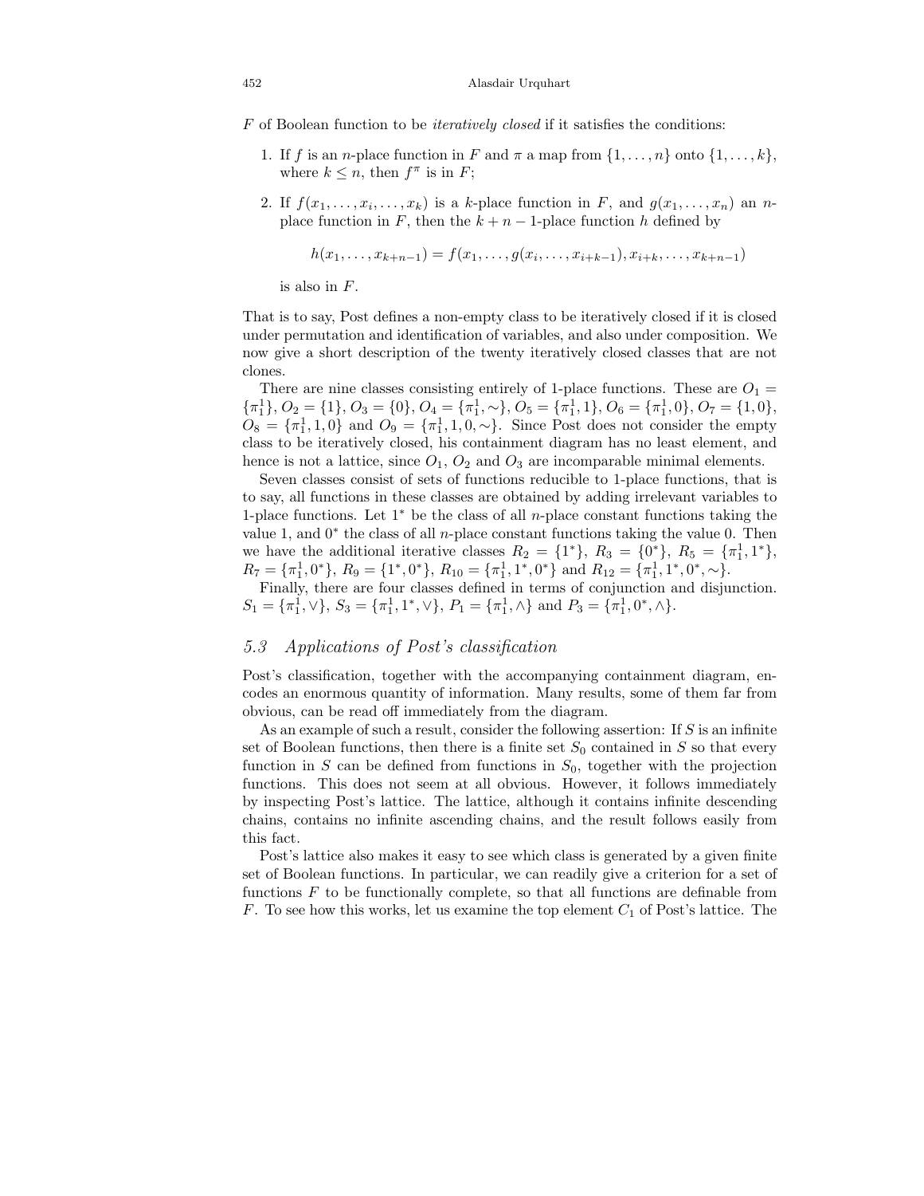$F$ of Boolean function to be *iteratively closed* if it satisfies the conditions:

1. If $f$ is an $n$-place function in $F$ and $\pi$ a map from $\{1, \ldots, n\}$ onto $\{1, \ldots, k\}$, where $k \leq n$, then $f^\pi$ is in $F$;
2. If $f(x_1, \ldots, x_i, \ldots, x_k)$ is a $k$-place function in $F$, and $g(x_1, \ldots, x_n)$ an $n$-place function in $F$, then the $k + n - 1$-place function $h$ defined by

$$h(x_1, \ldots, x_{k+n-1}) = f(x_1, \ldots, g(x_i, \ldots, x_{i+k-1}), x_{i+k}, \ldots, x_{k+n-1})$$

   is also in $F$.

That is to say, Post defines a non-empty class to be iteratively closed if it is closed under permutation and identification of variables, and also under composition. We now give a short description of the twenty iteratively closed classes that are not clones.

There are nine classes consisting entirely of 1-place functions. These are $O_1 = \{\pi_1^1\}$, $O_2 = \{1\}$, $O_3 = \{0\}$, $O_4 = \{\pi_1^1, \sim\}$, $O_5 = \{\pi_1^1, 1\}$, $O_6 = \{\pi_1^1, 0\}$, $O_7 = \{1, 0\}$, $O_8 = \{\pi_1^1, 1, 0\}$ and $O_9 = \{\pi_1^1, 1, 0, \sim\}$. Since Post does not consider the empty class to be iteratively closed, his containment diagram has no least element, and hence is not a lattice, since $O_1$, $O_2$ and $O_3$ are incomparable minimal elements.

Seven classes consist of sets of functions reducible to 1-place functions, that is to say, all functions in these classes are obtained by adding irrelevant variables to 1-place functions. Let $1^*$ be the class of all $n$-place constant functions taking the value 1, and $0^*$ the class of all $n$-place constant functions taking the value 0. Then we have the additional iterative classes $R_2 = \{1^*\}$, $R_3 = \{0^*\}$, $R_5 = \{\pi_1^1, 1^*\}$, $R_7 = \{\pi_1^1, 0^*\}$, $R_9 = \{1^*, 0^*\}$, $R_{10} = \{\pi_1^1, 1^*, 0^*\}$ and $R_{12} = \{\pi_1^1, 1^*, 0^*, \sim\}$.

Finally, there are four classes defined in terms of conjunction and disjunction. $S_1 = \{\pi_1^1, \vee\}$, $S_3 = \{\pi_1^1, 1^*, \vee\}$, $P_1 = \{\pi_1^1, \wedge\}$ and $P_3 = \{\pi_1^1, 0^*, \wedge\}$.

### *5.3 Applications of Post's classification*

Post's classification, together with the accompanying containment diagram, encodes an enormous quantity of information. Many results, some of them far from obvious, can be read off immediately from the diagram.

As an example of such a result, consider the following assertion: If $S$ is an infinite set of Boolean functions, then there is a finite set $S_0$ contained in $S$ so that every function in $S$ can be defined from functions in $S_0$, together with the projection functions. This does not seem at all obvious. However, it follows immediately by inspecting Post's lattice. The lattice, although it contains infinite descending chains, contains no infinite ascending chains, and the result follows easily from this fact.

Post's lattice also makes it easy to see which class is generated by a given finite set of Boolean functions. In particular, we can readily give a criterion for a set of functions $F$ to be functionally complete, so that all functions are definable from $F$. To see how this works, let us examine the top element $C_1$ of Post's lattice. The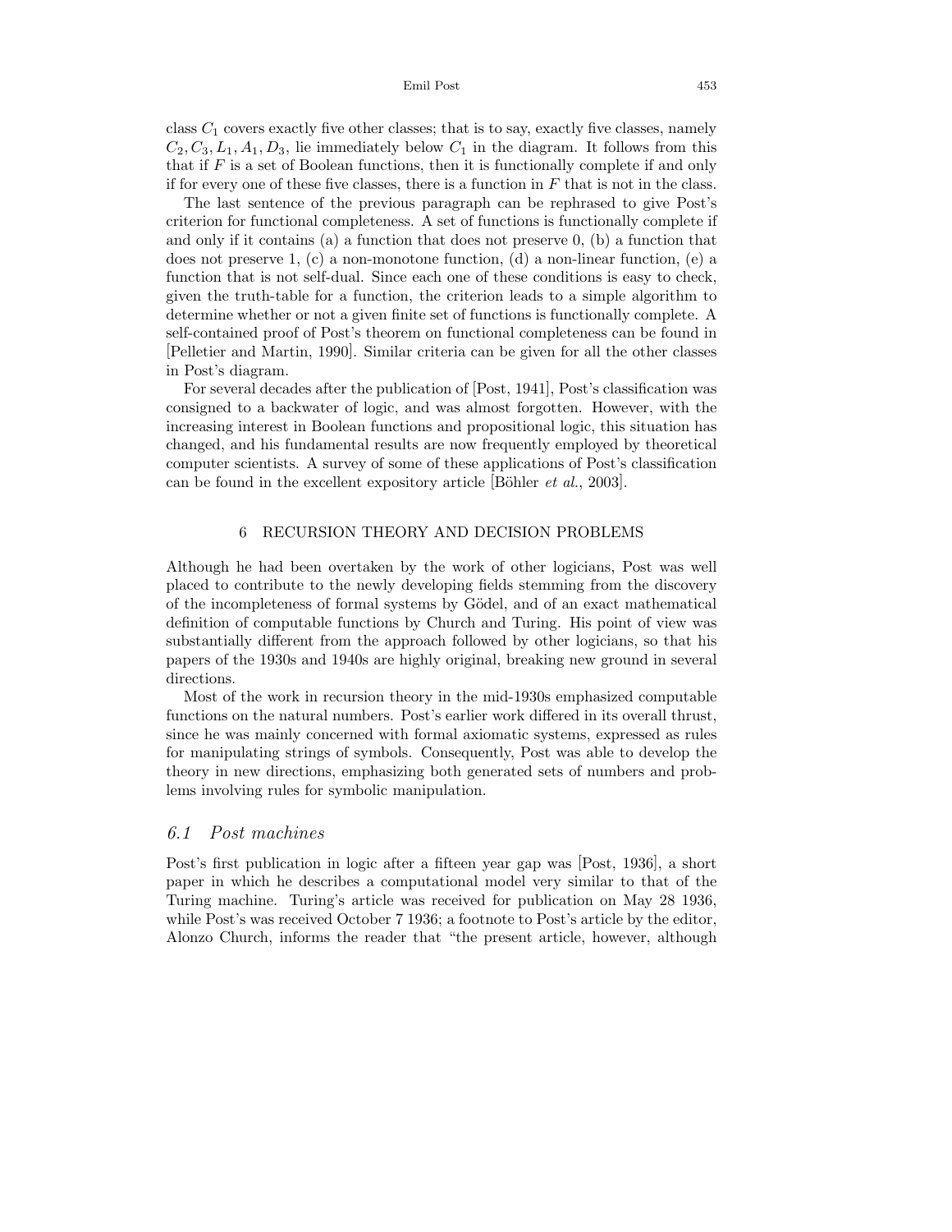class $C_1$ covers exactly five other classes; that is to say, exactly five classes, namely $C_2, C_3, L_1, A_1, D_3$, lie immediately below $C_1$ in the diagram. It follows from this that if $F$ is a set of Boolean functions, then it is functionally complete if and only if for every one of these five classes, there is a function in $F$ that is not in the class.

The last sentence of the previous paragraph can be rephrased to give Post's criterion for functional completeness. A set of functions is functionally complete if and only if it contains (a) a function that does not preserve 0, (b) a function that does not preserve 1, (c) a non-monotone function, (d) a non-linear function, (e) a function that is not self-dual. Since each one of these conditions is easy to check, given the truth-table for a function, the criterion leads to a simple algorithm to determine whether or not a given finite set of functions is functionally complete. A self-contained proof of Post's theorem on functional completeness can be found in [Pelletier and Martin, 1990]. Similar criteria can be given for all the other classes in Post's diagram.

For several decades after the publication of [Post, 1941], Post's classification was consigned to a backwater of logic, and was almost forgotten. However, with the increasing interest in Boolean functions and propositional logic, this situation has changed, and his fundamental results are now frequently employed by theoretical computer scientists. A survey of some of these applications of Post's classification can be found in the excellent expository article [Böhler *et al.*, 2003].

## 6 RECURSION THEORY AND DECISION PROBLEMS

Although he had been overtaken by the work of other logicians, Post was well placed to contribute to the newly developing fields stemming from the discovery of the incompleteness of formal systems by Gödel, and of an exact mathematical definition of computable functions by Church and Turing. His point of view was substantially different from the approach followed by other logicians, so that his papers of the 1930s and 1940s are highly original, breaking new ground in several directions.

Most of the work in recursion theory in the mid-1930s emphasized computable functions on the natural numbers. Post's earlier work differed in its overall thrust, since he was mainly concerned with formal axiomatic systems, expressed as rules for manipulating strings of symbols. Consequently, Post was able to develop the theory in new directions, emphasizing both generated sets of numbers and problems involving rules for symbolic manipulation.

### *6.1 Post machines*

Post's first publication in logic after a fifteen year gap was [Post, 1936], a short paper in which he describes a computational model very similar to that of the Turing machine. Turing's article was received for publication on May 28 1936, while Post's was received October 7 1936; a footnote to Post's article by the editor, Alonzo Church, informs the reader that "the present article, however, although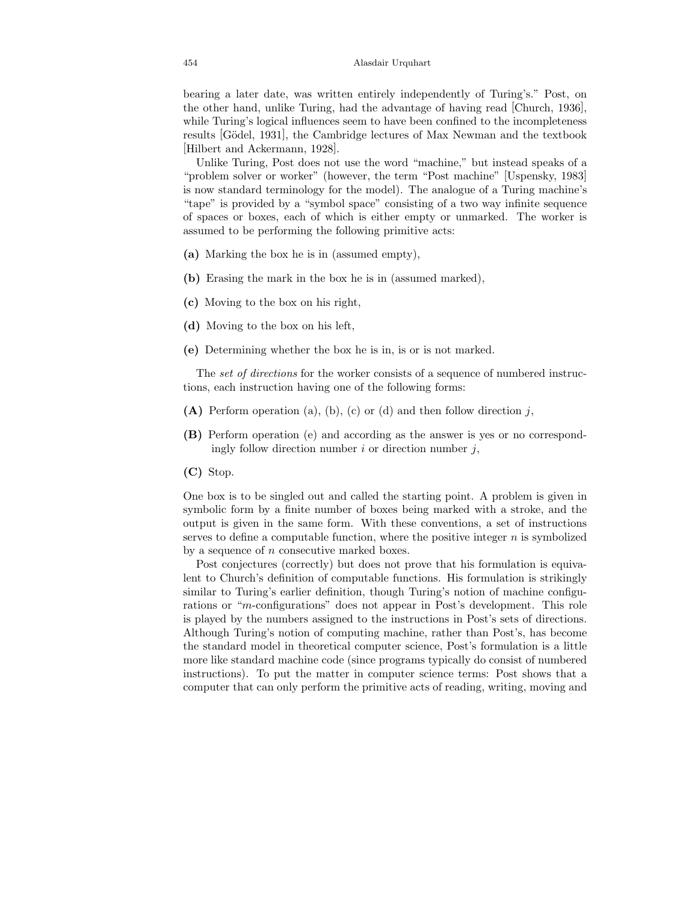bearing a later date, was written entirely independently of Turing's." Post, on the other hand, unlike Turing, had the advantage of having read [Church, 1936], while Turing's logical influences seem to have been confined to the incompleteness results [Gödel, 1931], the Cambridge lectures of Max Newman and the textbook [Hilbert and Ackermann, 1928].

Unlike Turing, Post does not use the word "machine," but instead speaks of a "problem solver or worker" (however, the term "Post machine" [Uspensky, 1983] is now standard terminology for the model). The analogue of a Turing machine's "tape" is provided by a "symbol space" consisting of a two way infinite sequence of spaces or boxes, each of which is either empty or unmarked. The worker is assumed to be performing the following primitive acts:

**(a)** Marking the box he is in (assumed empty),

**(b)** Erasing the mark in the box he is in (assumed marked),

**(c)** Moving to the box on his right,

**(d)** Moving to the box on his left,

**(e)** Determining whether the box he is in, is or is not marked.

The *set of directions* for the worker consists of a sequence of numbered instructions, each instruction having one of the following forms:

**(A)** Perform operation (a), (b), (c) or (d) and then follow direction $j$,

**(B)** Perform operation (e) and according as the answer is yes or no correspondingly follow direction number $i$ or direction number $j$,

**(C)** Stop.

One box is to be singled out and called the starting point. A problem is given in symbolic form by a finite number of boxes being marked with a stroke, and the output is given in the same form. With these conventions, a set of instructions serves to define a computable function, where the positive integer $n$ is symbolized by a sequence of $n$ consecutive marked boxes.

Post conjectures (correctly) but does not prove that his formulation is equivalent to Church's definition of computable functions. His formulation is strikingly similar to Turing's earlier definition, though Turing's notion of machine configurations or "$m$-configurations" does not appear in Post's development. This role is played by the numbers assigned to the instructions in Post's sets of directions. Although Turing's notion of computing machine, rather than Post's, has become the standard model in theoretical computer science, Post's formulation is a little more like standard machine code (since programs typically do consist of numbered instructions). To put the matter in computer science terms: Post shows that a computer that can only perform the primitive acts of reading, writing, moving and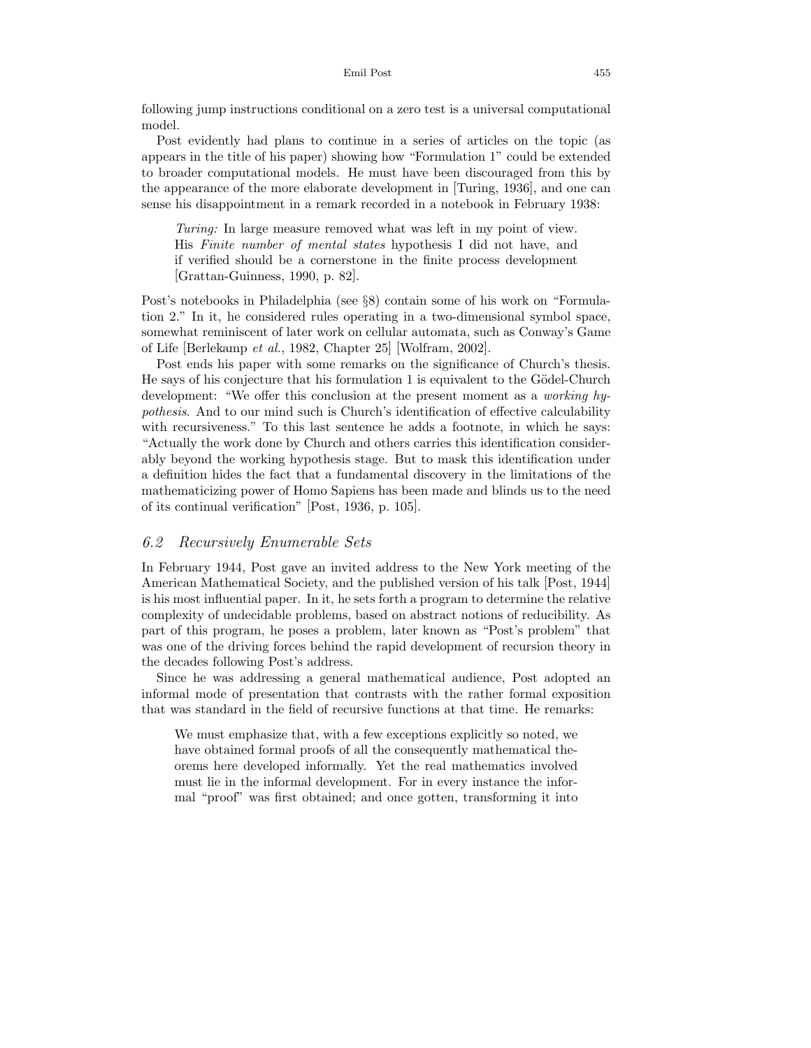following jump instructions conditional on a zero test is a universal computational model.

Post evidently had plans to continue in a series of articles on the topic (as appears in the title of his paper) showing how "Formulation 1" could be extended to broader computational models. He must have been discouraged from this by the appearance of the more elaborate development in [Turing, 1936], and one can sense his disappointment in a remark recorded in a notebook in February 1938:

> *Turing:* In large measure removed what was left in my point of view. His *Finite number of mental states* hypothesis I did not have, and if verified should be a cornerstone in the finite process development [Grattan-Guinness, 1990, p. 82].

Post's notebooks in Philadelphia (see §8) contain some of his work on "Formulation 2." In it, he considered rules operating in a two-dimensional symbol space, somewhat reminiscent of later work on cellular automata, such as Conway's Game of Life [Berlekamp *et al.*, 1982, Chapter 25] [Wolfram, 2002].

Post ends his paper with some remarks on the significance of Church's thesis. He says of his conjecture that his formulation 1 is equivalent to the Gödel-Church development: "We offer this conclusion at the present moment as a *working hypothesis*. And to our mind such is Church's identification of effective calculability with recursiveness." To this last sentence he adds a footnote, in which he says: "Actually the work done by Church and others carries this identification considerably beyond the working hypothesis stage. But to mask this identification under a definition hides the fact that a fundamental discovery in the limitations of the mathematicizing power of Homo Sapiens has been made and blinds us to the need of its continual verification" [Post, 1936, p. 105].

## *6.2 Recursively Enumerable Sets*

In February 1944, Post gave an invited address to the New York meeting of the American Mathematical Society, and the published version of his talk [Post, 1944] is his most influential paper. In it, he sets forth a program to determine the relative complexity of undecidable problems, based on abstract notions of reducibility. As part of this program, he poses a problem, later known as "Post's problem" that was one of the driving forces behind the rapid development of recursion theory in the decades following Post's address.

Since he was addressing a general mathematical audience, Post adopted an informal mode of presentation that contrasts with the rather formal exposition that was standard in the field of recursive functions at that time. He remarks:

> We must emphasize that, with a few exceptions explicitly so noted, we have obtained formal proofs of all the consequently mathematical theorems here developed informally. Yet the real mathematics involved must lie in the informal development. For in every instance the informal "proof" was first obtained; and once gotten, transforming it into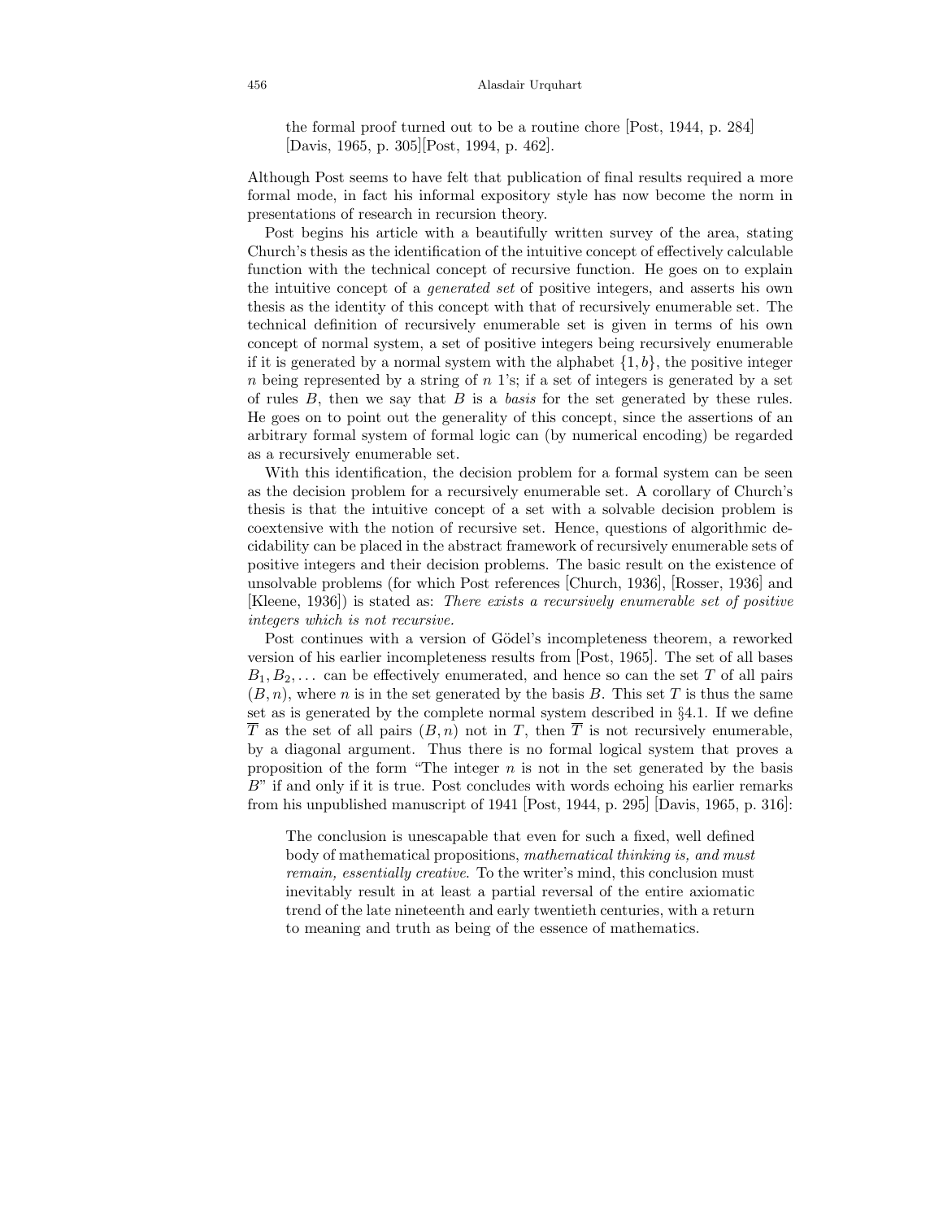> the formal proof turned out to be a routine chore [Post, 1944, p. 284] [Davis, 1965, p. 305][Post, 1994, p. 462].

Although Post seems to have felt that publication of final results required a more formal mode, in fact his informal expository style has now become the norm in presentations of research in recursion theory.

Post begins his article with a beautifully written survey of the area, stating Church's thesis as the identification of the intuitive concept of effectively calculable function with the technical concept of recursive function. He goes on to explain the intuitive concept of a *generated set* of positive integers, and asserts his own thesis as the identity of this concept with that of recursively enumerable set. The technical definition of recursively enumerable set is given in terms of his own concept of normal system, a set of positive integers being recursively enumerable if it is generated by a normal system with the alphabet $\{1, b\}$, the positive integer $n$ being represented by a string of $n$ 1's; if a set of integers is generated by a set of rules $B$, then we say that $B$ is a *basis* for the set generated by these rules. He goes on to point out the generality of this concept, since the assertions of an arbitrary formal system of formal logic can (by numerical encoding) be regarded as a recursively enumerable set.

With this identification, the decision problem for a formal system can be seen as the decision problem for a recursively enumerable set. A corollary of Church's thesis is that the intuitive concept of a set with a solvable decision problem is coextensive with the notion of recursive set. Hence, questions of algorithmic decidability can be placed in the abstract framework of recursively enumerable sets of positive integers and their decision problems. The basic result on the existence of unsolvable problems (for which Post references [Church, 1936], [Rosser, 1936] and [Kleene, 1936]) is stated as: *There exists a recursively enumerable set of positive integers which is not recursive.*

Post continues with a version of Gödel's incompleteness theorem, a reworked version of his earlier incompleteness results from [Post, 1965]. The set of all bases $B_1, B_2, \ldots$ can be effectively enumerated, and hence so can the set $T$ of all pairs $(B, n)$, where $n$ is in the set generated by the basis $B$. This set $T$ is thus the same set as is generated by the complete normal system described in §4.1. If we define $\overline{T}$ as the set of all pairs $(B, n)$ not in $T$, then $\overline{T}$ is not recursively enumerable, by a diagonal argument. Thus there is no formal logical system that proves a proposition of the form "The integer $n$ is not in the set generated by the basis $B$" if and only if it is true. Post concludes with words echoing his earlier remarks from his unpublished manuscript of 1941 [Post, 1944, p. 295] [Davis, 1965, p. 316]:

> The conclusion is unescapable that even for such a fixed, well defined body of mathematical propositions, *mathematical thinking is, and must remain, essentially creative*. To the writer's mind, this conclusion must inevitably result in at least a partial reversal of the entire axiomatic trend of the late nineteenth and early twentieth centuries, with a return to meaning and truth as being of the essence of mathematics.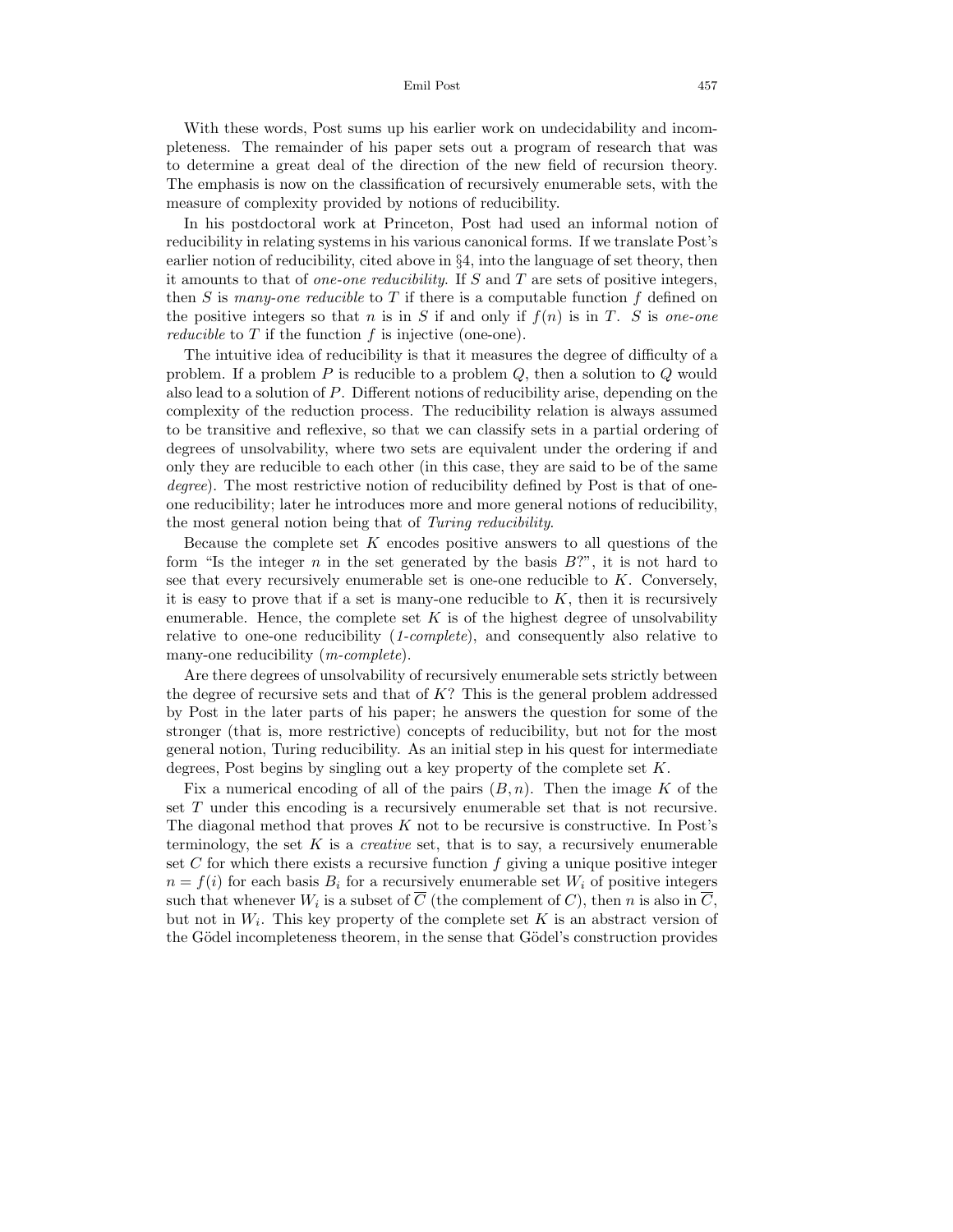With these words, Post sums up his earlier work on undecidability and incompleteness. The remainder of his paper sets out a program of research that was to determine a great deal of the direction of the new field of recursion theory. The emphasis is now on the classification of recursively enumerable sets, with the measure of complexity provided by notions of reducibility.

In his postdoctoral work at Princeton, Post had used an informal notion of reducibility in relating systems in his various canonical forms. If we translate Post's earlier notion of reducibility, cited above in §4, into the language of set theory, then it amounts to that of *one-one reducibility*. If $S$ and $T$ are sets of positive integers, then $S$ is *many-one reducible* to $T$ if there is a computable function $f$ defined on the positive integers so that $n$ is in $S$ if and only if $f(n)$ is in $T$. $S$ is *one-one reducible* to $T$ if the function $f$ is injective (one-one).

The intuitive idea of reducibility is that it measures the degree of difficulty of a problem. If a problem $P$ is reducible to a problem $Q$, then a solution to $Q$ would also lead to a solution of $P$. Different notions of reducibility arise, depending on the complexity of the reduction process. The reducibility relation is always assumed to be transitive and reflexive, so that we can classify sets in a partial ordering of degrees of unsolvability, where two sets are equivalent under the ordering if and only they are reducible to each other (in this case, they are said to be of the same *degree*). The most restrictive notion of reducibility defined by Post is that of one-one reducibility; later he introduces more and more general notions of reducibility, the most general notion being that of *Turing reducibility*.

Because the complete set $K$ encodes positive answers to all questions of the form "Is the integer $n$ in the set generated by the basis $B$?", it is not hard to see that every recursively enumerable set is one-one reducible to $K$. Conversely, it is easy to prove that if a set is many-one reducible to $K$, then it is recursively enumerable. Hence, the complete set $K$ is of the highest degree of unsolvability relative to one-one reducibility (*1-complete*), and consequently also relative to many-one reducibility (*m-complete*).

Are there degrees of unsolvability of recursively enumerable sets strictly between the degree of recursive sets and that of $K$? This is the general problem addressed by Post in the later parts of his paper; he answers the question for some of the stronger (that is, more restrictive) concepts of reducibility, but not for the most general notion, Turing reducibility. As an initial step in his quest for intermediate degrees, Post begins by singling out a key property of the complete set $K$.

Fix a numerical encoding of all of the pairs $(B, n)$. Then the image $K$ of the set $T$ under this encoding is a recursively enumerable set that is not recursive. The diagonal method that proves $K$ not to be recursive is constructive. In Post's terminology, the set $K$ is a *creative* set, that is to say, a recursively enumerable set $C$ for which there exists a recursive function $f$ giving a unique positive integer $n = f(i)$ for each basis $B_i$ for a recursively enumerable set $W_i$ of positive integers such that whenever $W_i$ is a subset of $\overline{C}$ (the complement of $C$), then $n$ is also in $\overline{C}$, but not in $W_i$. This key property of the complete set $K$ is an abstract version of the Gödel incompleteness theorem, in the sense that Gödel's construction provides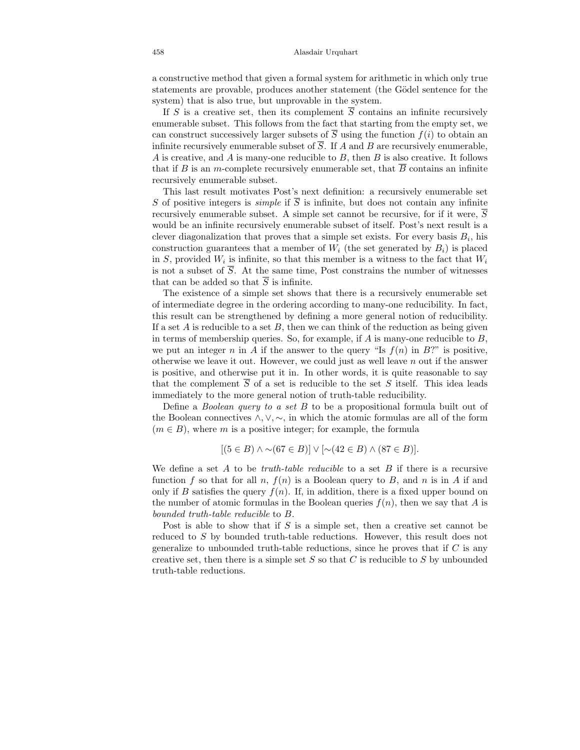a constructive method that given a formal system for arithmetic in which only true statements are provable, produces another statement (the Gödel sentence for the system) that is also true, but unprovable in the system.

If $S$ is a creative set, then its complement $\overline{S}$ contains an infinite recursively enumerable subset. This follows from the fact that starting from the empty set, we can construct successively larger subsets of $\overline{S}$ using the function $f(i)$ to obtain an infinite recursively enumerable subset of $\overline{S}$. If $A$ and $B$ are recursively enumerable, $A$ is creative, and $A$ is many-one reducible to $B$, then $B$ is also creative. It follows that if $B$ is an $m$-complete recursively enumerable set, that $\overline{B}$ contains an infinite recursively enumerable subset.

This last result motivates Post's next definition: a recursively enumerable set $S$ of positive integers is *simple* if $\overline{S}$ is infinite, but does not contain any infinite recursively enumerable subset. A simple set cannot be recursive, for if it were, $\overline{S}$ would be an infinite recursively enumerable subset of itself. Post's next result is a clever diagonalization that proves that a simple set exists. For every basis $B_i$, his construction guarantees that a member of $W_i$ (the set generated by $B_i$) is placed in $S$, provided $W_i$ is infinite, so that this member is a witness to the fact that $W_i$ is not a subset of $\overline{S}$. At the same time, Post constrains the number of witnesses that can be added so that $\overline{S}$ is infinite.

The existence of a simple set shows that there is a recursively enumerable set of intermediate degree in the ordering according to many-one reducibility. In fact, this result can be strengthened by defining a more general notion of reducibility. If a set $A$ is reducible to a set $B$, then we can think of the reduction as being given in terms of membership queries. So, for example, if $A$ is many-one reducible to $B$, we put an integer $n$ in $A$ if the answer to the query "Is $f(n)$ in $B$?" is positive, otherwise we leave it out. However, we could just as well leave $n$ out if the answer is positive, and otherwise put it in. In other words, it is quite reasonable to say that the complement $\overline{S}$ of a set is reducible to the set $S$ itself. This idea leads immediately to the more general notion of truth-table reducibility.

Define a *Boolean query to a set* $B$ to be a propositional formula built out of the Boolean connectives $\wedge, \vee, \sim$, in which the atomic formulas are all of the form $(m \in B)$, where $m$ is a positive integer; for example, the formula

$$[(5 \in B) \wedge {\sim}(67 \in B)] \vee [{\sim}(42 \in B) \wedge (87 \in B)].$$

We define a set $A$ to be *truth-table reducible* to a set $B$ if there is a recursive function $f$ so that for all $n$, $f(n)$ is a Boolean query to $B$, and $n$ is in $A$ if and only if $B$ satisfies the query $f(n)$. If, in addition, there is a fixed upper bound on the number of atomic formulas in the Boolean queries $f(n)$, then we say that $A$ is *bounded truth-table reducible* to $B$.

Post is able to show that if $S$ is a simple set, then a creative set cannot be reduced to $S$ by bounded truth-table reductions. However, this result does not generalize to unbounded truth-table reductions, since he proves that if $C$ is any creative set, then there is a simple set $S$ so that $C$ is reducible to $S$ by unbounded truth-table reductions.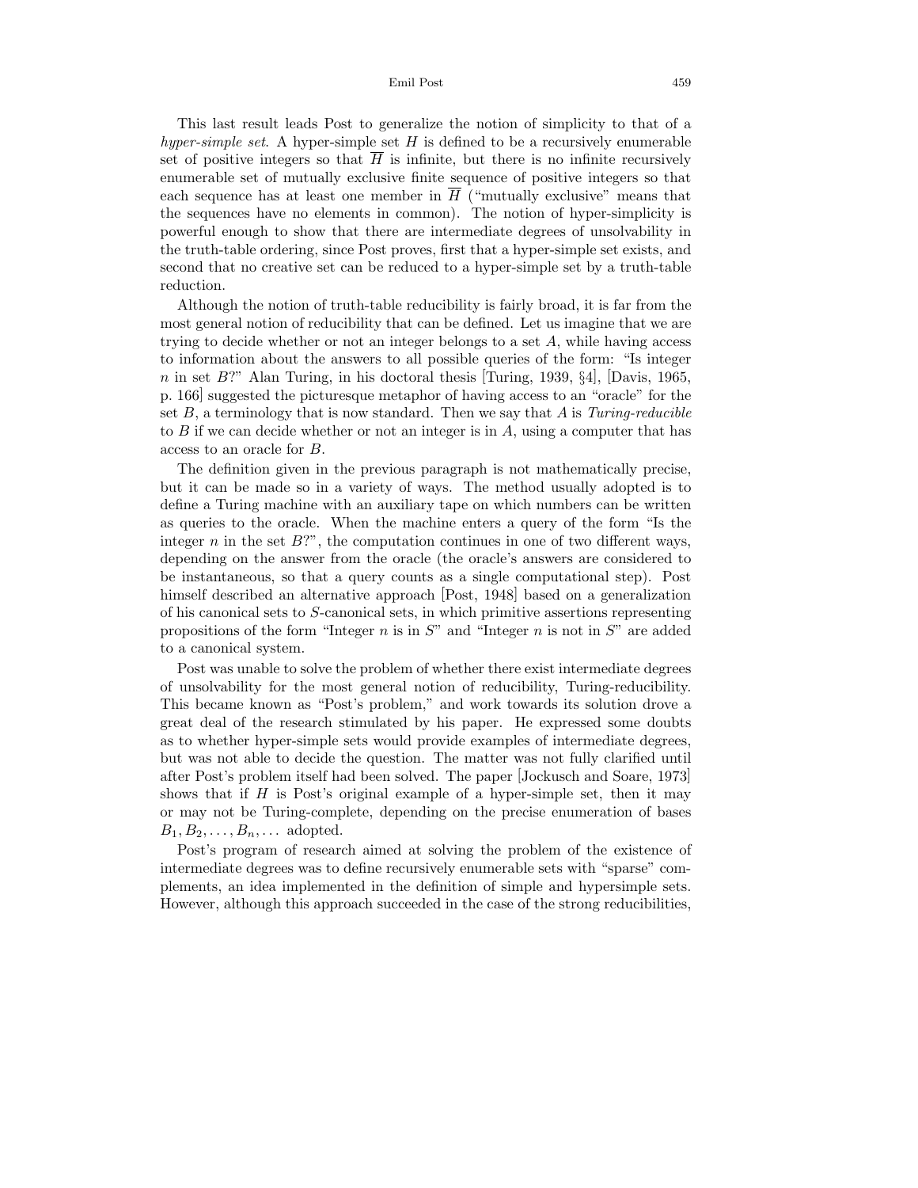This last result leads Post to generalize the notion of simplicity to that of a *hyper-simple set*. A hyper-simple set $H$ is defined to be a recursively enumerable set of positive integers so that $\overline{H}$ is infinite, but there is no infinite recursively enumerable set of mutually exclusive finite sequence of positive integers so that each sequence has at least one member in $\overline{H}$ ("mutually exclusive" means that the sequences have no elements in common). The notion of hyper-simplicity is powerful enough to show that there are intermediate degrees of unsolvability in the truth-table ordering, since Post proves, first that a hyper-simple set exists, and second that no creative set can be reduced to a hyper-simple set by a truth-table reduction.

Although the notion of truth-table reducibility is fairly broad, it is far from the most general notion of reducibility that can be defined. Let us imagine that we are trying to decide whether or not an integer belongs to a set $A$, while having access to information about the answers to all possible queries of the form: "Is integer $n$ in set $B$?" Alan Turing, in his doctoral thesis [Turing, 1939, §4], [Davis, 1965, p. 166] suggested the picturesque metaphor of having access to an "oracle" for the set $B$, a terminology that is now standard. Then we say that $A$ is *Turing-reducible* to $B$ if we can decide whether or not an integer is in $A$, using a computer that has access to an oracle for $B$.

The definition given in the previous paragraph is not mathematically precise, but it can be made so in a variety of ways. The method usually adopted is to define a Turing machine with an auxiliary tape on which numbers can be written as queries to the oracle. When the machine enters a query of the form "Is the integer $n$ in the set $B$?", the computation continues in one of two different ways, depending on the answer from the oracle (the oracle's answers are considered to be instantaneous, so that a query counts as a single computational step). Post himself described an alternative approach [Post, 1948] based on a generalization of his canonical sets to $S$-canonical sets, in which primitive assertions representing propositions of the form "Integer $n$ is in $S$" and "Integer $n$ is not in $S$" are added to a canonical system.

Post was unable to solve the problem of whether there exist intermediate degrees of unsolvability for the most general notion of reducibility, Turing-reducibility. This became known as "Post's problem," and work towards its solution drove a great deal of the research stimulated by his paper. He expressed some doubts as to whether hyper-simple sets would provide examples of intermediate degrees, but was not able to decide the question. The matter was not fully clarified until after Post's problem itself had been solved. The paper [Jockusch and Soare, 1973] shows that if $H$ is Post's original example of a hyper-simple set, then it may or may not be Turing-complete, depending on the precise enumeration of bases $B_1, B_2, \ldots, B_n, \ldots$ adopted.

Post's program of research aimed at solving the problem of the existence of intermediate degrees was to define recursively enumerable sets with "sparse" complements, an idea implemented in the definition of simple and hypersimple sets. However, although this approach succeeded in the case of the strong reducibilities,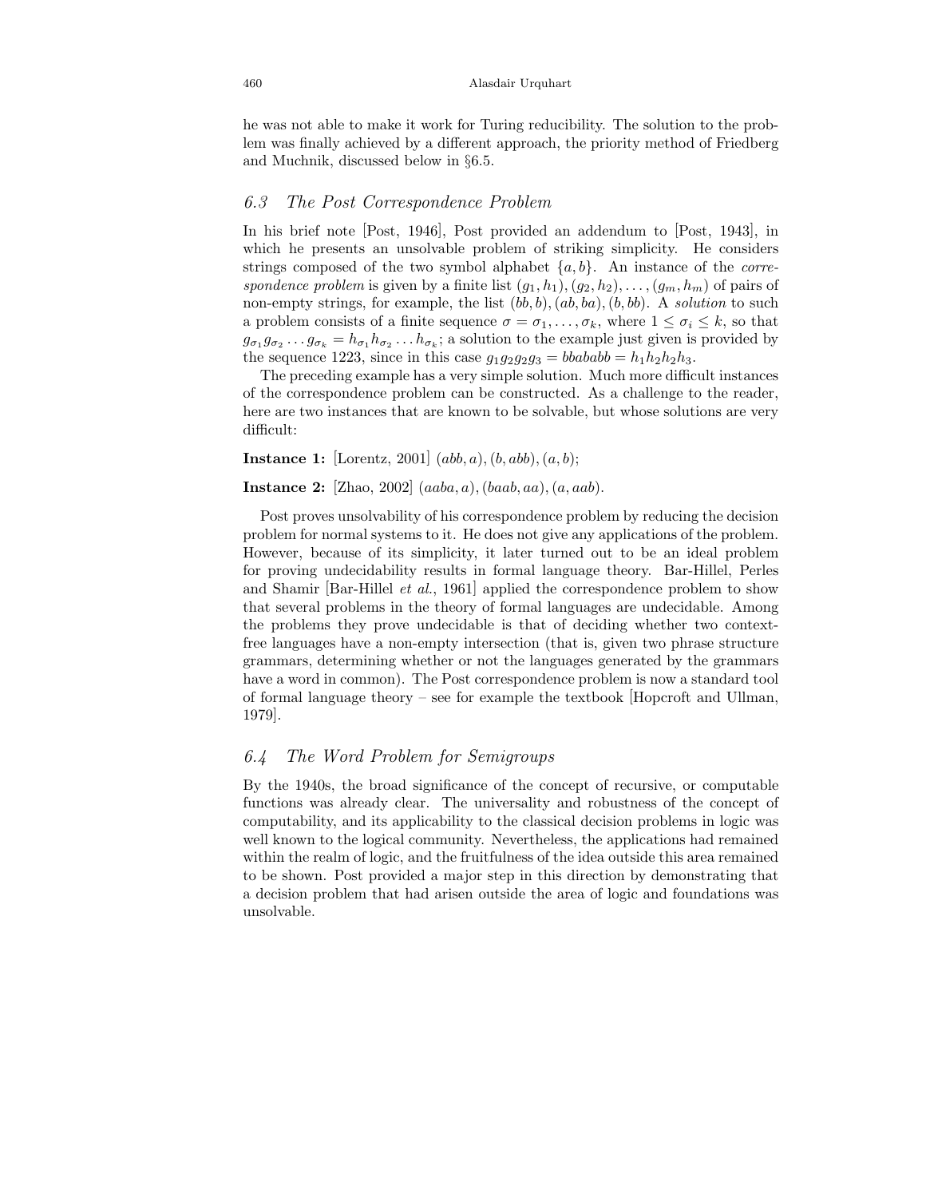he was not able to make it work for Turing reducibility. The solution to the problem was finally achieved by a different approach, the priority method of Friedberg and Muchnik, discussed below in §6.5.

## 6.3 The Post Correspondence Problem

In his brief note [Post, 1946], Post provided an addendum to [Post, 1943], in which he presents an unsolvable problem of striking simplicity. He considers strings composed of the two symbol alphabet $\{a, b\}$. An instance of the *correspondence problem* is given by a finite list $(g_1, h_1), (g_2, h_2), \ldots, (g_m, h_m)$ of pairs of non-empty strings, for example, the list $(bb, b), (ab, ba), (b, bb)$. A *solution* to such a problem consists of a finite sequence $\sigma = \sigma_1, \ldots, \sigma_k$, where $1 \leq \sigma_i \leq k$, so that $g_{\sigma_1} g_{\sigma_2} \ldots g_{\sigma_k} = h_{\sigma_1} h_{\sigma_2} \ldots h_{\sigma_k}$; a solution to the example just given is provided by the sequence 1223, since in this case $g_1 g_2 g_2 g_3 = bbababb = h_1 h_2 h_2 h_3$.

The preceding example has a very simple solution. Much more difficult instances of the correspondence problem can be constructed. As a challenge to the reader, here are two instances that are known to be solvable, but whose solutions are very difficult:

**Instance 1:** [Lorentz, 2001] $(abb, a), (b, abb), (a, b)$;

**Instance 2:** [Zhao, 2002] $(aaba, a), (baab, aa), (a, aab)$.

Post proves unsolvability of his correspondence problem by reducing the decision problem for normal systems to it. He does not give any applications of the problem. However, because of its simplicity, it later turned out to be an ideal problem for proving undecidability results in formal language theory. Bar-Hillel, Perles and Shamir [Bar-Hillel *et al.*, 1961] applied the correspondence problem to show that several problems in the theory of formal languages are undecidable. Among the problems they prove undecidable is that of deciding whether two context-free languages have a non-empty intersection (that is, given two phrase structure grammars, determining whether or not the languages generated by the grammars have a word in common). The Post correspondence problem is now a standard tool of formal language theory – see for example the textbook [Hopcroft and Ullman, 1979].

## 6.4 The Word Problem for Semigroups

By the 1940s, the broad significance of the concept of recursive, or computable functions was already clear. The universality and robustness of the concept of computability, and its applicability to the classical decision problems in logic was well known to the logical community. Nevertheless, the applications had remained within the realm of logic, and the fruitfulness of the idea outside this area remained to be shown. Post provided a major step in this direction by demonstrating that a decision problem that had arisen outside the area of logic and foundations was unsolvable.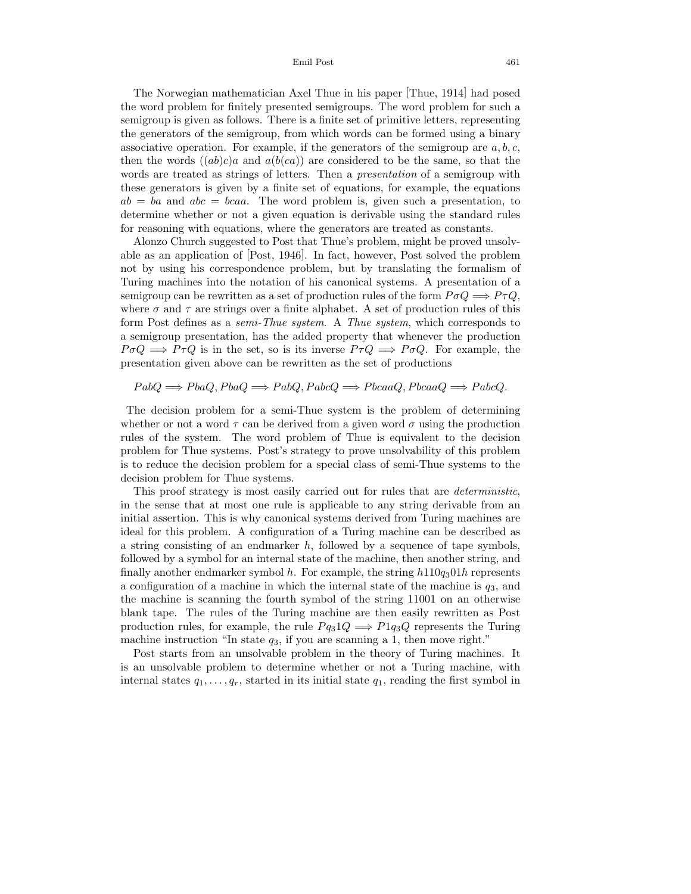The Norwegian mathematician Axel Thue in his paper [Thue, 1914] had posed the word problem for finitely presented semigroups. The word problem for such a semigroup is given as follows. There is a finite set of primitive letters, representing the generators of the semigroup, from which words can be formed using a binary associative operation. For example, if the generators of the semigroup are $a, b, c$, then the words $((ab)c)a$ and $a(b(ca))$ are considered to be the same, so that the words are treated as strings of letters. Then a *presentation* of a semigroup with these generators is given by a finite set of equations, for example, the equations $ab = ba$ and $abc = bcaa$. The word problem is, given such a presentation, to determine whether or not a given equation is derivable using the standard rules for reasoning with equations, where the generators are treated as constants.

Alonzo Church suggested to Post that Thue's problem, might be proved unsolvable as an application of [Post, 1946]. In fact, however, Post solved the problem not by using his correspondence problem, but by translating the formalism of Turing machines into the notation of his canonical systems. A presentation of a semigroup can be rewritten as a set of production rules of the form $P\sigma Q \Longrightarrow P\tau Q$, where $\sigma$ and $\tau$ are strings over a finite alphabet. A set of production rules of this form Post defines as a *semi-Thue system*. A *Thue system*, which corresponds to a semigroup presentation, has the added property that whenever the production $P\sigma Q \Longrightarrow P\tau Q$ is in the set, so is its inverse $P\tau Q \Longrightarrow P\sigma Q$. For example, the presentation given above can be rewritten as the set of productions

$$PabQ \Longrightarrow PbaQ, PbaQ \Longrightarrow PabQ, PabcQ \Longrightarrow PbcaaQ, PbcaaQ \Longrightarrow PabcQ.$$

The decision problem for a semi-Thue system is the problem of determining whether or not a word $\tau$ can be derived from a given word $\sigma$ using the production rules of the system. The word problem of Thue is equivalent to the decision problem for Thue systems. Post's strategy to prove unsolvability of this problem is to reduce the decision problem for a special class of semi-Thue systems to the decision problem for Thue systems.

This proof strategy is most easily carried out for rules that are *deterministic*, in the sense that at most one rule is applicable to any string derivable from an initial assertion. This is why canonical systems derived from Turing machines are ideal for this problem. A configuration of a Turing machine can be described as a string consisting of an endmarker $h$, followed by a sequence of tape symbols, followed by a symbol for an internal state of the machine, then another string, and finally another endmarker symbol $h$. For example, the string $h110q_301h$ represents a configuration of a machine in which the internal state of the machine is $q_3$, and the machine is scanning the fourth symbol of the string 11001 on an otherwise blank tape. The rules of the Turing machine are then easily rewritten as Post production rules, for example, the rule $Pq_31Q \Longrightarrow P1q_3Q$ represents the Turing machine instruction "In state $q_3$, if you are scanning a 1, then move right."

Post starts from an unsolvable problem in the theory of Turing machines. It is an unsolvable problem to determine whether or not a Turing machine, with internal states $q_1, \ldots, q_r$, started in its initial state $q_1$, reading the first symbol in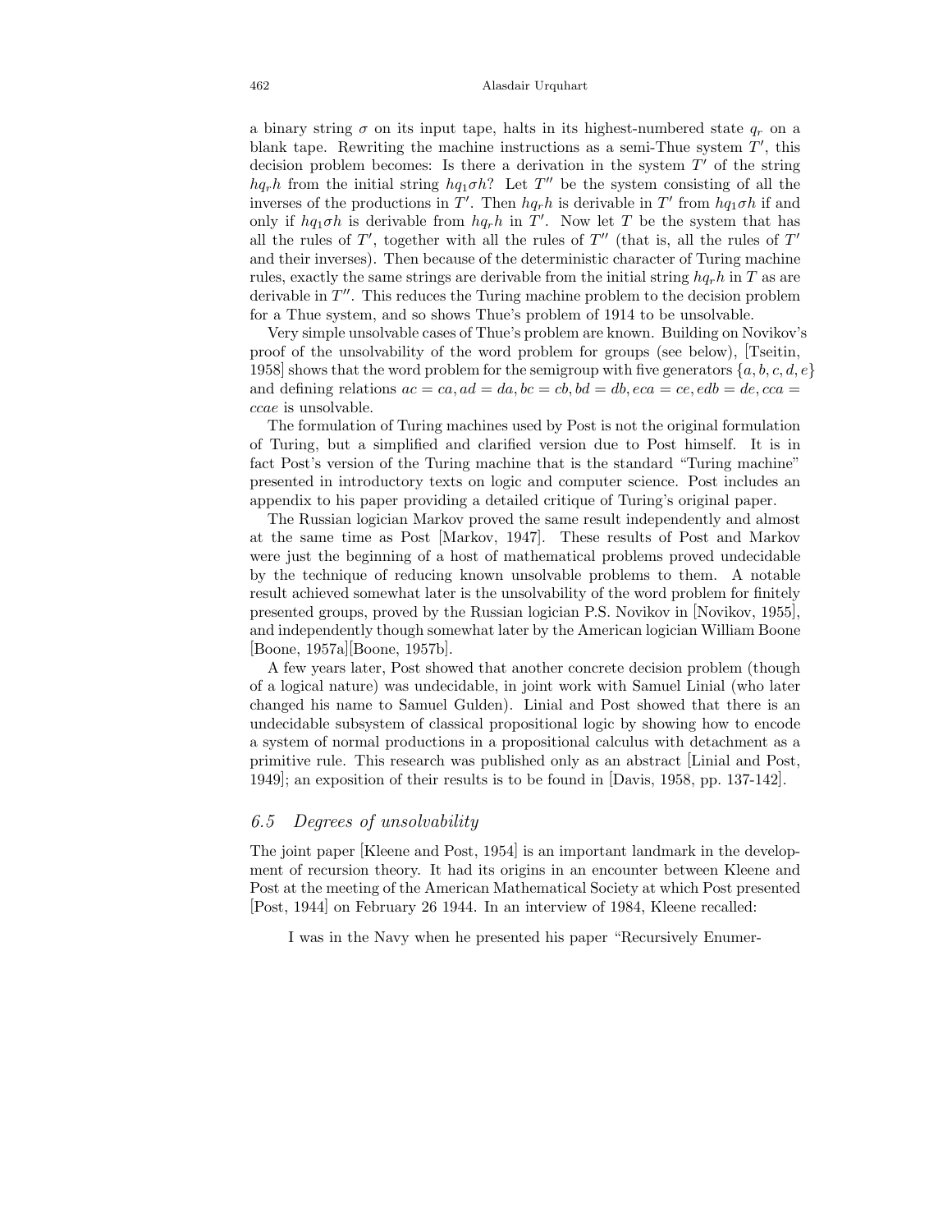a binary string $\sigma$ on its input tape, halts in its highest-numbered state $q_r$ on a blank tape. Rewriting the machine instructions as a semi-Thue system $T'$, this decision problem becomes: Is there a derivation in the system $T'$ of the string $hq_rh$ from the initial string $hq_1\sigma h$? Let $T''$ be the system consisting of all the inverses of the productions in $T'$. Then $hq_rh$ is derivable in $T'$ from $hq_1\sigma h$ if and only if $hq_1\sigma h$ is derivable from $hq_rh$ in $T'$. Now let $T$ be the system that has all the rules of $T'$, together with all the rules of $T''$ (that is, all the rules of $T'$ and their inverses). Then because of the deterministic character of Turing machine rules, exactly the same strings are derivable from the initial string $hq_rh$ in $T$ as are derivable in $T''$. This reduces the Turing machine problem to the decision problem for a Thue system, and so shows Thue's problem of 1914 to be unsolvable.

Very simple unsolvable cases of Thue's problem are known. Building on Novikov's proof of the unsolvability of the word problem for groups (see below), [Tseitin, 1958] shows that the word problem for the semigroup with five generators $\{a, b, c, d, e\}$ and defining relations $ac = ca, ad = da, bc = cb, bd = db, eca = ce, edb = de, cca = ccae$ is unsolvable.

The formulation of Turing machines used by Post is not the original formulation of Turing, but a simplified and clarified version due to Post himself. It is in fact Post's version of the Turing machine that is the standard "Turing machine" presented in introductory texts on logic and computer science. Post includes an appendix to his paper providing a detailed critique of Turing's original paper.

The Russian logician Markov proved the same result independently and almost at the same time as Post [Markov, 1947]. These results of Post and Markov were just the beginning of a host of mathematical problems proved undecidable by the technique of reducing known unsolvable problems to them. A notable result achieved somewhat later is the unsolvability of the word problem for finitely presented groups, proved by the Russian logician P.S. Novikov in [Novikov, 1955], and independently though somewhat later by the American logician William Boone [Boone, 1957a][Boone, 1957b].

A few years later, Post showed that another concrete decision problem (though of a logical nature) was undecidable, in joint work with Samuel Linial (who later changed his name to Samuel Gulden). Linial and Post showed that there is an undecidable subsystem of classical propositional logic by showing how to encode a system of normal productions in a propositional calculus with detachment as a primitive rule. This research was published only as an abstract [Linial and Post, 1949]; an exposition of their results is to be found in [Davis, 1958, pp. 137-142].

### *6.5 Degrees of unsolvability*

The joint paper [Kleene and Post, 1954] is an important landmark in the development of recursion theory. It had its origins in an encounter between Kleene and Post at the meeting of the American Mathematical Society at which Post presented [Post, 1944] on February 26 1944. In an interview of 1984, Kleene recalled:

> I was in the Navy when he presented his paper "Recursively Enumer-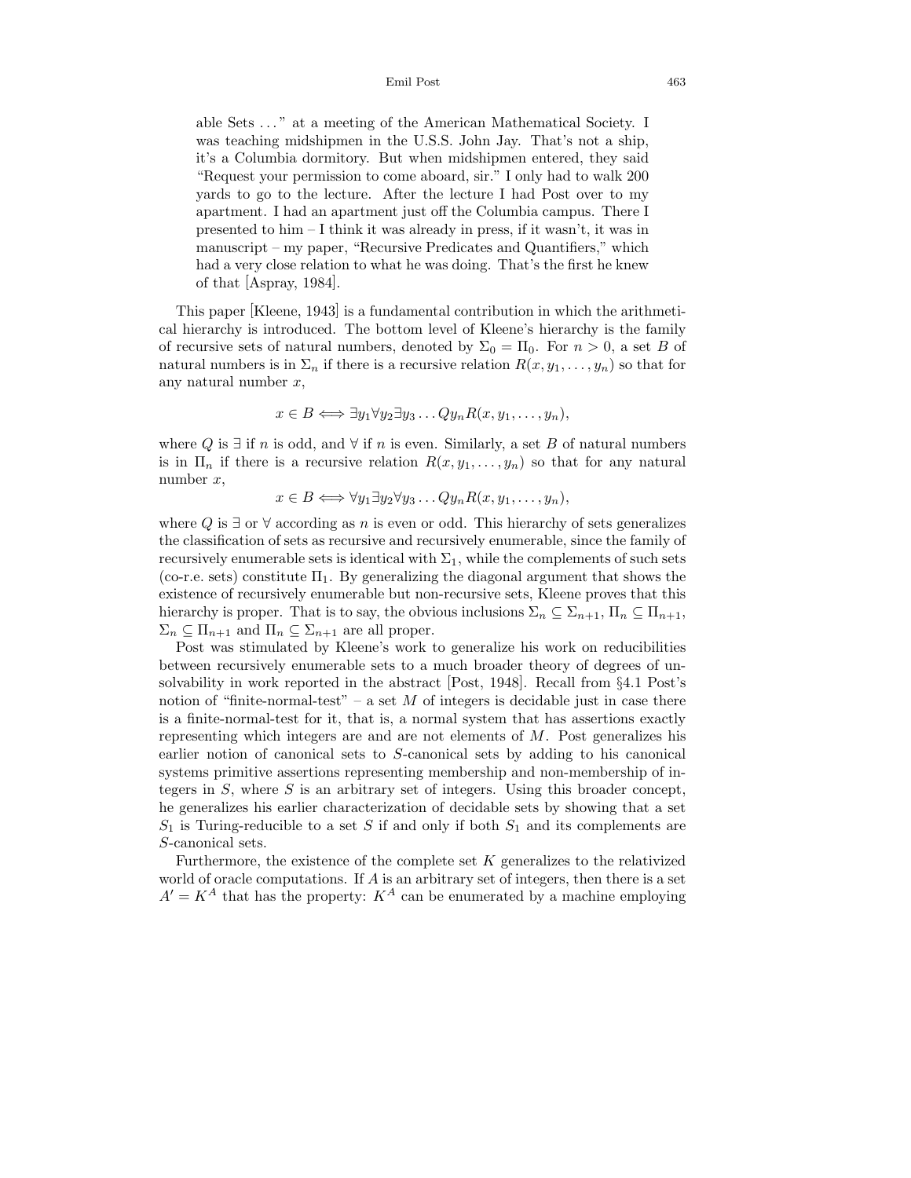able Sets ..." at a meeting of the American Mathematical Society. I was teaching midshipmen in the U.S.S. John Jay. That's not a ship, it's a Columbia dormitory. But when midshipmen entered, they said "Request your permission to come aboard, sir." I only had to walk 200 yards to go to the lecture. After the lecture I had Post over to my apartment. I had an apartment just off the Columbia campus. There I presented to him – I think it was already in press, if it wasn't, it was in manuscript – my paper, "Recursive Predicates and Quantifiers," which had a very close relation to what he was doing. That's the first he knew of that [Aspray, 1984].

This paper [Kleene, 1943] is a fundamental contribution in which the arithmetical hierarchy is introduced. The bottom level of Kleene's hierarchy is the family of recursive sets of natural numbers, denoted by $\Sigma_0 = \Pi_0$. For $n > 0$, a set $B$ of natural numbers is in $\Sigma_n$ if there is a recursive relation $R(x, y_1, \ldots, y_n)$ so that for any natural number $x$,

$$x \in B \Longleftrightarrow \exists y_1 \forall y_2 \exists y_3 \ldots Q y_n R(x, y_1, \ldots, y_n),$$

where $Q$ is $\exists$ if $n$ is odd, and $\forall$ if $n$ is even. Similarly, a set $B$ of natural numbers is in $\Pi_n$ if there is a recursive relation $R(x, y_1, \ldots, y_n)$ so that for any natural number $x$,

$$x \in B \Longleftrightarrow \forall y_1 \exists y_2 \forall y_3 \ldots Q y_n R(x, y_1, \ldots, y_n),$$

where $Q$ is $\exists$ or $\forall$ according as $n$ is even or odd. This hierarchy of sets generalizes the classification of sets as recursive and recursively enumerable, since the family of recursively enumerable sets is identical with $\Sigma_1$, while the complements of such sets (co-r.e. sets) constitute $\Pi_1$. By generalizing the diagonal argument that shows the existence of recursively enumerable but non-recursive sets, Kleene proves that this hierarchy is proper. That is to say, the obvious inclusions $\Sigma_n \subseteq \Sigma_{n+1}$, $\Pi_n \subseteq \Pi_{n+1}$, $\Sigma_n \subseteq \Pi_{n+1}$ and $\Pi_n \subseteq \Sigma_{n+1}$ are all proper.

Post was stimulated by Kleene's work to generalize his work on reducibilities between recursively enumerable sets to a much broader theory of degrees of unsolvability in work reported in the abstract [Post, 1948]. Recall from §4.1 Post's notion of "finite-normal-test" – a set $M$ of integers is decidable just in case there is a finite-normal-test for it, that is, a normal system that has assertions exactly representing which integers are and are not elements of $M$. Post generalizes his earlier notion of canonical sets to $S$-canonical sets by adding to his canonical systems primitive assertions representing membership and non-membership of integers in $S$, where $S$ is an arbitrary set of integers. Using this broader concept, he generalizes his earlier characterization of decidable sets by showing that a set $S_1$ is Turing-reducible to a set $S$ if and only if both $S_1$ and its complements are $S$-canonical sets.

Furthermore, the existence of the complete set $K$ generalizes to the relativized world of oracle computations. If $A$ is an arbitrary set of integers, then there is a set $A' = K^A$ that has the property: $K^A$ can be enumerated by a machine employing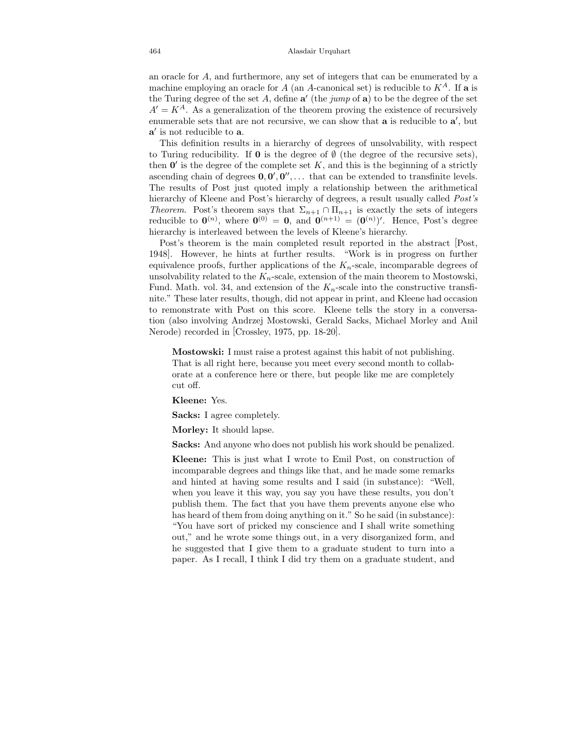an oracle for $A$, and furthermore, any set of integers that can be enumerated by a machine employing an oracle for $A$ (an $A$-canonical set) is reducible to $K^A$. If $\mathbf{a}$ is the Turing degree of the set $A$, define $\mathbf{a}'$ (the *jump* of $\mathbf{a}$) to be the degree of the set $A' = K^A$. As a generalization of the theorem proving the existence of recursively enumerable sets that are not recursive, we can show that $\mathbf{a}$ is reducible to $\mathbf{a}'$, but $\mathbf{a}'$ is not reducible to $\mathbf{a}$.

This definition results in a hierarchy of degrees of unsolvability, with respect to Turing reducibility. If $\mathbf{0}$ is the degree of $\emptyset$ (the degree of the recursive sets), then $\mathbf{0}'$ is the degree of the complete set $K$, and this is the beginning of a strictly ascending chain of degrees $\mathbf{0}, \mathbf{0}', \mathbf{0}'', \ldots$ that can be extended to transfinite levels. The results of Post just quoted imply a relationship between the arithmetical hierarchy of Kleene and Post's hierarchy of degrees, a result usually called *Post's Theorem*. Post's theorem says that $\Sigma_{n+1} \cap \Pi_{n+1}$ is exactly the sets of integers reducible to $\mathbf{0}^{(n)}$, where $\mathbf{0}^{(0)} = \mathbf{0}$, and $\mathbf{0}^{(n+1)} = (\mathbf{0}^{(n)})'$. Hence, Post's degree hierarchy is interleaved between the levels of Kleene's hierarchy.

Post's theorem is the main completed result reported in the abstract [Post, 1948]. However, he hints at further results. "Work is in progress on further equivalence proofs, further applications of the $K_n$-scale, incomparable degrees of unsolvability related to the $K_n$-scale, extension of the main theorem to Mostowski, Fund. Math. vol. 34, and extension of the $K_n$-scale into the constructive transfinite." These later results, though, did not appear in print, and Kleene had occasion to remonstrate with Post on this score. Kleene tells the story in a conversation (also involving Andrzej Mostowski, Gerald Sacks, Michael Morley and Anil Nerode) recorded in [Crossley, 1975, pp. 18-20].

> **Mostowski:** I must raise a protest against this habit of not publishing. That is all right here, because you meet every second month to collaborate at a conference here or there, but people like me are completely cut off.
>
> **Kleene:** Yes.
>
> **Sacks:** I agree completely.
>
> **Morley:** It should lapse.
>
> **Sacks:** And anyone who does not publish his work should be penalized.
>
> **Kleene:** This is just what I wrote to Emil Post, on construction of incomparable degrees and things like that, and he made some remarks and hinted at having some results and I said (in substance): "Well, when you leave it this way, you say you have these results, you don't publish them. The fact that you have them prevents anyone else who has heard of them from doing anything on it." So he said (in substance): "You have sort of pricked my conscience and I shall write something out," and he wrote some things out, in a very disorganized form, and he suggested that I give them to a graduate student to turn into a paper. As I recall, I think I did try them on a graduate student, and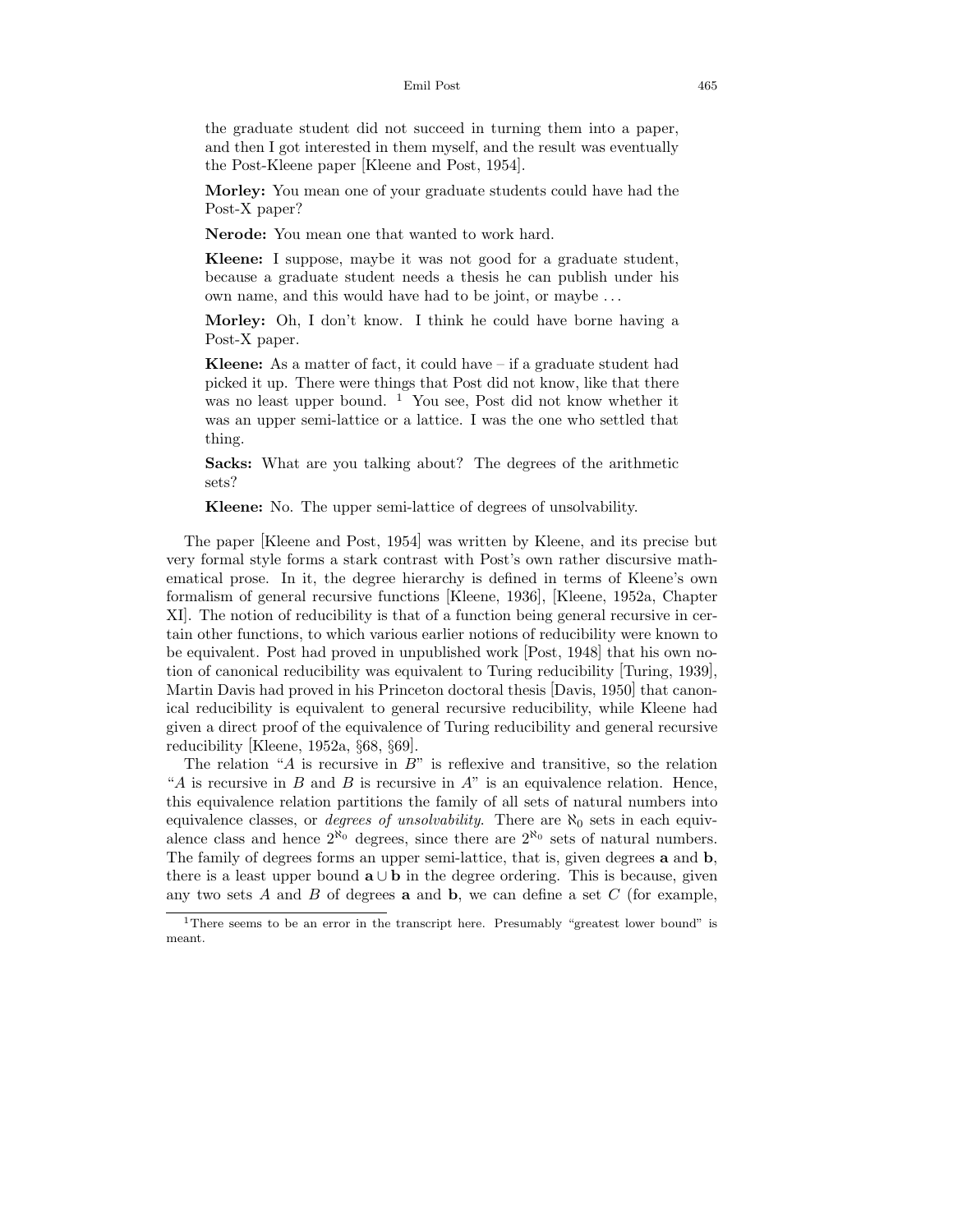the graduate student did not succeed in turning them into a paper, and then I got interested in them myself, and the result was eventually the Post-Kleene paper [Kleene and Post, 1954].

**Morley:** You mean one of your graduate students could have had the Post-X paper?

**Nerode:** You mean one that wanted to work hard.

**Kleene:** I suppose, maybe it was not good for a graduate student, because a graduate student needs a thesis he can publish under his own name, and this would have had to be joint, or maybe ...

**Morley:** Oh, I don't know. I think he could have borne having a Post-X paper.

**Kleene:** As a matter of fact, it could have – if a graduate student had picked it up. There were things that Post did not know, like that there was no least upper bound. [1] You see, Post did not know whether it was an upper semi-lattice or a lattice. I was the one who settled that thing.

**Sacks:** What are you talking about? The degrees of the arithmetic sets?

**Kleene:** No. The upper semi-lattice of degrees of unsolvability.

The paper [Kleene and Post, 1954] was written by Kleene, and its precise but very formal style forms a stark contrast with Post's own rather discursive mathematical prose. In it, the degree hierarchy is defined in terms of Kleene's own formalism of general recursive functions [Kleene, 1936], [Kleene, 1952a, Chapter XI]. The notion of reducibility is that of a function being general recursive in certain other functions, to which various earlier notions of reducibility were known to be equivalent. Post had proved in unpublished work [Post, 1948] that his own notion of canonical reducibility was equivalent to Turing reducibility [Turing, 1939], Martin Davis had proved in his Princeton doctoral thesis [Davis, 1950] that canonical reducibility is equivalent to general recursive reducibility, while Kleene had given a direct proof of the equivalence of Turing reducibility and general recursive reducibility [Kleene, 1952a, §68, §69].

The relation "$A$ is recursive in $B$" is reflexive and transitive, so the relation "$A$ is recursive in $B$ and $B$ is recursive in $A$" is an equivalence relation. Hence, this equivalence relation partitions the family of all sets of natural numbers into equivalence classes, or *degrees of unsolvability*. There are $\aleph_0$ sets in each equivalence class and hence $2^{\aleph_0}$ degrees, since there are $2^{\aleph_0}$ sets of natural numbers. The family of degrees forms an upper semi-lattice, that is, given degrees $\mathbf{a}$ and $\mathbf{b}$, there is a least upper bound $\mathbf{a} \cup \mathbf{b}$ in the degree ordering. This is because, given any two sets $A$ and $B$ of degrees $\mathbf{a}$ and $\mathbf{b}$, we can define a set $C$ (for example,

[1] There seems to be an error in the transcript here. Presumably "greatest lower bound" is meant.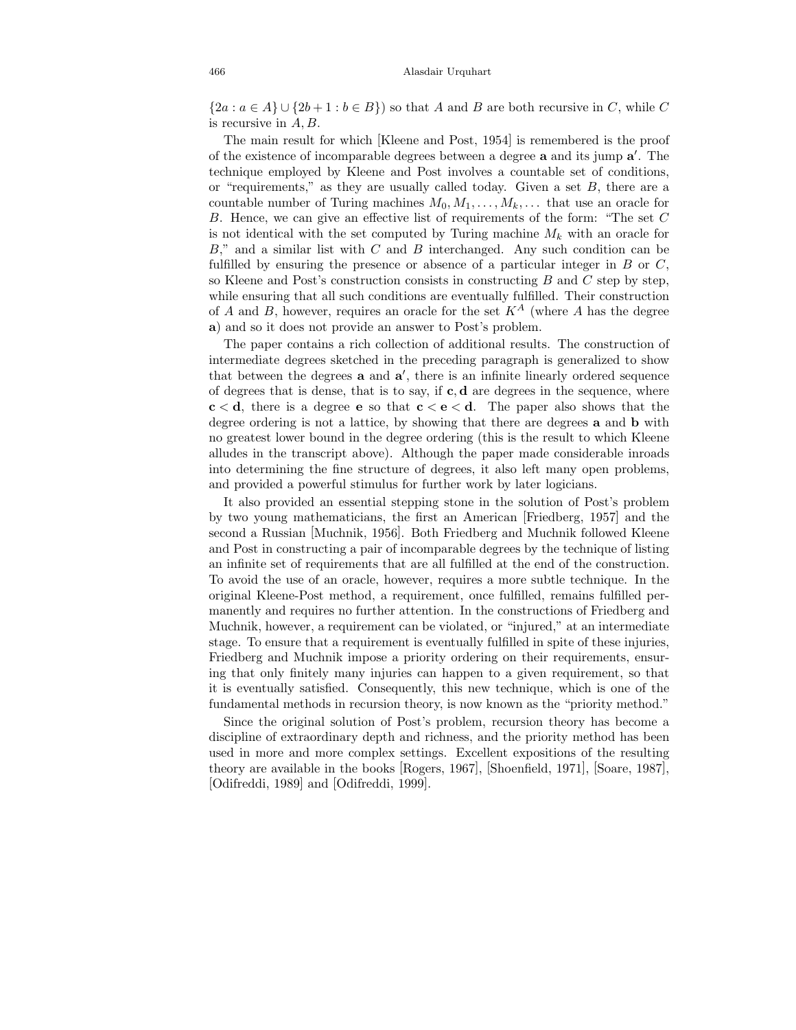$\{2a : a \in A\} \cup \{2b+1 : b \in B\}$) so that $A$ and $B$ are both recursive in $C$, while $C$ is recursive in $A, B$.

The main result for which [Kleene and Post, 1954] is remembered is the proof of the existence of incomparable degrees between a degree $\mathbf{a}$ and its jump $\mathbf{a}'$. The technique employed by Kleene and Post involves a countable set of conditions, or "requirements," as they are usually called today. Given a set $B$, there are a countable number of Turing machines $M_0, M_1, \ldots, M_k, \ldots$ that use an oracle for $B$. Hence, we can give an effective list of requirements of the form: "The set $C$ is not identical with the set computed by Turing machine $M_k$ with an oracle for $B$," and a similar list with $C$ and $B$ interchanged. Any such condition can be fulfilled by ensuring the presence or absence of a particular integer in $B$ or $C$, so Kleene and Post's construction consists in constructing $B$ and $C$ step by step, while ensuring that all such conditions are eventually fulfilled. Their construction of $A$ and $B$, however, requires an oracle for the set $K^A$ (where $A$ has the degree $\mathbf{a}$) and so it does not provide an answer to Post's problem.

The paper contains a rich collection of additional results. The construction of intermediate degrees sketched in the preceding paragraph is generalized to show that between the degrees $\mathbf{a}$ and $\mathbf{a}'$, there is an infinite linearly ordered sequence of degrees that is dense, that is to say, if $\mathbf{c}, \mathbf{d}$ are degrees in the sequence, where $\mathbf{c} < \mathbf{d}$, there is a degree $\mathbf{e}$ so that $\mathbf{c} < \mathbf{e} < \mathbf{d}$. The paper also shows that the degree ordering is not a lattice, by showing that there are degrees $\mathbf{a}$ and $\mathbf{b}$ with no greatest lower bound in the degree ordering (this is the result to which Kleene alludes in the transcript above). Although the paper made considerable inroads into determining the fine structure of degrees, it also left many open problems, and provided a powerful stimulus for further work by later logicians.

It also provided an essential stepping stone in the solution of Post's problem by two young mathematicians, the first an American [Friedberg, 1957] and the second a Russian [Muchnik, 1956]. Both Friedberg and Muchnik followed Kleene and Post in constructing a pair of incomparable degrees by the technique of listing an infinite set of requirements that are all fulfilled at the end of the construction. To avoid the use of an oracle, however, requires a more subtle technique. In the original Kleene-Post method, a requirement, once fulfilled, remains fulfilled permanently and requires no further attention. In the constructions of Friedberg and Muchnik, however, a requirement can be violated, or "injured," at an intermediate stage. To ensure that a requirement is eventually fulfilled in spite of these injuries, Friedberg and Muchnik impose a priority ordering on their requirements, ensuring that only finitely many injuries can happen to a given requirement, so that it is eventually satisfied. Consequently, this new technique, which is one of the fundamental methods in recursion theory, is now known as the "priority method."

Since the original solution of Post's problem, recursion theory has become a discipline of extraordinary depth and richness, and the priority method has been used in more and more complex settings. Excellent expositions of the resulting theory are available in the books [Rogers, 1967], [Shoenfield, 1971], [Soare, 1987], [Odifreddi, 1989] and [Odifreddi, 1999].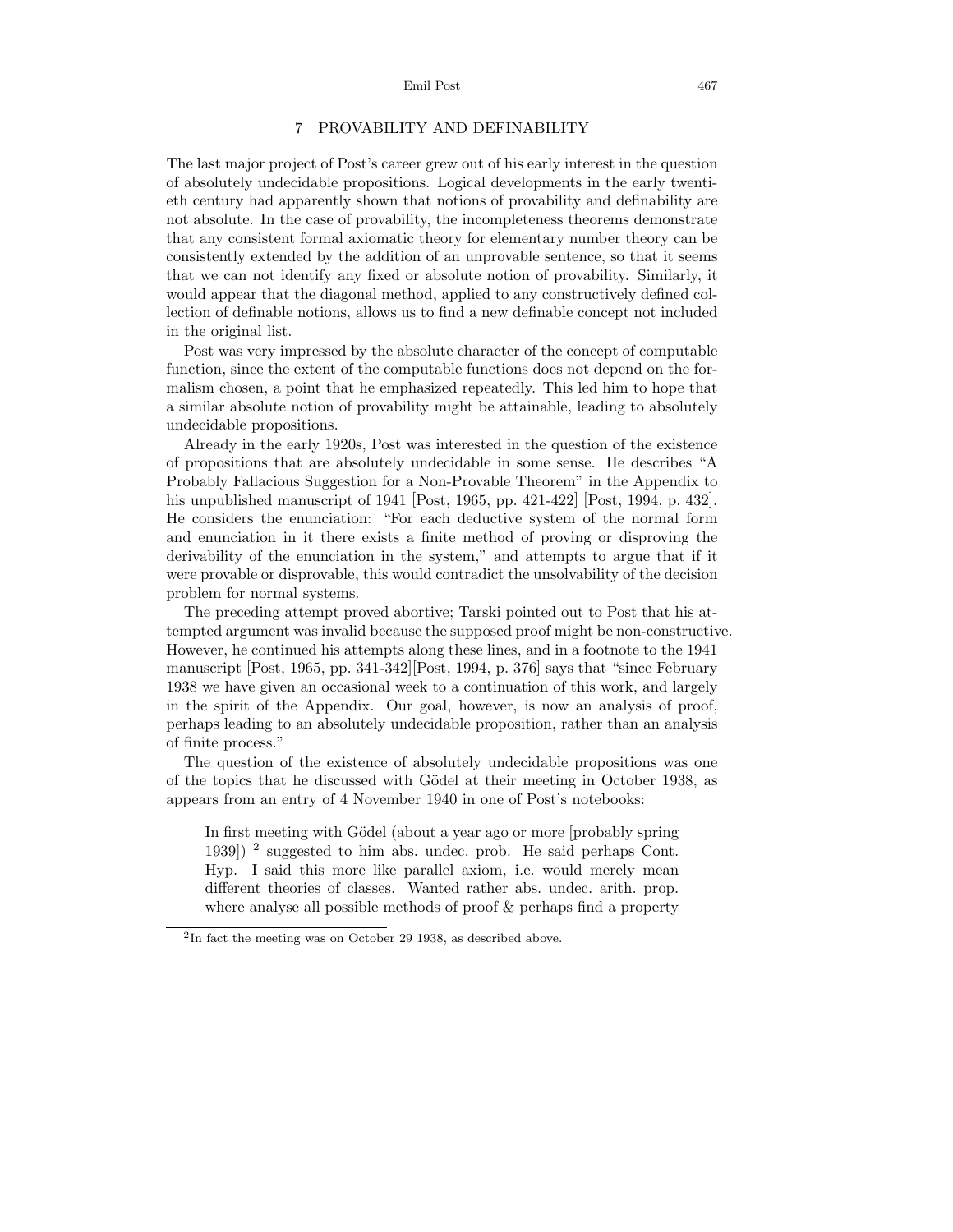## 7 PROVABILITY AND DEFINABILITY

The last major project of Post's career grew out of his early interest in the question of absolutely undecidable propositions. Logical developments in the early twentieth century had apparently shown that notions of provability and definability are not absolute. In the case of provability, the incompleteness theorems demonstrate that any consistent formal axiomatic theory for elementary number theory can be consistently extended by the addition of an unprovable sentence, so that it seems that we can not identify any fixed or absolute notion of provability. Similarly, it would appear that the diagonal method, applied to any constructively defined collection of definable notions, allows us to find a new definable concept not included in the original list.

Post was very impressed by the absolute character of the concept of computable function, since the extent of the computable functions does not depend on the formalism chosen, a point that he emphasized repeatedly. This led him to hope that a similar absolute notion of provability might be attainable, leading to absolutely undecidable propositions.

Already in the early 1920s, Post was interested in the question of the existence of propositions that are absolutely undecidable in some sense. He describes "A Probably Fallacious Suggestion for a Non-Provable Theorem" in the Appendix to his unpublished manuscript of 1941 [Post, 1965, pp. 421-422] [Post, 1994, p. 432]. He considers the enunciation: "For each deductive system of the normal form and enunciation in it there exists a finite method of proving or disproving the derivability of the enunciation in the system," and attempts to argue that if it were provable or disprovable, this would contradict the unsolvability of the decision problem for normal systems.

The preceding attempt proved abortive; Tarski pointed out to Post that his attempted argument was invalid because the supposed proof might be non-constructive. However, he continued his attempts along these lines, and in a footnote to the 1941 manuscript [Post, 1965, pp. 341-342][Post, 1994, p. 376] says that "since February 1938 we have given an occasional week to a continuation of this work, and largely in the spirit of the Appendix. Our goal, however, is now an analysis of proof, perhaps leading to an absolutely undecidable proposition, rather than an analysis of finite process."

The question of the existence of absolutely undecidable propositions was one of the topics that he discussed with Gödel at their meeting in October 1938, as appears from an entry of 4 November 1940 in one of Post's notebooks:

> In first meeting with Gödel (about a year ago or more [probably spring 1939]) [2] suggested to him abs. undec. prob. He said perhaps Cont. Hyp. I said this more like parallel axiom, i.e. would merely mean different theories of classes. Wanted rather abs. undec. arith. prop. where analyse all possible methods of proof & perhaps find a property

[2] In fact the meeting was on October 29 1938, as described above.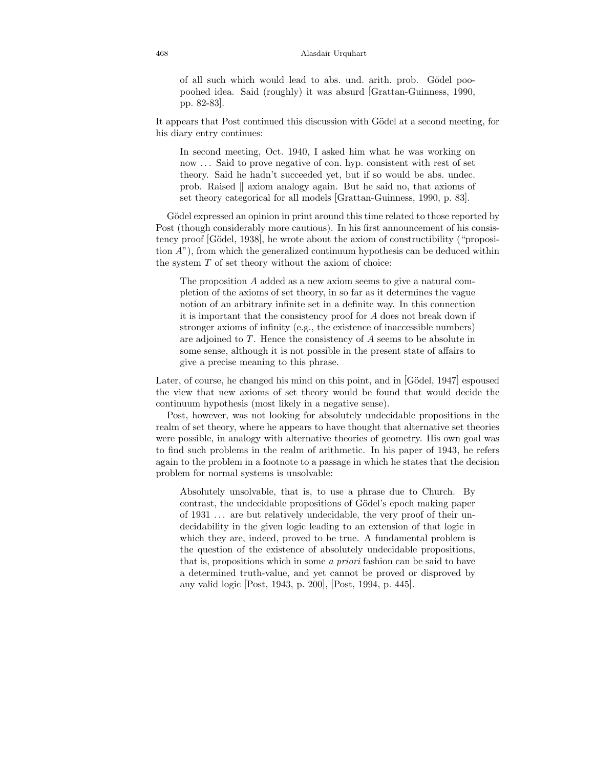> of all such which would lead to abs. und. arith. prob. Gödel poo-poohed idea. Said (roughly) it was absurd [Grattan-Guinness, 1990, pp. 82-83].

It appears that Post continued this discussion with Gödel at a second meeting, for his diary entry continues:

> In second meeting, Oct. 1940, I asked him what he was working on now ... Said to prove negative of con. hyp. consistent with rest of set theory. Said he hadn't succeeded yet, but if so would be abs. undec. prob. Raised ∥ axiom analogy again. But he said no, that axioms of set theory categorical for all models [Grattan-Guinness, 1990, p. 83].

Gödel expressed an opinion in print around this time related to those reported by Post (though considerably more cautious). In his first announcement of his consistency proof [Gödel, 1938], he wrote about the axiom of constructibility ("proposition $A$"), from which the generalized continuum hypothesis can be deduced within the system $T$ of set theory without the axiom of choice:

> The proposition $A$ added as a new axiom seems to give a natural completion of the axioms of set theory, in so far as it determines the vague notion of an arbitrary infinite set in a definite way. In this connection it is important that the consistency proof for $A$ does not break down if stronger axioms of infinity (e.g., the existence of inaccessible numbers) are adjoined to $T$. Hence the consistency of $A$ seems to be absolute in some sense, although it is not possible in the present state of affairs to give a precise meaning to this phrase.

Later, of course, he changed his mind on this point, and in [Gödel, 1947] espoused the view that new axioms of set theory would be found that would decide the continuum hypothesis (most likely in a negative sense).

Post, however, was not looking for absolutely undecidable propositions in the realm of set theory, where he appears to have thought that alternative set theories were possible, in analogy with alternative theories of geometry. His own goal was to find such problems in the realm of arithmetic. In his paper of 1943, he refers again to the problem in a footnote to a passage in which he states that the decision problem for normal systems is unsolvable:

> Absolutely unsolvable, that is, to use a phrase due to Church. By contrast, the undecidable propositions of Gödel's epoch making paper of 1931 ... are but relatively undecidable, the very proof of their undecidability in the given logic leading to an extension of that logic in which they are, indeed, proved to be true. A fundamental problem is the question of the existence of absolutely undecidable propositions, that is, propositions which in some *a priori* fashion can be said to have a determined truth-value, and yet cannot be proved or disproved by any valid logic [Post, 1943, p. 200], [Post, 1994, p. 445].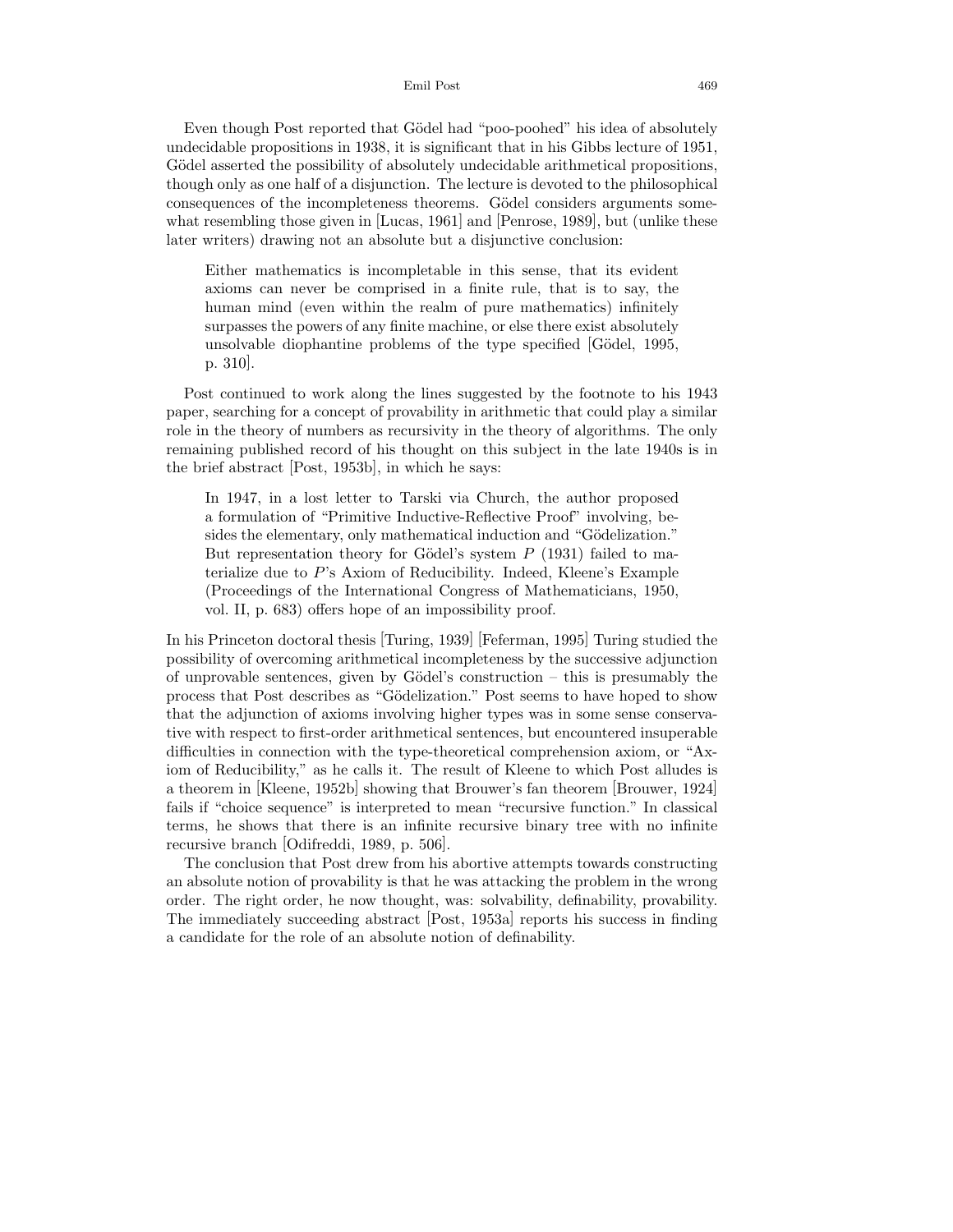Even though Post reported that Gödel had "poo-poohed" his idea of absolutely undecidable propositions in 1938, it is significant that in his Gibbs lecture of 1951, Gödel asserted the possibility of absolutely undecidable arithmetical propositions, though only as one half of a disjunction. The lecture is devoted to the philosophical consequences of the incompleteness theorems. Gödel considers arguments somewhat resembling those given in [Lucas, 1961] and [Penrose, 1989], but (unlike these later writers) drawing not an absolute but a disjunctive conclusion:

> Either mathematics is incompletable in this sense, that its evident axioms can never be comprised in a finite rule, that is to say, the human mind (even within the realm of pure mathematics) infinitely surpasses the powers of any finite machine, or else there exist absolutely unsolvable diophantine problems of the type specified [Gödel, 1995, p. 310].

Post continued to work along the lines suggested by the footnote to his 1943 paper, searching for a concept of provability in arithmetic that could play a similar role in the theory of numbers as recursivity in the theory of algorithms. The only remaining published record of his thought on this subject in the late 1940s is in the brief abstract [Post, 1953b], in which he says:

> In 1947, in a lost letter to Tarski via Church, the author proposed a formulation of "Primitive Inductive-Reflective Proof" involving, besides the elementary, only mathematical induction and "Gödelization." But representation theory for Gödel's system $P$ (1931) failed to materialize due to $P$'s Axiom of Reducibility. Indeed, Kleene's Example (Proceedings of the International Congress of Mathematicians, 1950, vol. II, p. 683) offers hope of an impossibility proof.

In his Princeton doctoral thesis [Turing, 1939] [Feferman, 1995] Turing studied the possibility of overcoming arithmetical incompleteness by the successive adjunction of unprovable sentences, given by Gödel's construction – this is presumably the process that Post describes as "Gödelization." Post seems to have hoped to show that the adjunction of axioms involving higher types was in some sense conservative with respect to first-order arithmetical sentences, but encountered insuperable difficulties in connection with the type-theoretical comprehension axiom, or "Axiom of Reducibility," as he calls it. The result of Kleene to which Post alludes is a theorem in [Kleene, 1952b] showing that Brouwer's fan theorem [Brouwer, 1924] fails if "choice sequence" is interpreted to mean "recursive function." In classical terms, he shows that there is an infinite recursive binary tree with no infinite recursive branch [Odifreddi, 1989, p. 506].

The conclusion that Post drew from his abortive attempts towards constructing an absolute notion of provability is that he was attacking the problem in the wrong order. The right order, he now thought, was: solvability, definability, provability. The immediately succeeding abstract [Post, 1953a] reports his success in finding a candidate for the role of an absolute notion of definability.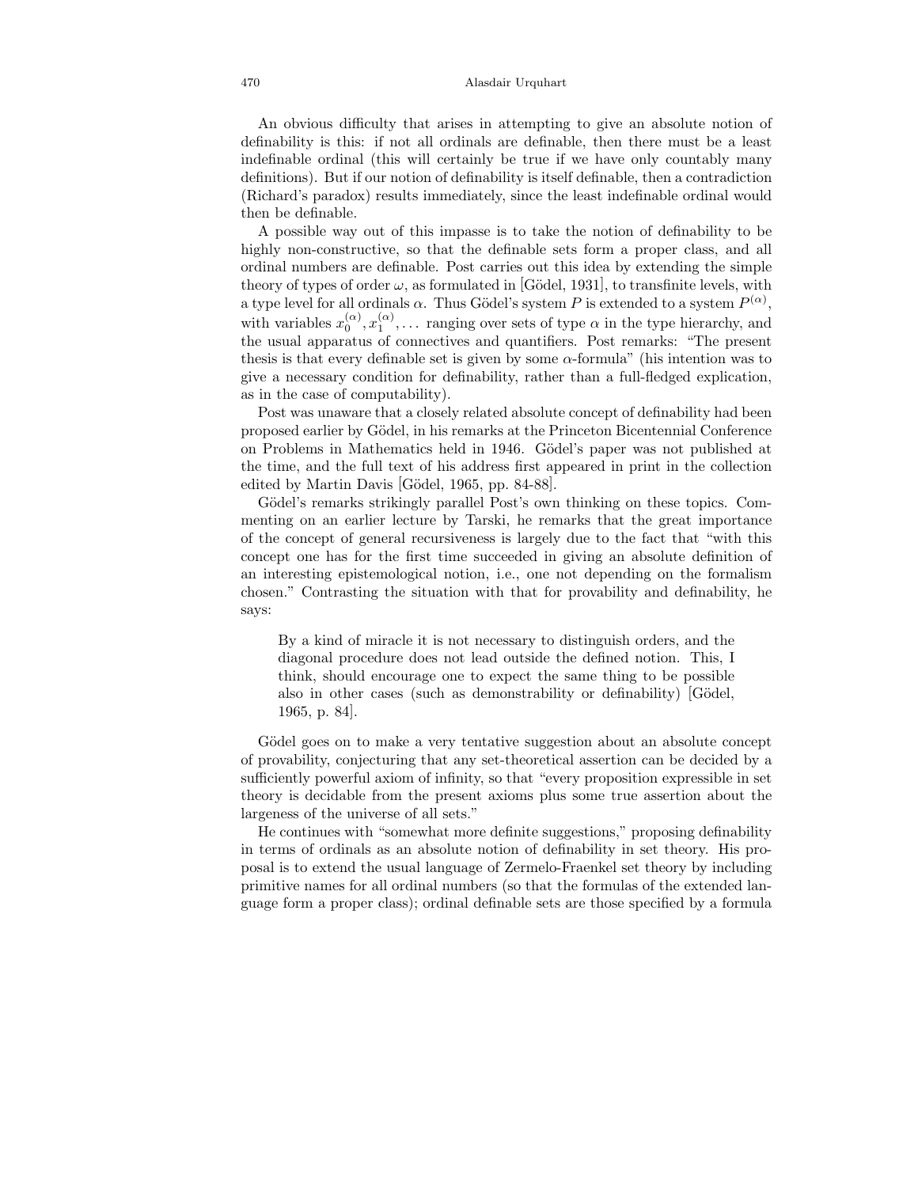An obvious difficulty that arises in attempting to give an absolute notion of definability is this: if not all ordinals are definable, then there must be a least indefinable ordinal (this will certainly be true if we have only countably many definitions). But if our notion of definability is itself definable, then a contradiction (Richard's paradox) results immediately, since the least indefinable ordinal would then be definable.

A possible way out of this impasse is to take the notion of definability to be highly non-constructive, so that the definable sets form a proper class, and all ordinal numbers are definable. Post carries out this idea by extending the simple theory of types of order $\omega$, as formulated in [Gödel, 1931], to transfinite levels, with a type level for all ordinals $\alpha$. Thus Gödel's system $P$ is extended to a system $P^{(\alpha)}$, with variables $x_0^{(\alpha)}, x_1^{(\alpha)}, \ldots$ ranging over sets of type $\alpha$ in the type hierarchy, and the usual apparatus of connectives and quantifiers. Post remarks: "The present thesis is that every definable set is given by some $\alpha$-formula" (his intention was to give a necessary condition for definability, rather than a full-fledged explication, as in the case of computability).

Post was unaware that a closely related absolute concept of definability had been proposed earlier by Gödel, in his remarks at the Princeton Bicentennial Conference on Problems in Mathematics held in 1946. Gödel's paper was not published at the time, and the full text of his address first appeared in print in the collection edited by Martin Davis [Gödel, 1965, pp. 84-88].

Gödel's remarks strikingly parallel Post's own thinking on these topics. Commenting on an earlier lecture by Tarski, he remarks that the great importance of the concept of general recursiveness is largely due to the fact that "with this concept one has for the first time succeeded in giving an absolute definition of an interesting epistemological notion, i.e., one not depending on the formalism chosen." Contrasting the situation with that for provability and definability, he says:

> By a kind of miracle it is not necessary to distinguish orders, and the diagonal procedure does not lead outside the defined notion. This, I think, should encourage one to expect the same thing to be possible also in other cases (such as demonstrability or definability) [Gödel, 1965, p. 84].

Gödel goes on to make a very tentative suggestion about an absolute concept of provability, conjecturing that any set-theoretical assertion can be decided by a sufficiently powerful axiom of infinity, so that "every proposition expressible in set theory is decidable from the present axioms plus some true assertion about the largeness of the universe of all sets."

He continues with "somewhat more definite suggestions," proposing definability in terms of ordinals as an absolute notion of definability in set theory. His proposal is to extend the usual language of Zermelo-Fraenkel set theory by including primitive names for all ordinal numbers (so that the formulas of the extended language form a proper class); ordinal definable sets are those specified by a formula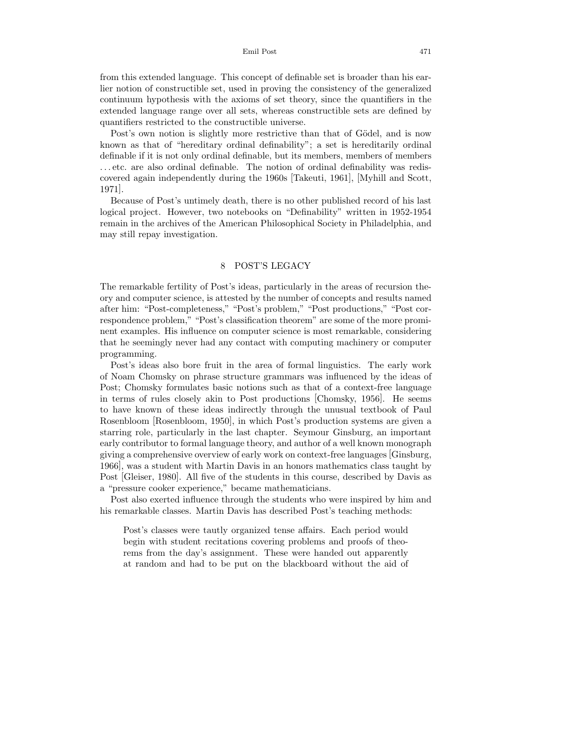from this extended language. This concept of definable set is broader than his earlier notion of constructible set, used in proving the consistency of the generalized continuum hypothesis with the axioms of set theory, since the quantifiers in the extended language range over all sets, whereas constructible sets are defined by quantifiers restricted to the constructible universe.

Post's own notion is slightly more restrictive than that of Gödel, and is now known as that of "hereditary ordinal definability"; a set is hereditarily ordinal definable if it is not only ordinal definable, but its members, members of members ... etc. are also ordinal definable. The notion of ordinal definability was rediscovered again independently during the 1960s [Takeuti, 1961], [Myhill and Scott, 1971].

Because of Post's untimely death, there is no other published record of his last logical project. However, two notebooks on "Definability" written in 1952-1954 remain in the archives of the American Philosophical Society in Philadelphia, and may still repay investigation.

## 8 POST'S LEGACY

The remarkable fertility of Post's ideas, particularly in the areas of recursion theory and computer science, is attested by the number of concepts and results named after him: "Post-completeness," "Post's problem," "Post productions," "Post correspondence problem," "Post's classification theorem" are some of the more prominent examples. His influence on computer science is most remarkable, considering that he seemingly never had any contact with computing machinery or computer programming.

Post's ideas also bore fruit in the area of formal linguistics. The early work of Noam Chomsky on phrase structure grammars was influenced by the ideas of Post; Chomsky formulates basic notions such as that of a context-free language in terms of rules closely akin to Post productions [Chomsky, 1956]. He seems to have known of these ideas indirectly through the unusual textbook of Paul Rosenbloom [Rosenbloom, 1950], in which Post's production systems are given a starring role, particularly in the last chapter. Seymour Ginsburg, an important early contributor to formal language theory, and author of a well known monograph giving a comprehensive overview of early work on context-free languages [Ginsburg, 1966], was a student with Martin Davis in an honors mathematics class taught by Post [Gleiser, 1980]. All five of the students in this course, described by Davis as a "pressure cooker experience," became mathematicians.

Post also exerted influence through the students who were inspired by him and his remarkable classes. Martin Davis has described Post's teaching methods:

> Post's classes were tautly organized tense affairs. Each period would begin with student recitations covering problems and proofs of theorems from the day's assignment. These were handed out apparently at random and had to be put on the blackboard without the aid of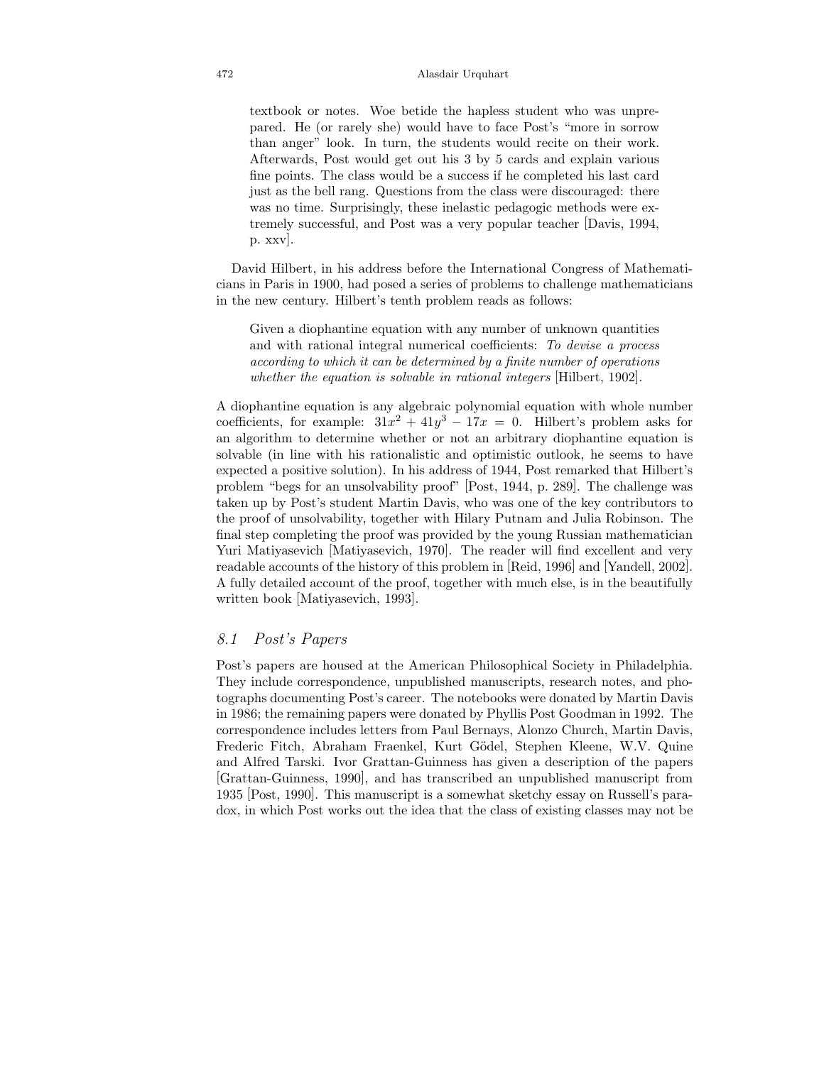> textbook or notes. Woe betide the hapless student who was unprepared. He (or rarely she) would have to face Post's "more in sorrow than anger" look. In turn, the students would recite on their work. Afterwards, Post would get out his 3 by 5 cards and explain various fine points. The class would be a success if he completed his last card just as the bell rang. Questions from the class were discouraged: there was no time. Surprisingly, these inelastic pedagogic methods were extremely successful, and Post was a very popular teacher [Davis, 1994, p. xxv].

David Hilbert, in his address before the International Congress of Mathematicians in Paris in 1900, had posed a series of problems to challenge mathematicians in the new century. Hilbert's tenth problem reads as follows:

> Given a diophantine equation with any number of unknown quantities and with rational integral numerical coefficients: *To devise a process according to which it can be determined by a finite number of operations whether the equation is solvable in rational integers* [Hilbert, 1902].

A diophantine equation is any algebraic polynomial equation with whole number coefficients, for example: $31x^2 + 41y^3 - 17x = 0$. Hilbert's problem asks for an algorithm to determine whether or not an arbitrary diophantine equation is solvable (in line with his rationalistic and optimistic outlook, he seems to have expected a positive solution). In his address of 1944, Post remarked that Hilbert's problem "begs for an unsolvability proof" [Post, 1944, p. 289]. The challenge was taken up by Post's student Martin Davis, who was one of the key contributors to the proof of unsolvability, together with Hilary Putnam and Julia Robinson. The final step completing the proof was provided by the young Russian mathematician Yuri Matiyasevich [Matiyasevich, 1970]. The reader will find excellent and very readable accounts of the history of this problem in [Reid, 1996] and [Yandell, 2002]. A fully detailed account of the proof, together with much else, is in the beautifully written book [Matiyasevich, 1993].

## 8.1 *Post's Papers*

Post's papers are housed at the American Philosophical Society in Philadelphia. They include correspondence, unpublished manuscripts, research notes, and photographs documenting Post's career. The notebooks were donated by Martin Davis in 1986; the remaining papers were donated by Phyllis Post Goodman in 1992. The correspondence includes letters from Paul Bernays, Alonzo Church, Martin Davis, Frederic Fitch, Abraham Fraenkel, Kurt Gödel, Stephen Kleene, W.V. Quine and Alfred Tarski. Ivor Grattan-Guinness has given a description of the papers [Grattan-Guinness, 1990], and has transcribed an unpublished manuscript from 1935 [Post, 1990]. This manuscript is a somewhat sketchy essay on Russell's paradox, in which Post works out the idea that the class of existing classes may not be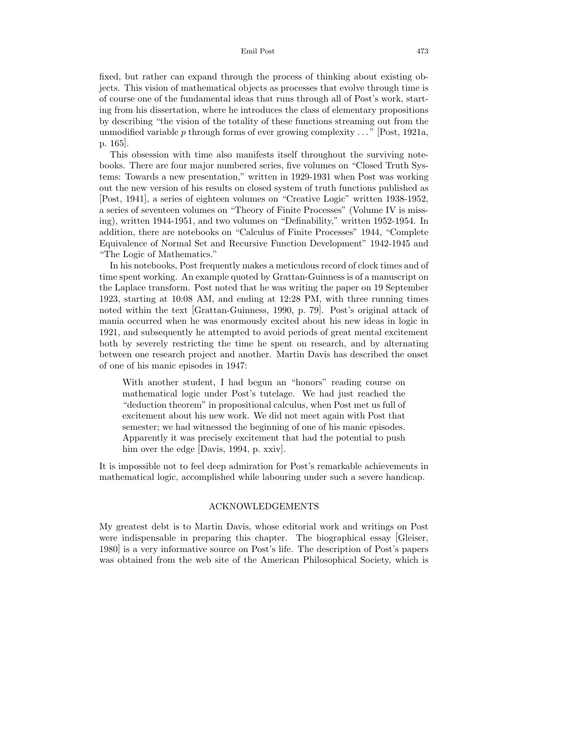fixed, but rather can expand through the process of thinking about existing objects. This vision of mathematical objects as processes that evolve through time is of course one of the fundamental ideas that runs through all of Post's work, starting from his dissertation, where he introduces the class of elementary propositions by describing "the vision of the totality of these functions streaming out from the unmodified variable $p$ through forms of ever growing complexity ..." [Post, 1921a, p. 165].

This obsession with time also manifests itself throughout the surviving notebooks. There are four major numbered series, five volumes on "Closed Truth Systems: Towards a new presentation," written in 1929-1931 when Post was working out the new version of his results on closed system of truth functions published as [Post, 1941], a series of eighteen volumes on "Creative Logic" written 1938-1952, a series of seventeen volumes on "Theory of Finite Processes" (Volume IV is missing), written 1944-1951, and two volumes on "Definability," written 1952-1954. In addition, there are notebooks on "Calculus of Finite Processes" 1944, "Complete Equivalence of Normal Set and Recursive Function Development" 1942-1945 and "The Logic of Mathematics."

In his notebooks, Post frequently makes a meticulous record of clock times and of time spent working. An example quoted by Grattan-Guinness is of a manuscript on the Laplace transform. Post noted that he was writing the paper on 19 September 1923, starting at 10:08 AM, and ending at 12:28 PM, with three running times noted within the text [Grattan-Guinness, 1990, p. 79]. Post's original attack of mania occurred when he was enormously excited about his new ideas in logic in 1921, and subsequently he attempted to avoid periods of great mental excitement both by severely restricting the time he spent on research, and by alternating between one research project and another. Martin Davis has described the onset of one of his manic episodes in 1947:

> With another student, I had begun an "honors" reading course on mathematical logic under Post's tutelage. We had just reached the "deduction theorem" in propositional calculus, when Post met us full of excitement about his new work. We did not meet again with Post that semester; we had witnessed the beginning of one of his manic episodes. Apparently it was precisely excitement that had the potential to push him over the edge [Davis, 1994, p. xxiv].

It is impossible not to feel deep admiration for Post's remarkable achievements in mathematical logic, accomplished while labouring under such a severe handicap.

## ACKNOWLEDGEMENTS

My greatest debt is to Martin Davis, whose editorial work and writings on Post were indispensable in preparing this chapter. The biographical essay [Gleiser, 1980] is a very informative source on Post's life. The description of Post's papers was obtained from the web site of the American Philosophical Society, which is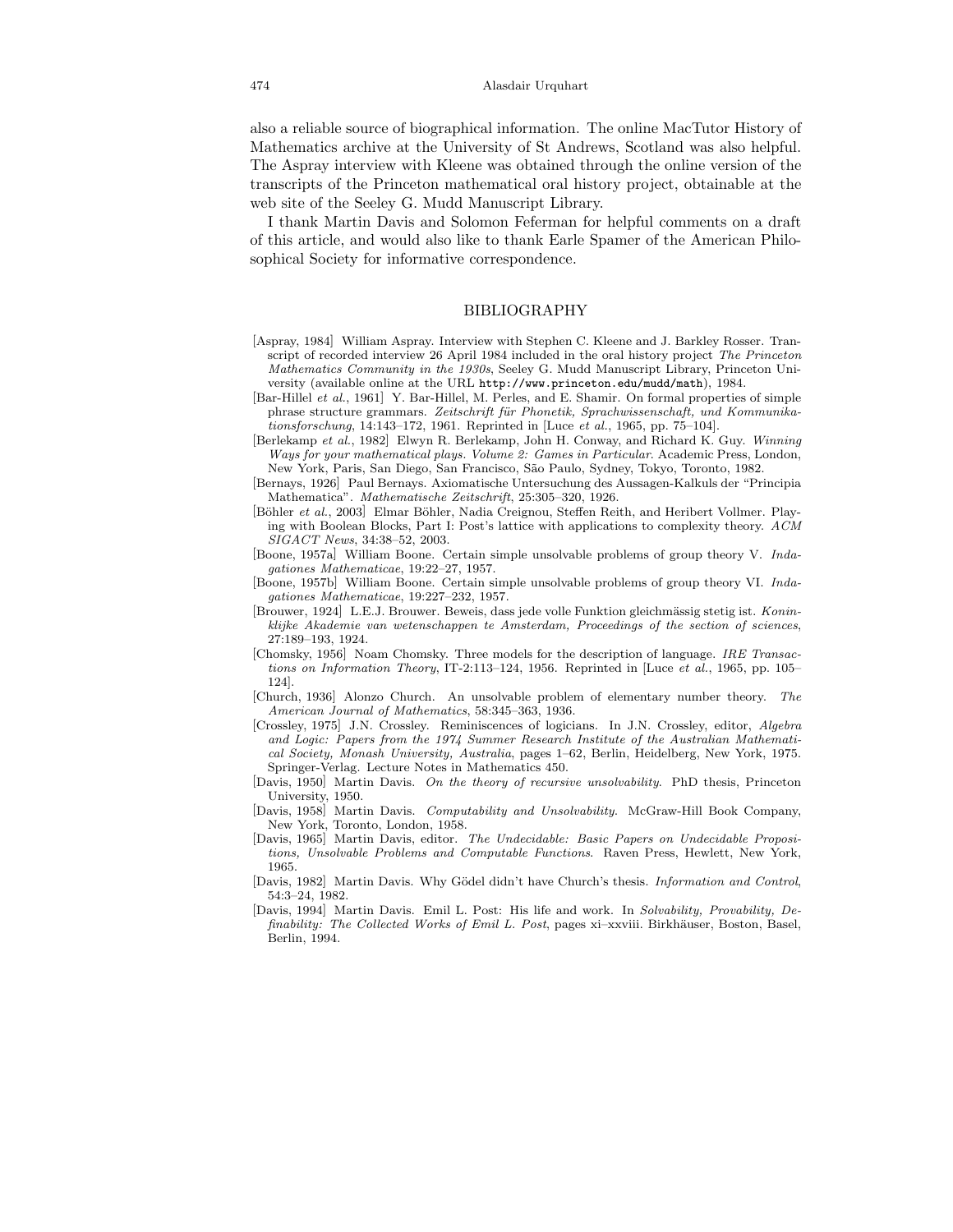also a reliable source of biographical information. The online MacTutor History of Mathematics archive at the University of St Andrews, Scotland was also helpful. The Aspray interview with Kleene was obtained through the online version of the transcripts of the Princeton mathematical oral history project, obtainable at the web site of the Seeley G. Mudd Manuscript Library.

I thank Martin Davis and Solomon Feferman for helpful comments on a draft of this article, and would also like to thank Earle Spamer of the American Philosophical Society for informative correspondence.

## BIBLIOGRAPHY

[Aspray, 1984] William Aspray. Interview with Stephen C. Kleene and J. Barkley Rosser. Transcript of recorded interview 26 April 1984 included in the oral history project *The Princeton Mathematics Community in the 1930s*, Seeley G. Mudd Manuscript Library, Princeton University (available online at the URL `http://www.princeton.edu/mudd/math`), 1984.

[Bar-Hillel *et al.*, 1961] Y. Bar-Hillel, M. Perles, and E. Shamir. On formal properties of simple phrase structure grammars. *Zeitschrift für Phonetik, Sprachwissenschaft, und Kommunikationsforschung*, 14:143–172, 1961. Reprinted in [Luce *et al.*, 1965, pp. 75–104].

[Berlekamp *et al.*, 1982] Elwyn R. Berlekamp, John H. Conway, and Richard K. Guy. *Winning Ways for your mathematical plays. Volume 2: Games in Particular*. Academic Press, London, New York, Paris, San Diego, San Francisco, São Paulo, Sydney, Tokyo, Toronto, 1982.

[Bernays, 1926] Paul Bernays. Axiomatische Untersuchung des Aussagen-Kalkuls der "Principia Mathematica". *Mathematische Zeitschrift*, 25:305–320, 1926.

[Böhler *et al.*, 2003] Elmar Böhler, Nadia Creignou, Steffen Reith, and Heribert Vollmer. Playing with Boolean Blocks, Part I: Post's lattice with applications to complexity theory. *ACM SIGACT News*, 34:38–52, 2003.

[Boone, 1957a] William Boone. Certain simple unsolvable problems of group theory V. *Indagationes Mathematicae*, 19:22–27, 1957.

[Boone, 1957b] William Boone. Certain simple unsolvable problems of group theory VI. *Indagationes Mathematicae*, 19:227–232, 1957.

[Brouwer, 1924] L.E.J. Brouwer. Beweis, dass jede volle Funktion gleichmässig stetig ist. *Koninklijke Akademie van wetenschappen te Amsterdam, Proceedings of the section of sciences*, 27:189–193, 1924.

[Chomsky, 1956] Noam Chomsky. Three models for the description of language. *IRE Transactions on Information Theory*, IT-2:113–124, 1956. Reprinted in [Luce *et al.*, 1965, pp. 105–124].

[Church, 1936] Alonzo Church. An unsolvable problem of elementary number theory. *The American Journal of Mathematics*, 58:345–363, 1936.

[Crossley, 1975] J.N. Crossley. Reminiscences of logicians. In J.N. Crossley, editor, *Algebra and Logic: Papers from the 1974 Summer Research Institute of the Australian Mathematical Society, Monash University, Australia*, pages 1–62, Berlin, Heidelberg, New York, 1975. Springer-Verlag. Lecture Notes in Mathematics 450.

[Davis, 1950] Martin Davis. *On the theory of recursive unsolvability*. PhD thesis, Princeton University, 1950.

[Davis, 1958] Martin Davis. *Computability and Unsolvability*. McGraw-Hill Book Company, New York, Toronto, London, 1958.

[Davis, 1965] Martin Davis, editor. *The Undecidable: Basic Papers on Undecidable Propositions, Unsolvable Problems and Computable Functions*. Raven Press, Hewlett, New York, 1965.

[Davis, 1982] Martin Davis. Why Gödel didn't have Church's thesis. *Information and Control*, 54:3–24, 1982.

[Davis, 1994] Martin Davis. Emil L. Post: His life and work. In *Solvability, Provability, Definability: The Collected Works of Emil L. Post*, pages xi–xxviii. Birkhäuser, Boston, Basel, Berlin, 1994.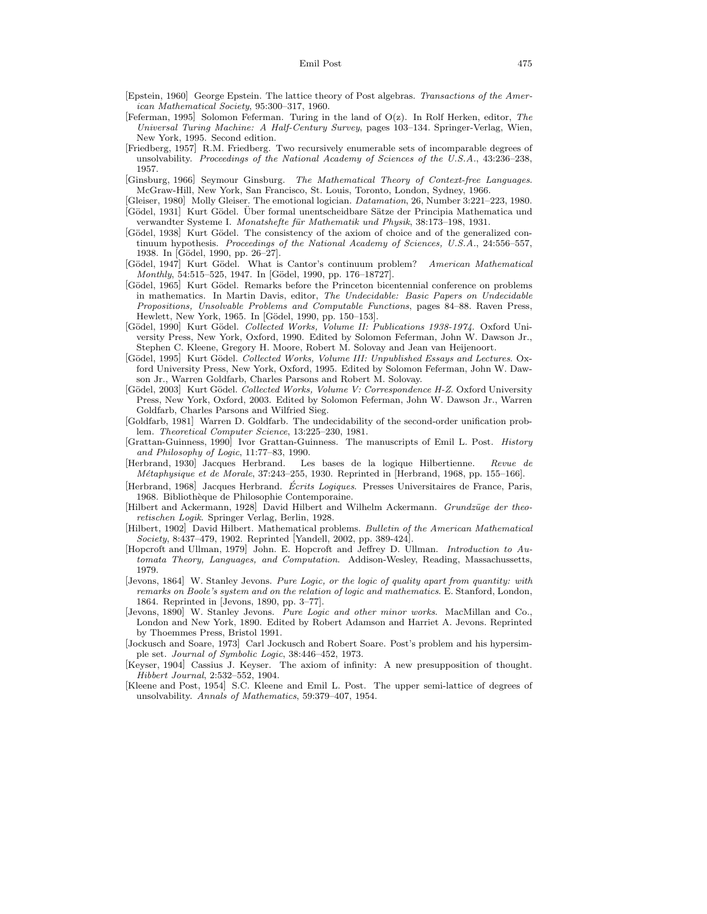[Epstein, 1960] George Epstein. The lattice theory of Post algebras. *Transactions of the American Mathematical Society*, 95:300–317, 1960.

[Feferman, 1995] Solomon Feferman. Turing in the land of O(z). In Rolf Herken, editor, *The Universal Turing Machine: A Half-Century Survey*, pages 103–134. Springer-Verlag, Wien, New York, 1995. Second edition.

[Friedberg, 1957] R.M. Friedberg. Two recursively enumerable sets of incomparable degrees of unsolvability. *Proceedings of the National Academy of Sciences of the U.S.A.*, 43:236–238, 1957.

[Ginsburg, 1966] Seymour Ginsburg. *The Mathematical Theory of Context-free Languages*. McGraw-Hill, New York, San Francisco, St. Louis, Toronto, London, Sydney, 1966.

[Gleiser, 1980] Molly Gleiser. The emotional logician. *Datamation*, 26, Number 3:221–223, 1980.

[Gödel, 1931] Kurt Gödel. Über formal unentscheidbare Sätze der Principia Mathematica und verwandter Systeme I. *Monatshefte für Mathematik und Physik*, 38:173–198, 1931.

[Gödel, 1938] Kurt Gödel. The consistency of the axiom of choice and of the generalized continuum hypothesis. *Proceedings of the National Academy of Sciences, U.S.A.*, 24:556–557, 1938. In [Gödel, 1990, pp. 26–27].

[Gödel, 1947] Kurt Gödel. What is Cantor's continuum problem? *American Mathematical Monthly*, 54:515–525, 1947. In [Gödel, 1990, pp. 176–18727].

[Gödel, 1965] Kurt Gödel. Remarks before the Princeton bicentennial conference on problems in mathematics. In Martin Davis, editor, *The Undecidable: Basic Papers on Undecidable Propositions, Unsolvable Problems and Computable Functions*, pages 84–88. Raven Press, Hewlett, New York, 1965. In [Gödel, 1990, pp. 150–153].

[Gödel, 1990] Kurt Gödel. *Collected Works, Volume II: Publications 1938-1974*. Oxford University Press, New York, Oxford, 1990. Edited by Solomon Feferman, John W. Dawson Jr., Stephen C. Kleene, Gregory H. Moore, Robert M. Solovay and Jean van Heijenoort.

[Gödel, 1995] Kurt Gödel. *Collected Works, Volume III: Unpublished Essays and Lectures*. Oxford University Press, New York, Oxford, 1995. Edited by Solomon Feferman, John W. Dawson Jr., Warren Goldfarb, Charles Parsons and Robert M. Solovay.

[Gödel, 2003] Kurt Gödel. *Collected Works, Volume V: Correspondence H-Z*. Oxford University Press, New York, Oxford, 2003. Edited by Solomon Feferman, John W. Dawson Jr., Warren Goldfarb, Charles Parsons and Wilfried Sieg.

[Goldfarb, 1981] Warren D. Goldfarb. The undecidability of the second-order unification problem. *Theoretical Computer Science*, 13:225–230, 1981.

[Grattan-Guinness, 1990] Ivor Grattan-Guinness. The manuscripts of Emil L. Post. *History and Philosophy of Logic*, 11:77–83, 1990.

[Herbrand, 1930] Jacques Herbrand. Les bases de la logique Hilbertienne. *Revue de Métaphysique et de Morale*, 37:243–255, 1930. Reprinted in [Herbrand, 1968, pp. 155–166].

[Herbrand, 1968] Jacques Herbrand. *Écrits Logiques*. Presses Universitaires de France, Paris, 1968. Bibliothèque de Philosophie Contemporaine.

[Hilbert and Ackermann, 1928] David Hilbert and Wilhelm Ackermann. *Grundzüge der theoretischen Logik*. Springer Verlag, Berlin, 1928.

[Hilbert, 1902] David Hilbert. Mathematical problems. *Bulletin of the American Mathematical Society*, 8:437–479, 1902. Reprinted [Yandell, 2002, pp. 389-424].

[Hopcroft and Ullman, 1979] John. E. Hopcroft and Jeffrey D. Ullman. *Introduction to Automata Theory, Languages, and Computation*. Addison-Wesley, Reading, Massachussetts, 1979.

[Jevons, 1864] W. Stanley Jevons. *Pure Logic, or the logic of quality apart from quantity: with remarks on Boole's system and on the relation of logic and mathematics*. E. Stanford, London, 1864. Reprinted in [Jevons, 1890, pp. 3–77].

[Jevons, 1890] W. Stanley Jevons. *Pure Logic and other minor works*. MacMillan and Co., London and New York, 1890. Edited by Robert Adamson and Harriet A. Jevons. Reprinted by Thoemmes Press, Bristol 1991.

[Jockusch and Soare, 1973] Carl Jockusch and Robert Soare. Post's problem and his hypersimple set. *Journal of Symbolic Logic*, 38:446–452, 1973.

[Keyser, 1904] Cassius J. Keyser. The axiom of infinity: A new presupposition of thought. *Hibbert Journal*, 2:532–552, 1904.

[Kleene and Post, 1954] S.C. Kleene and Emil L. Post. The upper semi-lattice of degrees of unsolvability. *Annals of Mathematics*, 59:379–407, 1954.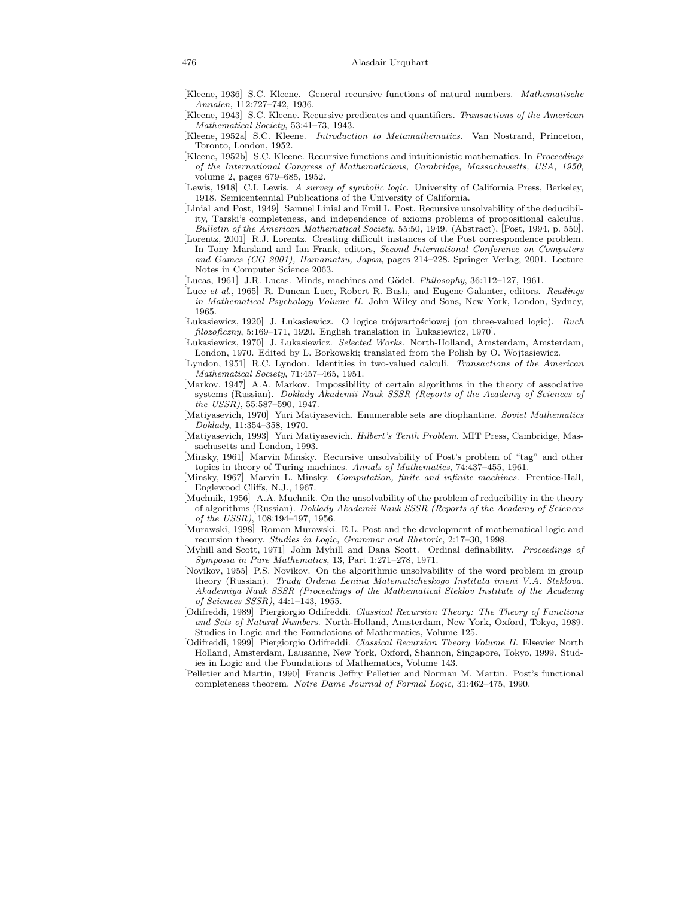[Kleene, 1936] S.C. Kleene. General recursive functions of natural numbers. *Mathematische Annalen*, 112:727–742, 1936.

[Kleene, 1943] S.C. Kleene. Recursive predicates and quantifiers. *Transactions of the American Mathematical Society*, 53:41–73, 1943.

[Kleene, 1952a] S.C. Kleene. *Introduction to Metamathematics*. Van Nostrand, Princeton, Toronto, London, 1952.

[Kleene, 1952b] S.C. Kleene. Recursive functions and intuitionistic mathematics. In *Proceedings of the International Congress of Mathematicians, Cambridge, Massachusetts, USA, 1950*, volume 2, pages 679–685, 1952.

[Lewis, 1918] C.I. Lewis. *A survey of symbolic logic*. University of California Press, Berkeley, 1918. Semicentennial Publications of the University of California.

[Linial and Post, 1949] Samuel Linial and Emil L. Post. Recursive unsolvability of the deducibility, Tarski's completeness, and independence of axioms problems of propositional calculus. *Bulletin of the American Mathematical Society*, 55:50, 1949. (Abstract), [Post, 1994, p. 550].

[Lorentz, 2001] R.J. Lorentz. Creating difficult instances of the Post correspondence problem. In Tony Marsland and Ian Frank, editors, *Second International Conference on Computers and Games (CG 2001), Hamamatsu, Japan*, pages 214–228. Springer Verlag, 2001. Lecture Notes in Computer Science 2063.

[Lucas, 1961] J.R. Lucas. Minds, machines and Gödel. *Philosophy*, 36:112–127, 1961.

[Luce *et al.*, 1965] R. Duncan Luce, Robert R. Bush, and Eugene Galanter, editors. *Readings in Mathematical Psychology Volume II.* John Wiley and Sons, New York, London, Sydney, 1965.

[Łukasiewicz, 1920] J. Łukasiewicz. O logice trójwartościowej (on three-valued logic). *Ruch filozoficzny*, 5:169–171, 1920. English translation in [Łukasiewicz, 1970].

[Łukasiewicz, 1970] J. Łukasiewicz. *Selected Works.* North-Holland, Amsterdam, Amsterdam, London, 1970. Edited by L. Borkowski; translated from the Polish by O. Wojtasiewicz.

[Lyndon, 1951] R.C. Lyndon. Identities in two-valued calculi. *Transactions of the American Mathematical Society*, 71:457–465, 1951.

[Markov, 1947] A.A. Markov. Impossibility of certain algorithms in the theory of associative systems (Russian). *Doklady Akademii Nauk SSSR (Reports of the Academy of Sciences of the USSR)*, 55:587–590, 1947.

[Matiyasevich, 1970] Yuri Matiyasevich. Enumerable sets are diophantine. *Soviet Mathematics Doklady*, 11:354–358, 1970.

[Matiyasevich, 1993] Yuri Matiyasevich. *Hilbert's Tenth Problem*. MIT Press, Cambridge, Massachusetts and London, 1993.

[Minsky, 1961] Marvin Minsky. Recursive unsolvability of Post's problem of "tag" and other topics in theory of Turing machines. *Annals of Mathematics*, 74:437–455, 1961.

[Minsky, 1967] Marvin L. Minsky. *Computation, finite and infinite machines*. Prentice-Hall, Englewood Cliffs, N.J., 1967.

[Muchnik, 1956] A.A. Muchnik. On the unsolvability of the problem of reducibility in the theory of algorithms (Russian). *Doklady Akademii Nauk SSSR (Reports of the Academy of Sciences of the USSR)*, 108:194–197, 1956.

[Murawski, 1998] Roman Murawski. E.L. Post and the development of mathematical logic and recursion theory. *Studies in Logic, Grammar and Rhetoric*, 2:17–30, 1998.

[Myhill and Scott, 1971] John Myhill and Dana Scott. Ordinal definability. *Proceedings of Symposia in Pure Mathematics*, 13, Part 1:271–278, 1971.

[Novikov, 1955] P.S. Novikov. On the algorithmic unsolvability of the word problem in group theory (Russian). *Trudy Ordena Lenina Matematicheskogo Instituta imeni V.A. Steklova. Akademiya Nauk SSSR (Proceedings of the Mathematical Steklov Institute of the Academy of Sciences SSSR)*, 44:1–143, 1955.

[Odifreddi, 1989] Piergiorgio Odifreddi. *Classical Recursion Theory: The Theory of Functions and Sets of Natural Numbers*. North-Holland, Amsterdam, New York, Oxford, Tokyo, 1989. Studies in Logic and the Foundations of Mathematics, Volume 125.

[Odifreddi, 1999] Piergiorgio Odifreddi. *Classical Recursion Theory Volume II.* Elsevier North Holland, Amsterdam, Lausanne, New York, Oxford, Shannon, Singapore, Tokyo, 1999. Studies in Logic and the Foundations of Mathematics, Volume 143.

[Pelletier and Martin, 1990] Francis Jeffry Pelletier and Norman M. Martin. Post's functional completeness theorem. *Notre Dame Journal of Formal Logic*, 31:462–475, 1990.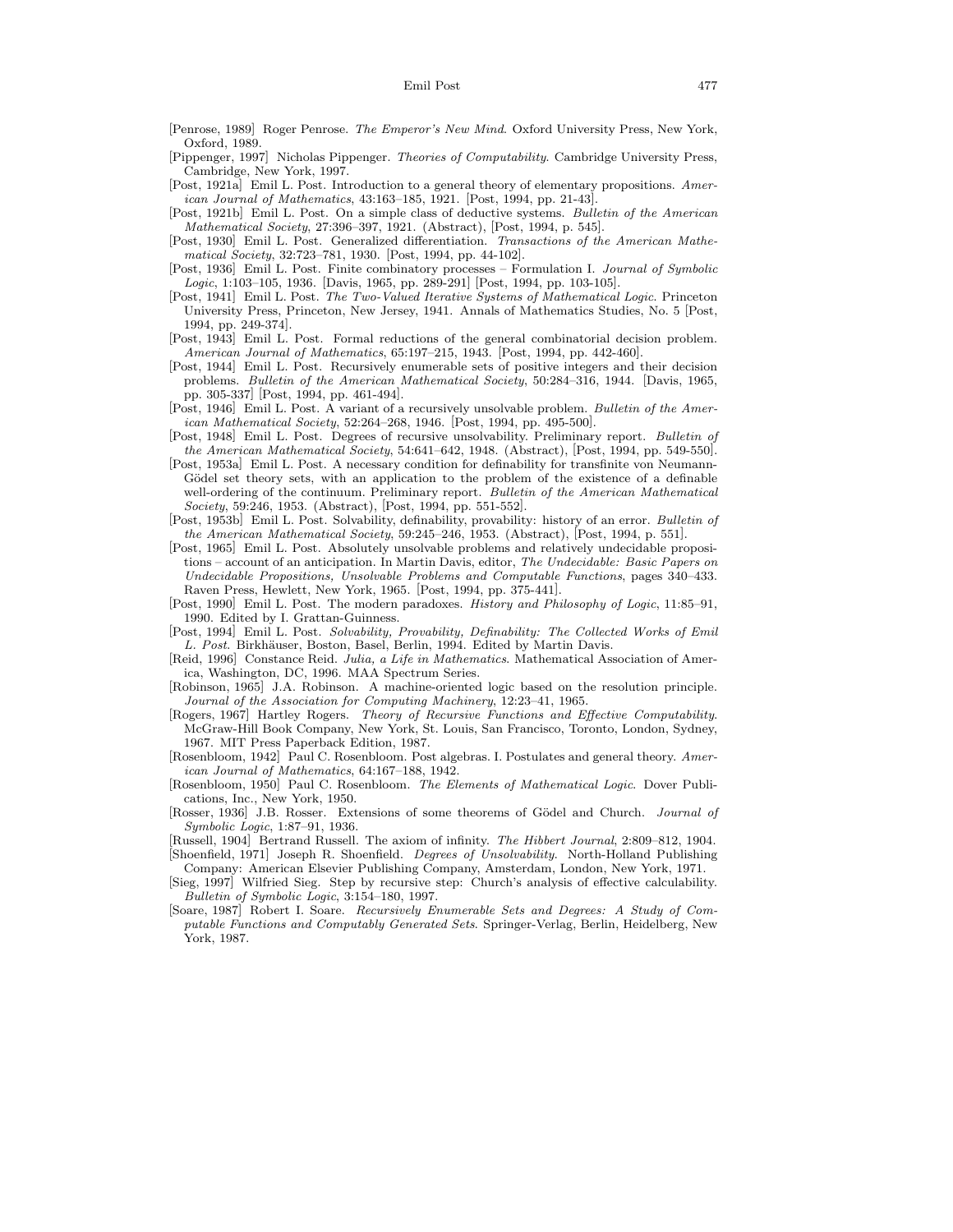[Penrose, 1989] Roger Penrose. *The Emperor's New Mind*. Oxford University Press, New York, Oxford, 1989.

[Pippenger, 1997] Nicholas Pippenger. *Theories of Computability*. Cambridge University Press, Cambridge, New York, 1997.

[Post, 1921a] Emil L. Post. Introduction to a general theory of elementary propositions. *American Journal of Mathematics*, 43:163–185, 1921. [Post, 1994, pp. 21-43].

[Post, 1921b] Emil L. Post. On a simple class of deductive systems. *Bulletin of the American Mathematical Society*, 27:396–397, 1921. (Abstract), [Post, 1994, p. 545].

[Post, 1930] Emil L. Post. Generalized differentiation. *Transactions of the American Mathematical Society*, 32:723–781, 1930. [Post, 1994, pp. 44-102].

[Post, 1936] Emil L. Post. Finite combinatory processes – Formulation I. *Journal of Symbolic Logic*, 1:103–105, 1936. [Davis, 1965, pp. 289-291] [Post, 1994, pp. 103-105].

[Post, 1941] Emil L. Post. *The Two-Valued Iterative Systems of Mathematical Logic*. Princeton University Press, Princeton, New Jersey, 1941. Annals of Mathematics Studies, No. 5 [Post, 1994, pp. 249-374].

[Post, 1943] Emil L. Post. Formal reductions of the general combinatorial decision problem. *American Journal of Mathematics*, 65:197–215, 1943. [Post, 1994, pp. 442-460].

[Post, 1944] Emil L. Post. Recursively enumerable sets of positive integers and their decision problems. *Bulletin of the American Mathematical Society*, 50:284–316, 1944. [Davis, 1965, pp. 305-337] [Post, 1994, pp. 461-494].

[Post, 1946] Emil L. Post. A variant of a recursively unsolvable problem. *Bulletin of the American Mathematical Society*, 52:264–268, 1946. [Post, 1994, pp. 495-500].

[Post, 1948] Emil L. Post. Degrees of recursive unsolvability. Preliminary report. *Bulletin of the American Mathematical Society*, 54:641–642, 1948. (Abstract), [Post, 1994, pp. 549-550].

[Post, 1953a] Emil L. Post. A necessary condition for definability for transfinite von Neumann-Gödel set theory sets, with an application to the problem of the existence of a definable well-ordering of the continuum. Preliminary report. *Bulletin of the American Mathematical Society*, 59:246, 1953. (Abstract), [Post, 1994, pp. 551-552].

[Post, 1953b] Emil L. Post. Solvability, definability, provability: history of an error. *Bulletin of the American Mathematical Society*, 59:245–246, 1953. (Abstract), [Post, 1994, p. 551].

[Post, 1965] Emil L. Post. Absolutely unsolvable problems and relatively undecidable propositions – account of an anticipation. In Martin Davis, editor, *The Undecidable: Basic Papers on Undecidable Propositions, Unsolvable Problems and Computable Functions*, pages 340–433. Raven Press, Hewlett, New York, 1965. [Post, 1994, pp. 375-441].

[Post, 1990] Emil L. Post. The modern paradoxes. *History and Philosophy of Logic*, 11:85–91, 1990. Edited by I. Grattan-Guinness.

[Post, 1994] Emil L. Post. *Solvability, Provability, Definability: The Collected Works of Emil L. Post*. Birkhäuser, Boston, Basel, Berlin, 1994. Edited by Martin Davis.

[Reid, 1996] Constance Reid. *Julia, a Life in Mathematics*. Mathematical Association of America, Washington, DC, 1996. MAA Spectrum Series.

[Robinson, 1965] J.A. Robinson. A machine-oriented logic based on the resolution principle. *Journal of the Association for Computing Machinery*, 12:23–41, 1965.

[Rogers, 1967] Hartley Rogers. *Theory of Recursive Functions and Effective Computability*. McGraw-Hill Book Company, New York, St. Louis, San Francisco, Toronto, London, Sydney, 1967. MIT Press Paperback Edition, 1987.

[Rosenbloom, 1942] Paul C. Rosenbloom. Post algebras. I. Postulates and general theory. *American Journal of Mathematics*, 64:167–188, 1942.

[Rosenbloom, 1950] Paul C. Rosenbloom. *The Elements of Mathematical Logic*. Dover Publications, Inc., New York, 1950.

[Rosser, 1936] J.B. Rosser. Extensions of some theorems of Gödel and Church. *Journal of Symbolic Logic*, 1:87–91, 1936.

[Russell, 1904] Bertrand Russell. The axiom of infinity. *The Hibbert Journal*, 2:809–812, 1904.

[Shoenfield, 1971] Joseph R. Shoenfield. *Degrees of Unsolvability*. North-Holland Publishing Company: American Elsevier Publishing Company, Amsterdam, London, New York, 1971.

[Sieg, 1997] Wilfried Sieg. Step by recursive step: Church's analysis of effective calculability. *Bulletin of Symbolic Logic*, 3:154–180, 1997.

[Soare, 1987] Robert I. Soare. *Recursively Enumerable Sets and Degrees: A Study of Computable Functions and Computably Generated Sets*. Springer-Verlag, Berlin, Heidelberg, New York, 1987.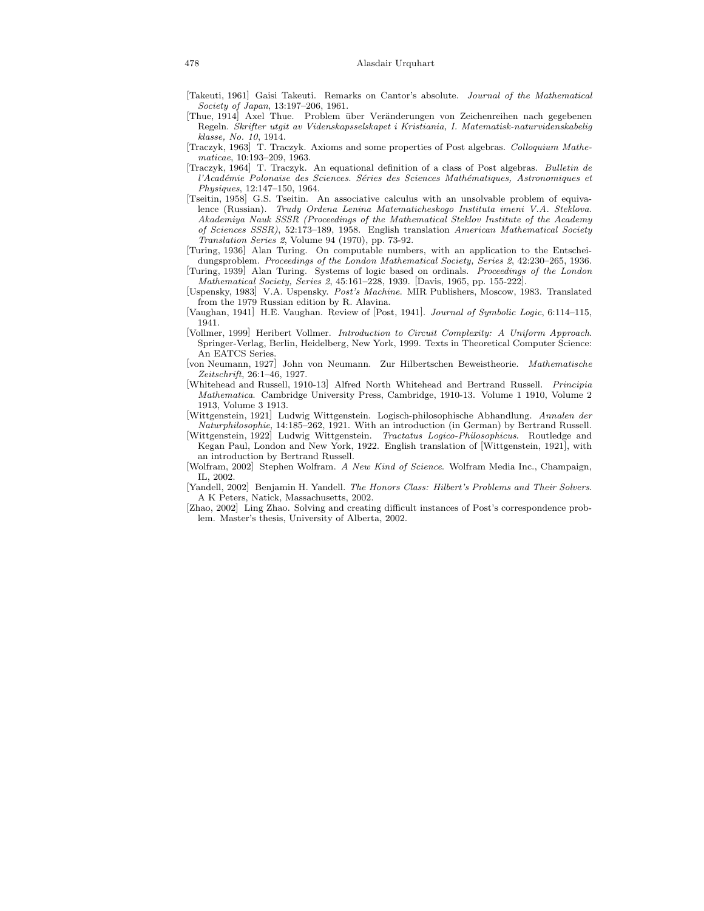[Takeuti, 1961] Gaisi Takeuti. Remarks on Cantor's absolute. *Journal of the Mathematical Society of Japan*, 13:197–206, 1961.

[Thue, 1914] Axel Thue. Problem über Veränderungen von Zeichenreihen nach gegebenen Regeln. *Skrifter utgit av Videnskapsselskapet i Kristiania, I. Matematisk-naturvidenskabelig klasse, No. 10*, 1914.

[Traczyk, 1963] T. Traczyk. Axioms and some properties of Post algebras. *Colloquium Mathematicae*, 10:193–209, 1963.

[Traczyk, 1964] T. Traczyk. An equational definition of a class of Post algebras. *Bulletin de l'Académie Polonaise des Sciences. Séries des Sciences Mathématiques, Astronomiques et Physiques*, 12:147–150, 1964.

[Tseitin, 1958] G.S. Tseitin. An associative calculus with an unsolvable problem of equivalence (Russian). *Trudy Ordena Lenina Matematicheskogo Instituta imeni V.A. Steklova. Akademiya Nauk SSSR (Proceedings of the Mathematical Steklov Institute of the Academy of Sciences SSSR)*, 52:173–189, 1958. English translation *American Mathematical Society Translation Series 2*, Volume 94 (1970), pp. 73-92.

[Turing, 1936] Alan Turing. On computable numbers, with an application to the Entscheidungsproblem. *Proceedings of the London Mathematical Society, Series 2*, 42:230–265, 1936.

[Turing, 1939] Alan Turing. Systems of logic based on ordinals. *Proceedings of the London Mathematical Society, Series 2*, 45:161–228, 1939. [Davis, 1965, pp. 155-222].

[Uspensky, 1983] V.A. Uspensky. *Post's Machine*. MIR Publishers, Moscow, 1983. Translated from the 1979 Russian edition by R. Alavina.

[Vaughan, 1941] H.E. Vaughan. Review of [Post, 1941]. *Journal of Symbolic Logic*, 6:114–115, 1941.

[Vollmer, 1999] Heribert Vollmer. *Introduction to Circuit Complexity: A Uniform Approach*. Springer-Verlag, Berlin, Heidelberg, New York, 1999. Texts in Theoretical Computer Science: An EATCS Series.

[von Neumann, 1927] John von Neumann. Zur Hilbertschen Beweistheorie. *Mathematische Zeitschrift*, 26:1–46, 1927.

[Whitehead and Russell, 1910-13] Alfred North Whitehead and Bertrand Russell. *Principia Mathematica*. Cambridge University Press, Cambridge, 1910-13. Volume 1 1910, Volume 2 1913, Volume 3 1913.

[Wittgenstein, 1921] Ludwig Wittgenstein. Logisch-philosophische Abhandlung. *Annalen der Naturphilosophie*, 14:185–262, 1921. With an introduction (in German) by Bertrand Russell.

[Wittgenstein, 1922] Ludwig Wittgenstein. *Tractatus Logico-Philosophicus*. Routledge and Kegan Paul, London and New York, 1922. English translation of [Wittgenstein, 1921], with an introduction by Bertrand Russell.

[Wolfram, 2002] Stephen Wolfram. *A New Kind of Science*. Wolfram Media Inc., Champaign, IL, 2002.

[Yandell, 2002] Benjamin H. Yandell. *The Honors Class: Hilbert's Problems and Their Solvers*. A K Peters, Natick, Massachusetts, 2002.

[Zhao, 2002] Ling Zhao. Solving and creating difficult instances of Post's correspondence problem. Master's thesis, University of Alberta, 2002.